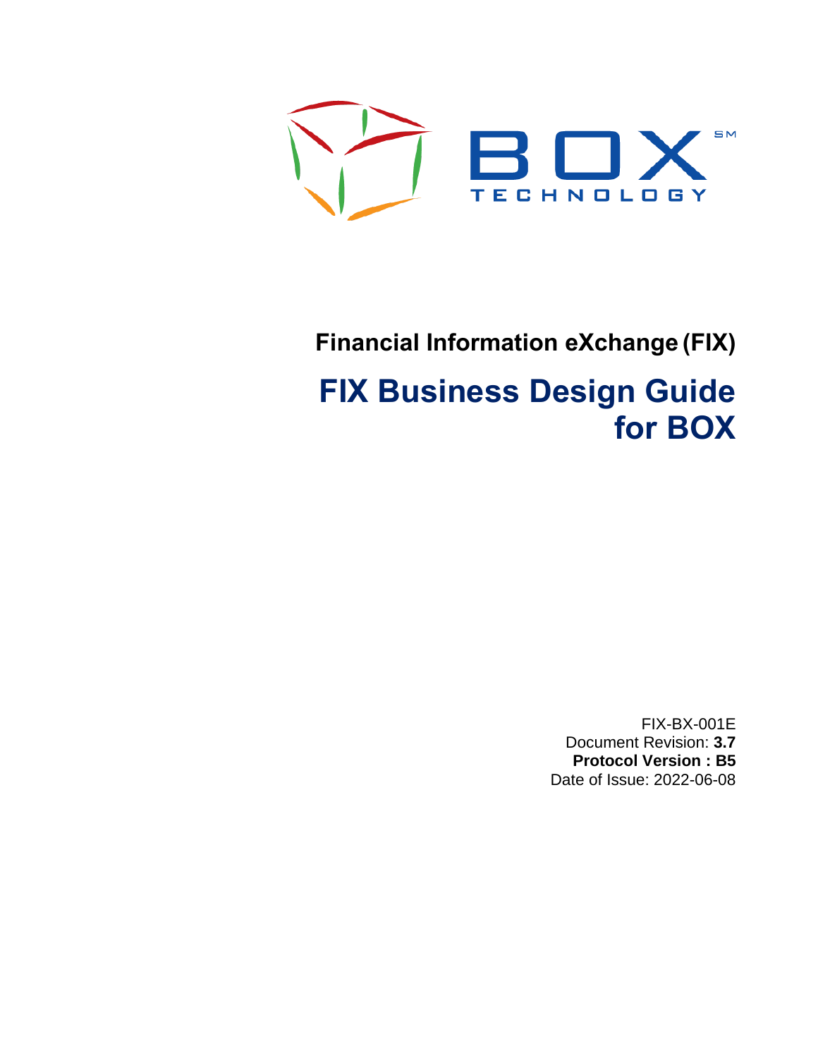BOX TECHNOLOGY

**Financial Information eXchange (FIX)**

# FIX Business Design Guide for BOX

FIX-BX-001E

Document Revision: **3.7**

**Protocol Version : B5**

Date of Issue: 2022-06-08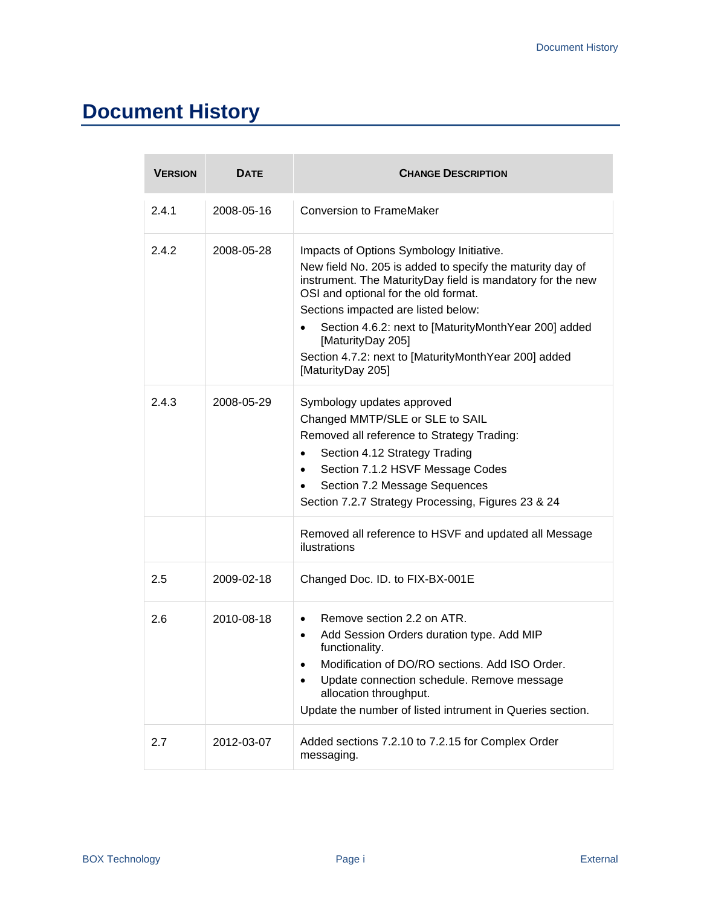# Document History

| VERSION | DATE | CHANGE DESCRIPTION |
|---|---|---|
| 2.4.1 | 2008-05-16 | Conversion to FrameMaker |
| 2.4.2 | 2008-05-28 | Impacts of Options Symbology Initiative.<br>New field No. 205 is added to specify the maturity day of instrument. The MaturityDay field is mandatory for the new OSI and optional for the old format.<br>Sections impacted are listed below:<br>• Section 4.6.2: next to [MaturityMonthYear 200] added [MaturityDay 205]<br>Section 4.7.2: next to [MaturityMonthYear 200] added [MaturityDay 205] |
| 2.4.3 | 2008-05-29 | Symbology updates approved<br>Changed MMTP/SLE or SLE to SAIL<br>Removed all reference to Strategy Trading:<br>• Section 4.12 Strategy Trading<br>• Section 7.1.2 HSVF Message Codes<br>• Section 7.2 Message Sequences<br>Section 7.2.7 Strategy Processing, Figures 23 & 24 |
| | | Removed all reference to HSVF and updated all Message ilustrations |
| 2.5 | 2009-02-18 | Changed Doc. ID. to FIX-BX-001E |
| 2.6 | 2010-08-18 | • Remove section 2.2 on ATR.<br>• Add Session Orders duration type. Add MIP functionality.<br>• Modification of DO/RO sections. Add ISO Order.<br>• Update connection schedule. Remove message allocation throughput.<br>Update the number of listed intrument in Queries section. |
| 2.7 | 2012-03-07 | Added sections 7.2.10 to 7.2.15 for Complex Order messaging. |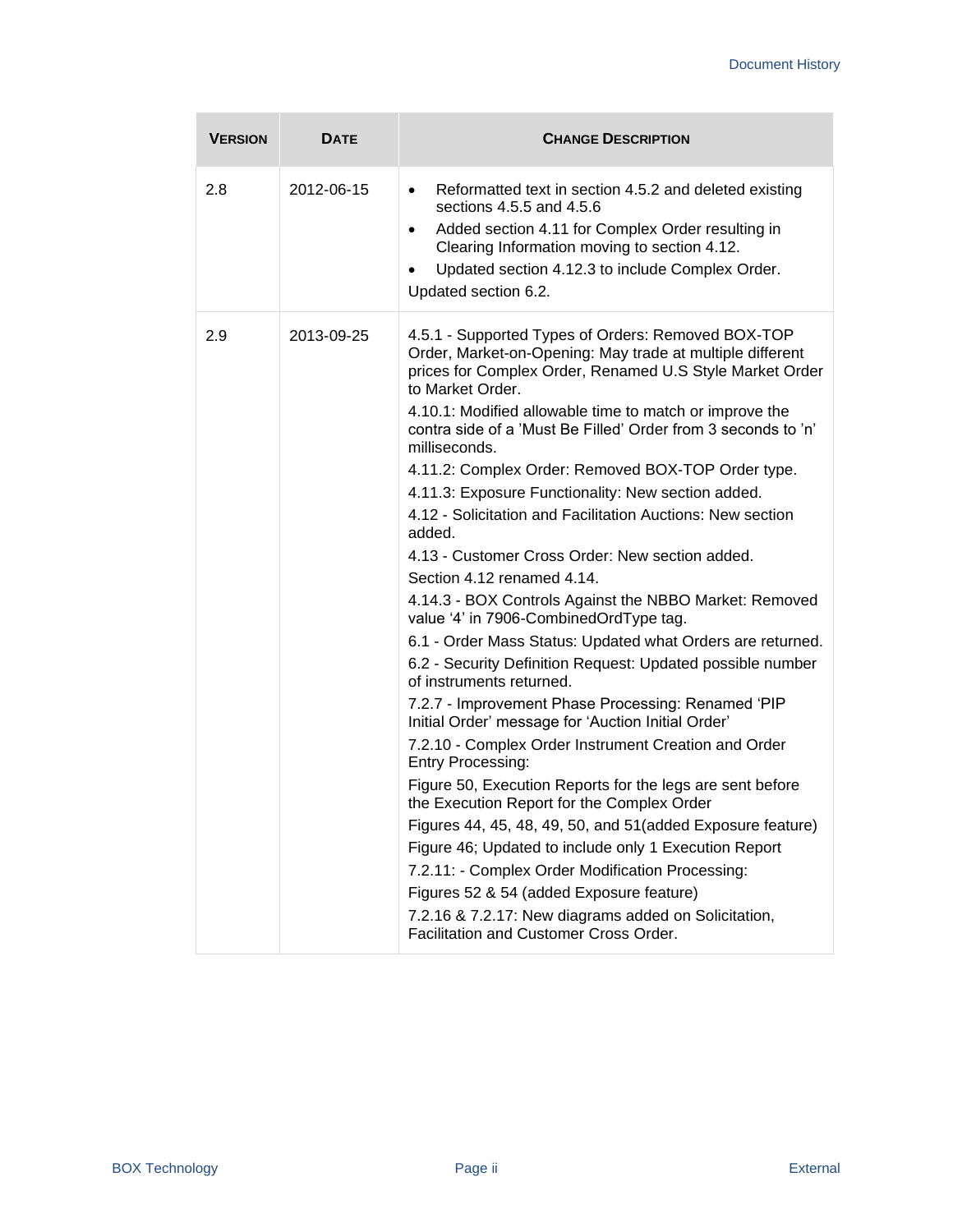| **VERSION** | **DATE** | **CHANGE DESCRIPTION** |
|---|---|---|
| 2.8 | 2012-06-15 | • Reformatted text in section 4.5.2 and deleted existing sections 4.5.5 and 4.5.6<br>• Added section 4.11 for Complex Order resulting in Clearing Information moving to section 4.12.<br>• Updated section 4.12.3 to include Complex Order.<br>Updated section 6.2. |
| 2.9 | 2013-09-25 | 4.5.1 - Supported Types of Orders: Removed BOX-TOP Order, Market-on-Opening: May trade at multiple different prices for Complex Order, Renamed U.S Style Market Order to Market Order.<br>4.10.1: Modified allowable time to match or improve the contra side of a 'Must Be Filled' Order from 3 seconds to 'n' milliseconds.<br>4.11.2: Complex Order: Removed BOX-TOP Order type.<br>4.11.3: Exposure Functionality: New section added.<br>4.12 - Solicitation and Facilitation Auctions: New section added.<br>4.13 - Customer Cross Order: New section added.<br>Section 4.12 renamed 4.14.<br>4.14.3 - BOX Controls Against the NBBO Market: Removed value '4' in 7906-CombinedOrdType tag.<br>6.1 - Order Mass Status: Updated what Orders are returned.<br>6.2 - Security Definition Request: Updated possible number of instruments returned.<br>7.2.7 - Improvement Phase Processing: Renamed 'PIP Initial Order' message for 'Auction Initial Order'<br>7.2.10 - Complex Order Instrument Creation and Order Entry Processing:<br>Figure 50, Execution Reports for the legs are sent before the Execution Report for the Complex Order<br>Figures 44, 45, 48, 49, 50, and 51(added Exposure feature)<br>Figure 46; Updated to include only 1 Execution Report<br>7.2.11: - Complex Order Modification Processing:<br>Figures 52 & 54 (added Exposure feature)<br>7.2.16 & 7.2.17: New diagrams added on Solicitation, Facilitation and Customer Cross Order. |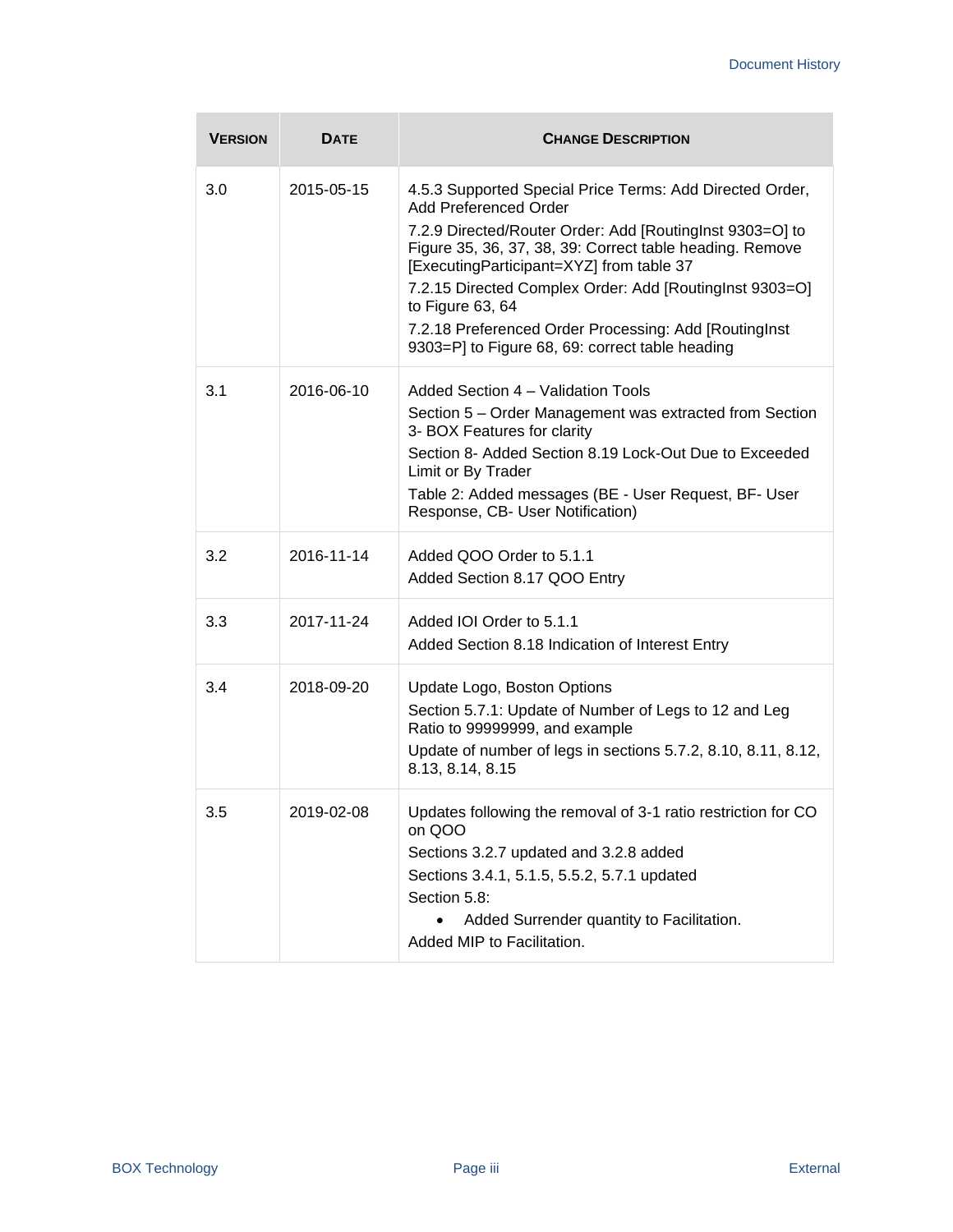| VERSION | DATE | CHANGE DESCRIPTION |
|---|---|---|
| 3.0 | 2015-05-15 | 4.5.3 Supported Special Price Terms: Add Directed Order, Add Preferenced Order<br>7.2.9 Directed/Router Order: Add [RoutingInst 9303=O] to Figure 35, 36, 37, 38, 39: Correct table heading. Remove [ExecutingParticipant=XYZ] from table 37<br>7.2.15 Directed Complex Order: Add [RoutingInst 9303=O] to Figure 63, 64<br>7.2.18 Preferenced Order Processing: Add [RoutingInst 9303=P] to Figure 68, 69: correct table heading |
| 3.1 | 2016-06-10 | Added Section 4 – Validation Tools<br>Section 5 – Order Management was extracted from Section 3- BOX Features for clarity<br>Section 8- Added Section 8.19 Lock-Out Due to Exceeded Limit or By Trader<br>Table 2: Added messages (BE - User Request, BF- User Response, CB- User Notification) |
| 3.2 | 2016-11-14 | Added QOO Order to 5.1.1<br>Added Section 8.17 QOO Entry |
| 3.3 | 2017-11-24 | Added IOI Order to 5.1.1<br>Added Section 8.18 Indication of Interest Entry |
| 3.4 | 2018-09-20 | Update Logo, Boston Options<br>Section 5.7.1: Update of Number of Legs to 12 and Leg Ratio to 99999999, and example<br>Update of number of legs in sections 5.7.2, 8.10, 8.11, 8.12, 8.13, 8.14, 8.15 |
| 3.5 | 2019-02-08 | Updates following the removal of 3-1 ratio restriction for CO on QOO<br>Sections 3.2.7 updated and 3.2.8 added<br>Sections 3.4.1, 5.1.5, 5.5.2, 5.7.1 updated<br>Section 5.8:<br>• Added Surrender quantity to Facilitation.<br>Added MIP to Facilitation. |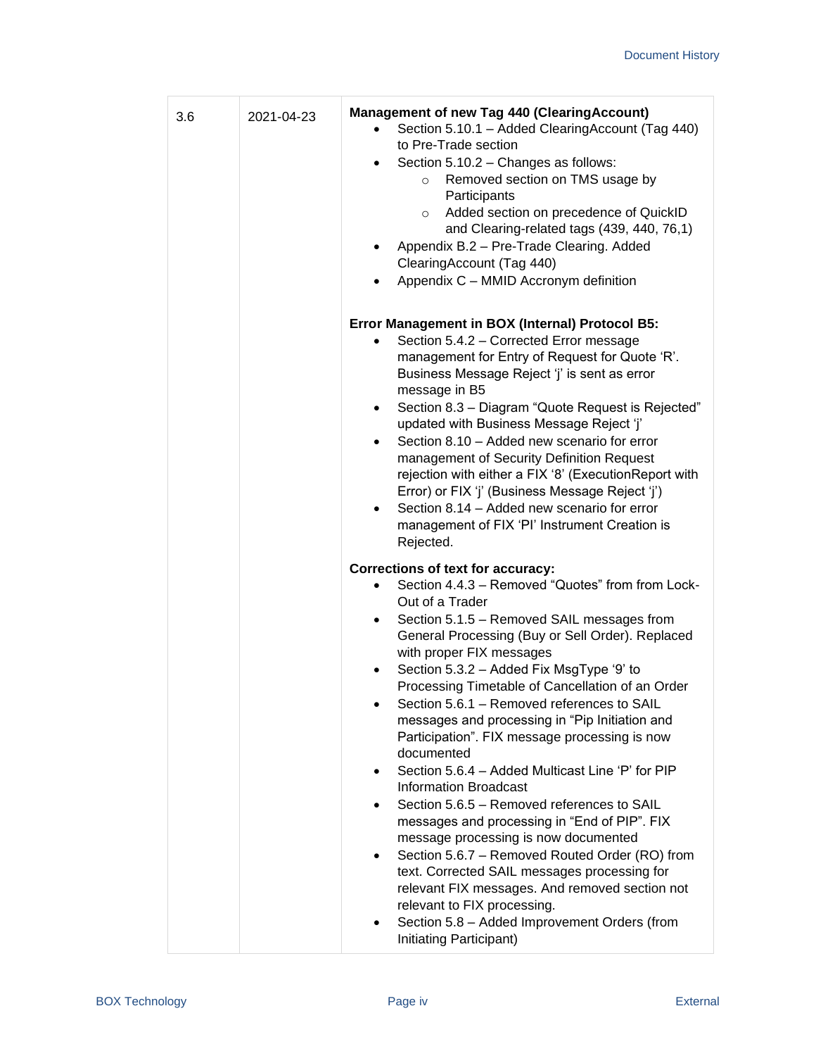| | | |
|---|---|---|
| 3.6 | 2021-04-23 | **Management of new Tag 440 (ClearingAccount)**<br>• Section 5.10.1 – Added ClearingAccount (Tag 440) to Pre-Trade section<br>• Section 5.10.2 – Changes as follows:<br>&nbsp;&nbsp;&nbsp;&nbsp;○ Removed section on TMS usage by Participants<br>&nbsp;&nbsp;&nbsp;&nbsp;○ Added section on precedence of QuickID and Clearing-related tags (439, 440, 76,1)<br>• Appendix B.2 – Pre-Trade Clearing. Added ClearingAccount (Tag 440)<br>• Appendix C – MMID Accronym definition<br><br>**Error Management in BOX (Internal) Protocol B5:**<br>• Section 5.4.2 – Corrected Error message management for Entry of Request for Quote 'R'. Business Message Reject 'j' is sent as error message in B5<br>• Section 8.3 – Diagram "Quote Request is Rejected" updated with Business Message Reject 'j'<br>• Section 8.10 – Added new scenario for error management of Security Definition Request rejection with either a FIX '8' (ExecutionReport with Error) or FIX 'j' (Business Message Reject 'j')<br>• Section 8.14 – Added new scenario for error management of FIX 'PI' Instrument Creation is Rejected.<br><br>**Corrections of text for accuracy:**<br>• Section 4.4.3 – Removed "Quotes" from from Lock-Out of a Trader<br>• Section 5.1.5 – Removed SAIL messages from General Processing (Buy or Sell Order). Replaced with proper FIX messages<br>• Section 5.3.2 – Added Fix MsgType '9' to Processing Timetable of Cancellation of an Order<br>• Section 5.6.1 – Removed references to SAIL messages and processing in "Pip Initiation and Participation". FIX message processing is now documented<br>• Section 5.6.4 – Added Multicast Line 'P' for PIP Information Broadcast<br>• Section 5.6.5 – Removed references to SAIL messages and processing in "End of PIP". FIX message processing is now documented<br>• Section 5.6.7 – Removed Routed Order (RO) from text. Corrected SAIL messages processing for relevant FIX messages. And removed section not relevant to FIX processing.<br>• Section 5.8 – Added Improvement Orders (from Initiating Participant) |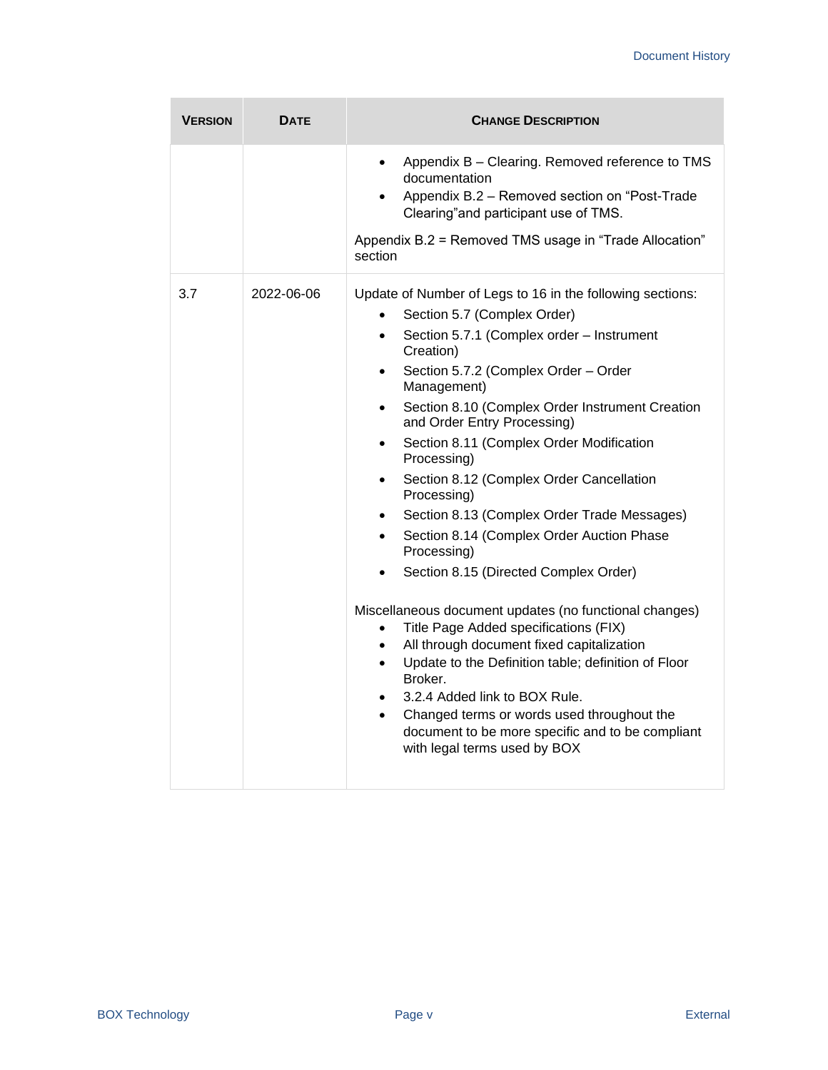| VERSION | DATE | CHANGE DESCRIPTION |
|---|---|---|
| | | • Appendix B – Clearing. Removed reference to TMS documentation<br>• Appendix B.2 – Removed section on "Post-Trade Clearing"and participant use of TMS.<br><br>Appendix B.2 = Removed TMS usage in "Trade Allocation" section |
| 3.7 | 2022-06-06 | Update of Number of Legs to 16 in the following sections:<br>• Section 5.7 (Complex Order)<br>• Section 5.7.1 (Complex order – Instrument Creation)<br>• Section 5.7.2 (Complex Order – Order Management)<br>• Section 8.10 (Complex Order Instrument Creation and Order Entry Processing)<br>• Section 8.11 (Complex Order Modification Processing)<br>• Section 8.12 (Complex Order Cancellation Processing)<br>• Section 8.13 (Complex Order Trade Messages)<br>• Section 8.14 (Complex Order Auction Phase Processing)<br>• Section 8.15 (Directed Complex Order)<br><br>Miscellaneous document updates (no functional changes)<br>• Title Page Added specifications (FIX)<br>• All through document fixed capitalization<br>• Update to the Definition table; definition of Floor Broker.<br>• 3.2.4 Added link to BOX Rule.<br>• Changed terms or words used throughout the document to be more specific and to be compliant with legal terms used by BOX |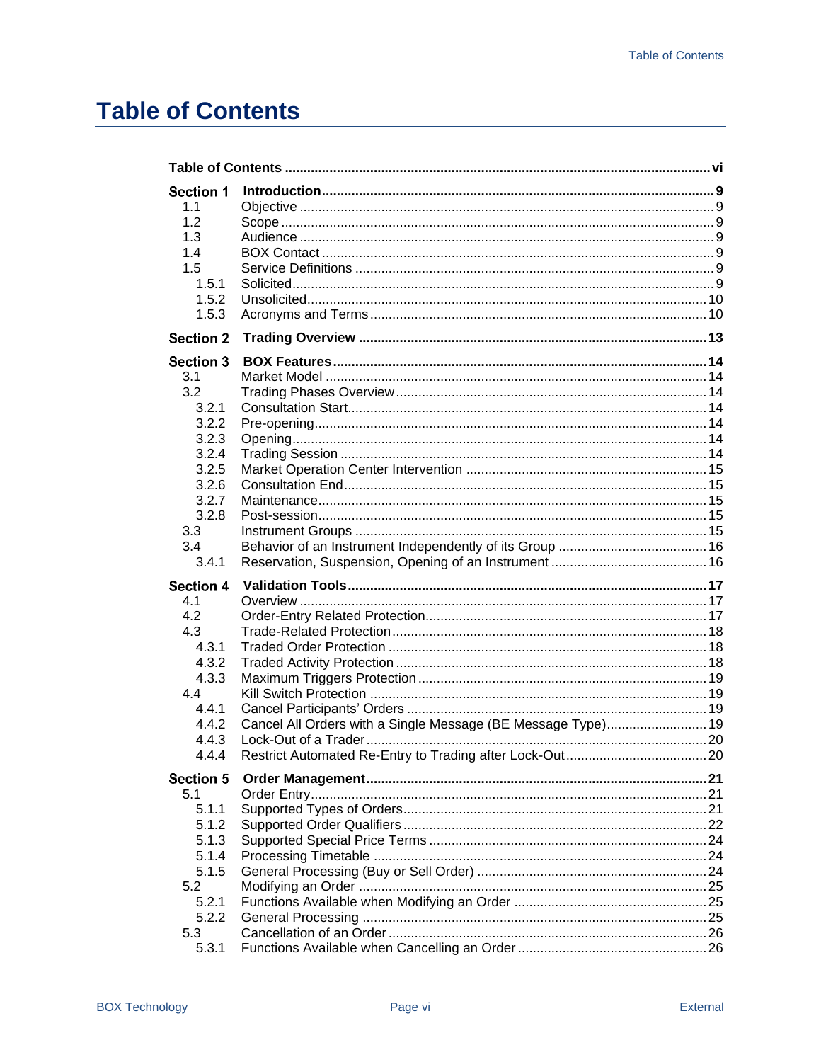# Table of Contents

| | | |
|---|---|---|
| **Table of Contents** | | **vi** |
| **Section 1** | **Introduction** | **9** |
| 1.1 | Objective | 9 |
| 1.2 | Scope | 9 |
| 1.3 | Audience | 9 |
| 1.4 | BOX Contact | 9 |
| 1.5 | Service Definitions | 9 |
| 1.5.1 | Solicited | 9 |
| 1.5.2 | Unsolicited | 10 |
| 1.5.3 | Acronyms and Terms | 10 |
| **Section 2** | **Trading Overview** | **13** |
| **Section 3** | **BOX Features** | **14** |
| 3.1 | Market Model | 14 |
| 3.2 | Trading Phases Overview | 14 |
| 3.2.1 | Consultation Start | 14 |
| 3.2.2 | Pre-opening | 14 |
| 3.2.3 | Opening | 14 |
| 3.2.4 | Trading Session | 14 |
| 3.2.5 | Market Operation Center Intervention | 15 |
| 3.2.6 | Consultation End | 15 |
| 3.2.7 | Maintenance | 15 |
| 3.2.8 | Post-session | 15 |
| 3.3 | Instrument Groups | 15 |
| 3.4 | Behavior of an Instrument Independently of its Group | 16 |
| 3.4.1 | Reservation, Suspension, Opening of an Instrument | 16 |
| **Section 4** | **Validation Tools** | **17** |
| 4.1 | Overview | 17 |
| 4.2 | Order-Entry Related Protection | 17 |
| 4.3 | Trade-Related Protection | 18 |
| 4.3.1 | Traded Order Protection | 18 |
| 4.3.2 | Traded Activity Protection | 18 |
| 4.3.3 | Maximum Triggers Protection | 19 |
| 4.4 | Kill Switch Protection | 19 |
| 4.4.1 | Cancel Participants' Orders | 19 |
| 4.4.2 | Cancel All Orders with a Single Message (BE Message Type) | 19 |
| 4.4.3 | Lock-Out of a Trader | 20 |
| 4.4.4 | Restrict Automated Re-Entry to Trading after Lock-Out | 20 |
| **Section 5** | **Order Management** | **21** |
| 5.1 | Order Entry | 21 |
| 5.1.1 | Supported Types of Orders | 21 |
| 5.1.2 | Supported Order Qualifiers | 22 |
| 5.1.3 | Supported Special Price Terms | 24 |
| 5.1.4 | Processing Timetable | 24 |
| 5.1.5 | General Processing (Buy or Sell Order) | 24 |
| 5.2 | Modifying an Order | 25 |
| 5.2.1 | Functions Available when Modifying an Order | 25 |
| 5.2.2 | General Processing | 25 |
| 5.3 | Cancellation of an Order | 26 |
| 5.3.1 | Functions Available when Cancelling an Order | 26 |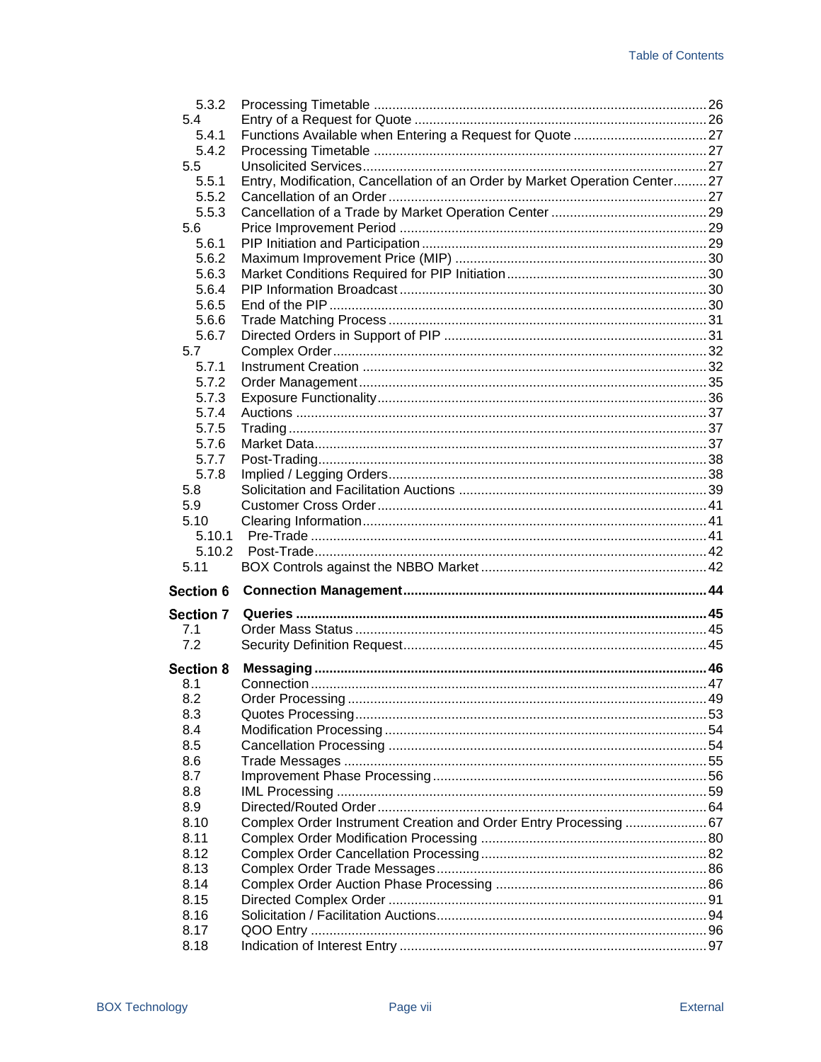| | | |
|---|---|---|
| 5.3.2 | Processing Timetable | 26 |
| 5.4 | Entry of a Request for Quote | 26 |
| 5.4.1 | Functions Available when Entering a Request for Quote | 27 |
| 5.4.2 | Processing Timetable | 27 |
| 5.5 | Unsolicited Services | 27 |
| 5.5.1 | Entry, Modification, Cancellation of an Order by Market Operation Center | 27 |
| 5.5.2 | Cancellation of an Order | 27 |
| 5.5.3 | Cancellation of a Trade by Market Operation Center | 29 |
| 5.6 | Price Improvement Period | 29 |
| 5.6.1 | PIP Initiation and Participation | 29 |
| 5.6.2 | Maximum Improvement Price (MIP) | 30 |
| 5.6.3 | Market Conditions Required for PIP Initiation | 30 |
| 5.6.4 | PIP Information Broadcast | 30 |
| 5.6.5 | End of the PIP | 30 |
| 5.6.6 | Trade Matching Process | 31 |
| 5.6.7 | Directed Orders in Support of PIP | 31 |
| 5.7 | Complex Order | 32 |
| 5.7.1 | Instrument Creation | 32 |
| 5.7.2 | Order Management | 35 |
| 5.7.3 | Exposure Functionality | 36 |
| 5.7.4 | Auctions | 37 |
| 5.7.5 | Trading | 37 |
| 5.7.6 | Market Data | 37 |
| 5.7.7 | Post-Trading | 38 |
| 5.7.8 | Implied / Legging Orders | 38 |
| 5.8 | Solicitation and Facilitation Auctions | 39 |
| 5.9 | Customer Cross Order | 41 |
| 5.10 | Clearing Information | 41 |
| 5.10.1 | Pre-Trade | 41 |
| 5.10.2 | Post-Trade | 42 |
| 5.11 | BOX Controls against the NBBO Market | 42 |
| **Section 6** | **Connection Management** | **44** |
| **Section 7** | **Queries** | **45** |
| 7.1 | Order Mass Status | 45 |
| 7.2 | Security Definition Request | 45 |
| **Section 8** | **Messaging** | **46** |
| 8.1 | Connection | 47 |
| 8.2 | Order Processing | 49 |
| 8.3 | Quotes Processing | 53 |
| 8.4 | Modification Processing | 54 |
| 8.5 | Cancellation Processing | 54 |
| 8.6 | Trade Messages | 55 |
| 8.7 | Improvement Phase Processing | 56 |
| 8.8 | IML Processing | 59 |
| 8.9 | Directed/Routed Order | 64 |
| 8.10 | Complex Order Instrument Creation and Order Entry Processing | 67 |
| 8.11 | Complex Order Modification Processing | 80 |
| 8.12 | Complex Order Cancellation Processing | 82 |
| 8.13 | Complex Order Trade Messages | 86 |
| 8.14 | Complex Order Auction Phase Processing | 86 |
| 8.15 | Directed Complex Order | 91 |
| 8.16 | Solicitation / Facilitation Auctions | 94 |
| 8.17 | QOO Entry | 96 |
| 8.18 | Indication of Interest Entry | 97 |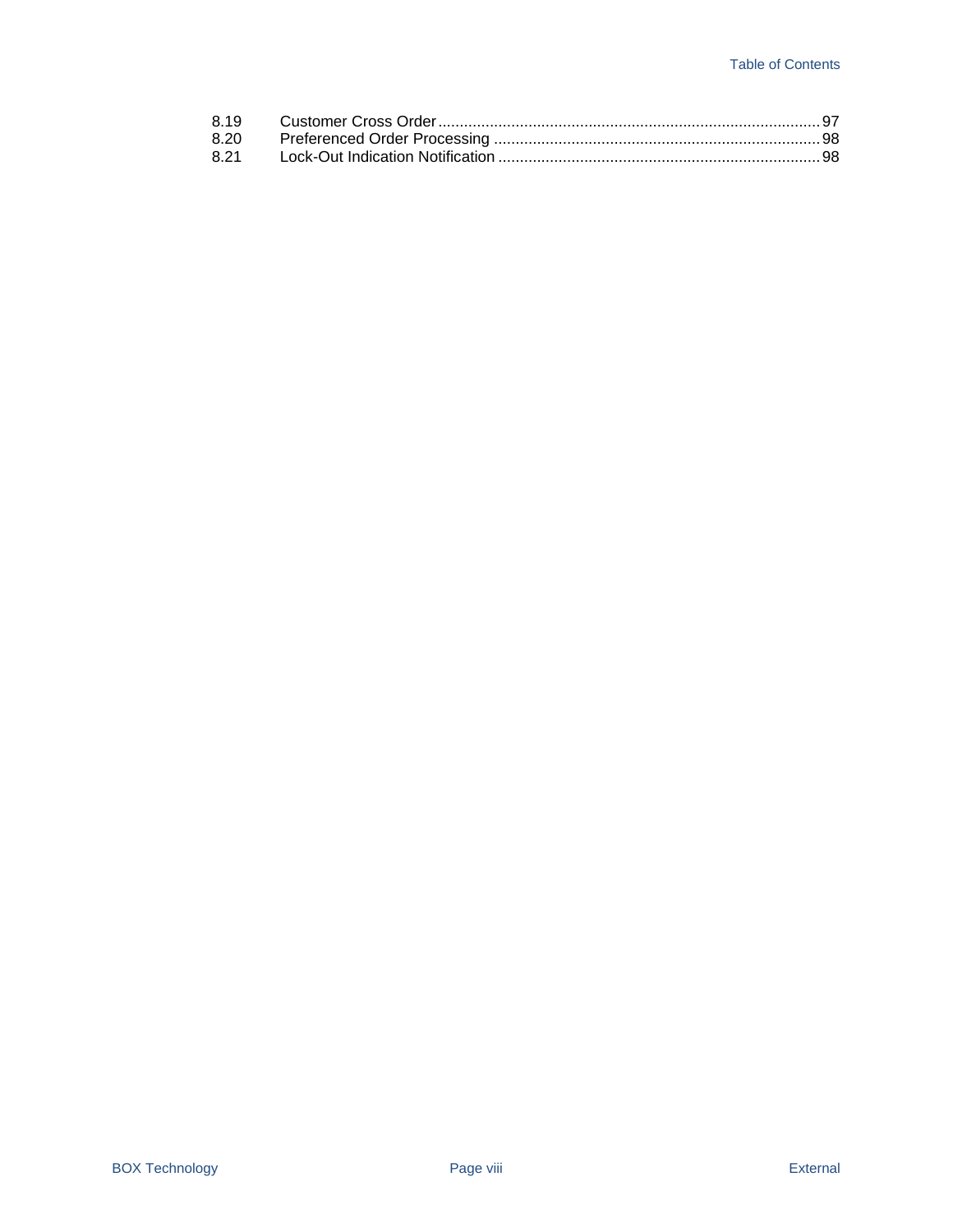8.19 Customer Cross Order ........................................................................................ 97
8.20 Preferenced Order Processing ............................................................................ 98
8.21 Lock-Out Indication Notification .......................................................................... 98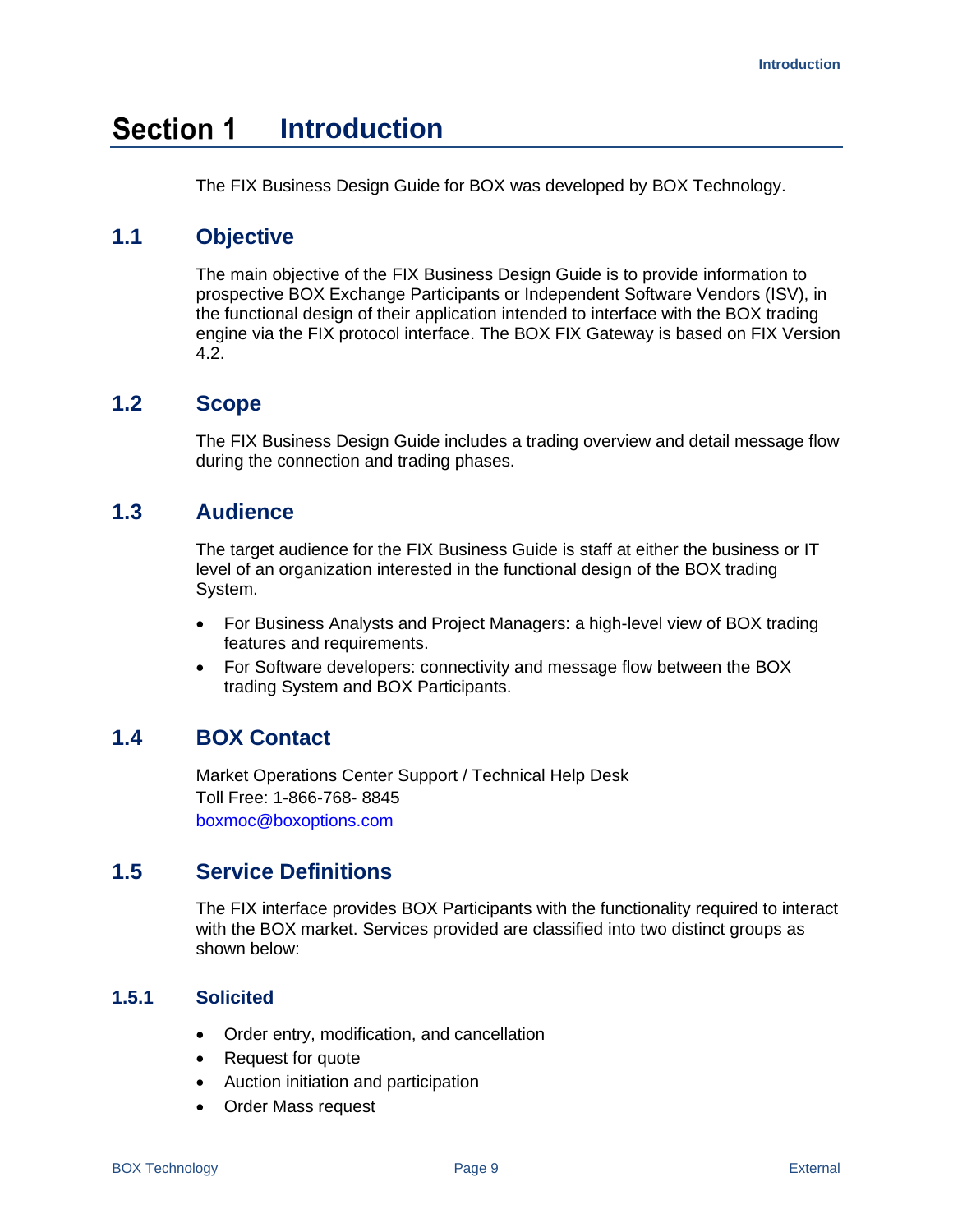# Section 1 Introduction

The FIX Business Design Guide for BOX was developed by BOX Technology.

## 1.1 Objective

The main objective of the FIX Business Design Guide is to provide information to prospective BOX Exchange Participants or Independent Software Vendors (ISV), in the functional design of their application intended to interface with the BOX trading engine via the FIX protocol interface. The BOX FIX Gateway is based on FIX Version 4.2.

## 1.2 Scope

The FIX Business Design Guide includes a trading overview and detail message flow during the connection and trading phases.

## 1.3 Audience

The target audience for the FIX Business Guide is staff at either the business or IT level of an organization interested in the functional design of the BOX trading System.

- For Business Analysts and Project Managers: a high-level view of BOX trading features and requirements.
- For Software developers: connectivity and message flow between the BOX trading System and BOX Participants.

## 1.4 BOX Contact

Market Operations Center Support / Technical Help Desk
Toll Free: 1-866-768- 8845
boxmoc@boxoptions.com

## 1.5 Service Definitions

The FIX interface provides BOX Participants with the functionality required to interact with the BOX market. Services provided are classified into two distinct groups as shown below:

### 1.5.1 Solicited

- Order entry, modification, and cancellation
- Request for quote
- Auction initiation and participation
- Order Mass request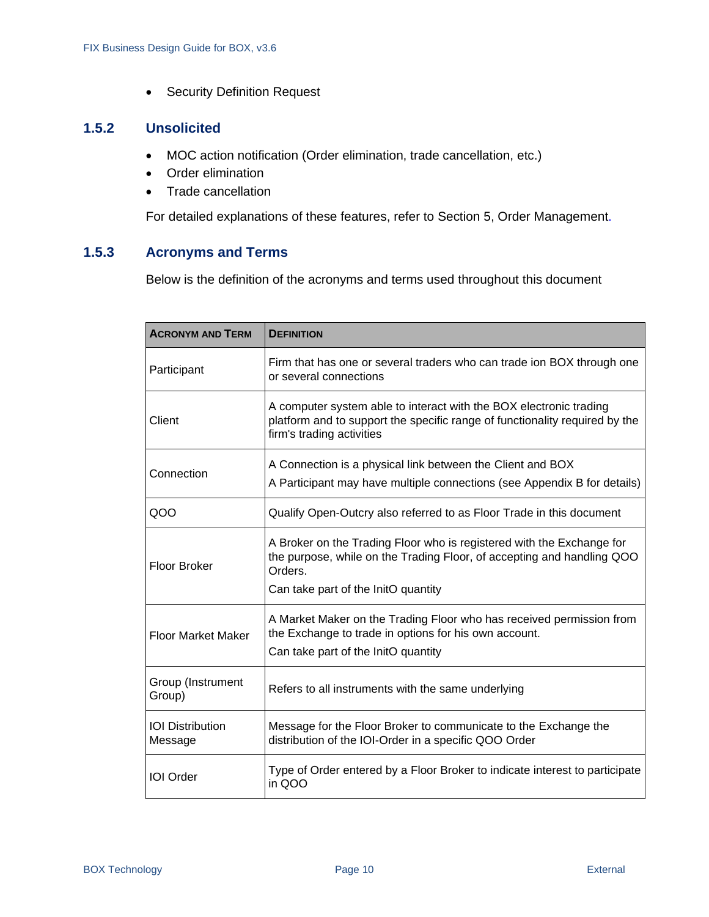- Security Definition Request

### 1.5.2 Unsolicited

- MOC action notification (Order elimination, trade cancellation, etc.)
- Order elimination
- Trade cancellation

For detailed explanations of these features, refer to Section 5, Order Management.

### 1.5.3 Acronyms and Terms

Below is the definition of the acronyms and terms used throughout this document

| ACRONYM AND TERM | DEFINITION |
| --- | --- |
| Participant | Firm that has one or several traders who can trade ion BOX through one or several connections |
| Client | A computer system able to interact with the BOX electronic trading platform and to support the specific range of functionality required by the firm's trading activities |
| Connection | A Connection is a physical link between the Client and BOX<br>A Participant may have multiple connections (see Appendix B for details) |
| QOO | Qualify Open-Outcry also referred to as Floor Trade in this document |
| Floor Broker | A Broker on the Trading Floor who is registered with the Exchange for the purpose, while on the Trading Floor, of accepting and handling QOO Orders.<br>Can take part of the InitO quantity |
| Floor Market Maker | A Market Maker on the Trading Floor who has received permission from the Exchange to trade in options for his own account.<br>Can take part of the InitO quantity |
| Group (Instrument Group) | Refers to all instruments with the same underlying |
| IOI Distribution Message | Message for the Floor Broker to communicate to the Exchange the distribution of the IOI-Order in a specific QOO Order |
| IOI Order | Type of Order entered by a Floor Broker to indicate interest to participate in QOO |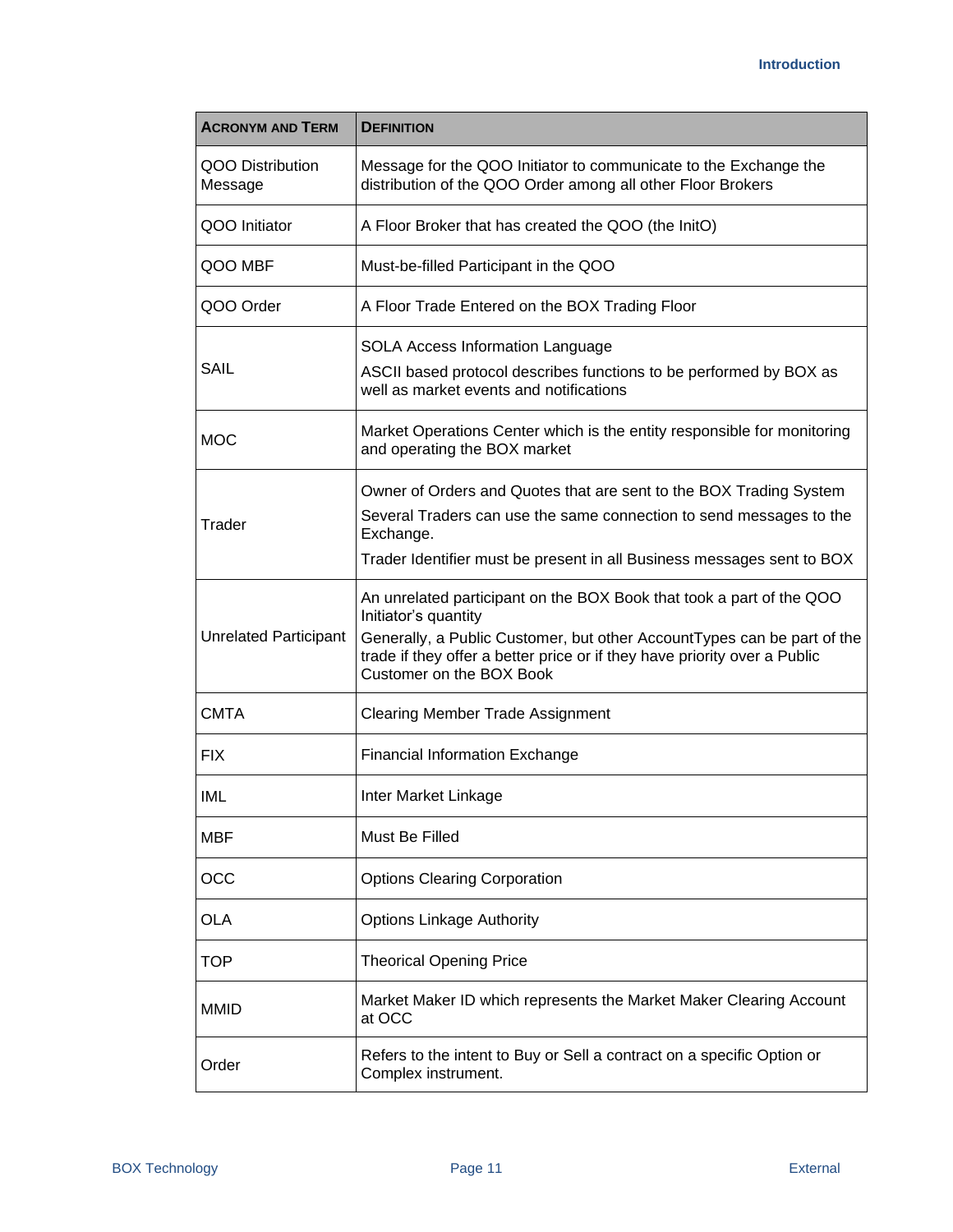| ACRONYM AND TERM | DEFINITION |
| --- | --- |
| QOO Distribution Message | Message for the QOO Initiator to communicate to the Exchange the distribution of the QOO Order among all other Floor Brokers |
| QOO Initiator | A Floor Broker that has created the QOO (the InitO) |
| QOO MBF | Must-be-filled Participant in the QOO |
| QOO Order | A Floor Trade Entered on the BOX Trading Floor |
| SAIL | SOLA Access Information Language<br>ASCII based protocol describes functions to be performed by BOX as well as market events and notifications |
| MOC | Market Operations Center which is the entity responsible for monitoring and operating the BOX market |
| Trader | Owner of Orders and Quotes that are sent to the BOX Trading System<br>Several Traders can use the same connection to send messages to the Exchange.<br>Trader Identifier must be present in all Business messages sent to BOX |
| Unrelated Participant | An unrelated participant on the BOX Book that took a part of the QOO Initiator's quantity<br>Generally, a Public Customer, but other AccountTypes can be part of the trade if they offer a better price or if they have priority over a Public Customer on the BOX Book |
| CMTA | Clearing Member Trade Assignment |
| FIX | Financial Information Exchange |
| IML | Inter Market Linkage |
| MBF | Must Be Filled |
| OCC | Options Clearing Corporation |
| OLA | Options Linkage Authority |
| TOP | Theorical Opening Price |
| MMID | Market Maker ID which represents the Market Maker Clearing Account at OCC |
| Order | Refers to the intent to Buy or Sell a contract on a specific Option or Complex instrument. |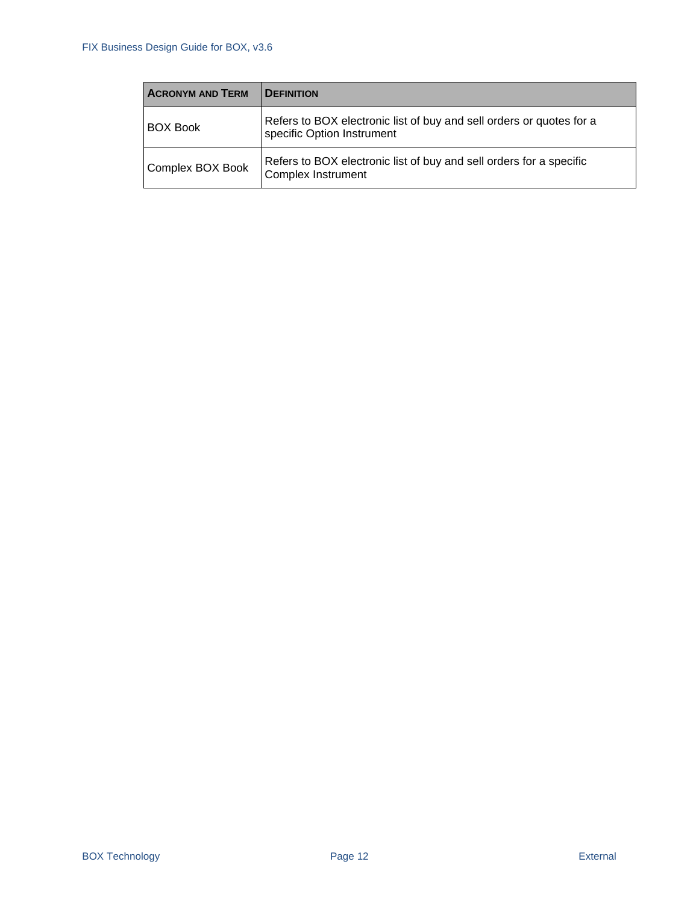| ACRONYM AND TERM | DEFINITION |
| --- | --- |
| BOX Book | Refers to BOX electronic list of buy and sell orders or quotes for a specific Option Instrument |
| Complex BOX Book | Refers to BOX electronic list of buy and sell orders for a specific Complex Instrument |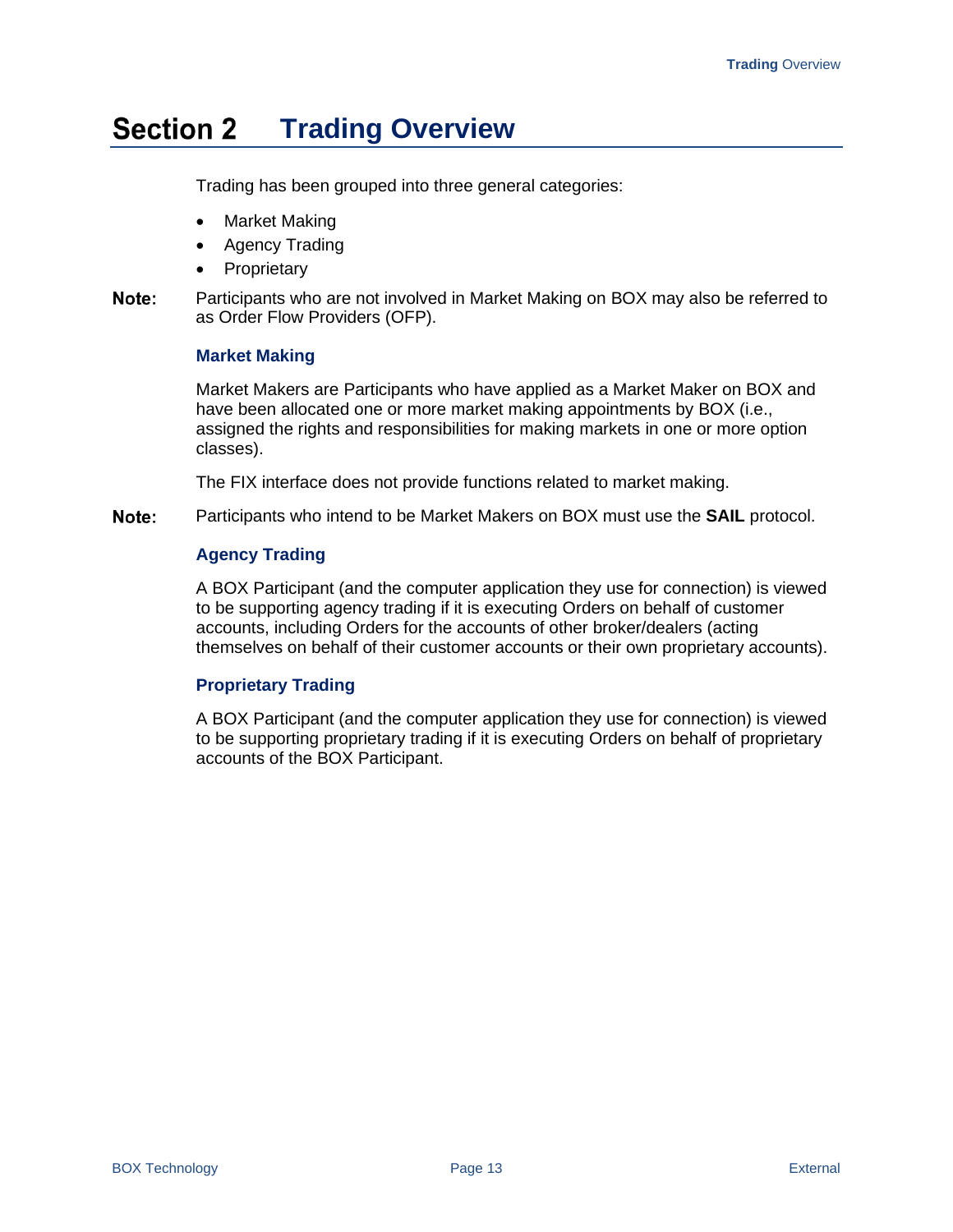# Section 2 Trading Overview

Trading has been grouped into three general categories:

- Market Making
- Agency Trading
- Proprietary

**Note:** Participants who are not involved in Market Making on BOX may also be referred to as Order Flow Providers (OFP).

### Market Making

Market Makers are Participants who have applied as a Market Maker on BOX and have been allocated one or more market making appointments by BOX (i.e., assigned the rights and responsibilities for making markets in one or more option classes).

The FIX interface does not provide functions related to market making.

**Note:** Participants who intend to be Market Makers on BOX must use the **SAIL** protocol.

### Agency Trading

A BOX Participant (and the computer application they use for connection) is viewed to be supporting agency trading if it is executing Orders on behalf of customer accounts, including Orders for the accounts of other broker/dealers (acting themselves on behalf of their customer accounts or their own proprietary accounts).

### Proprietary Trading

A BOX Participant (and the computer application they use for connection) is viewed to be supporting proprietary trading if it is executing Orders on behalf of proprietary accounts of the BOX Participant.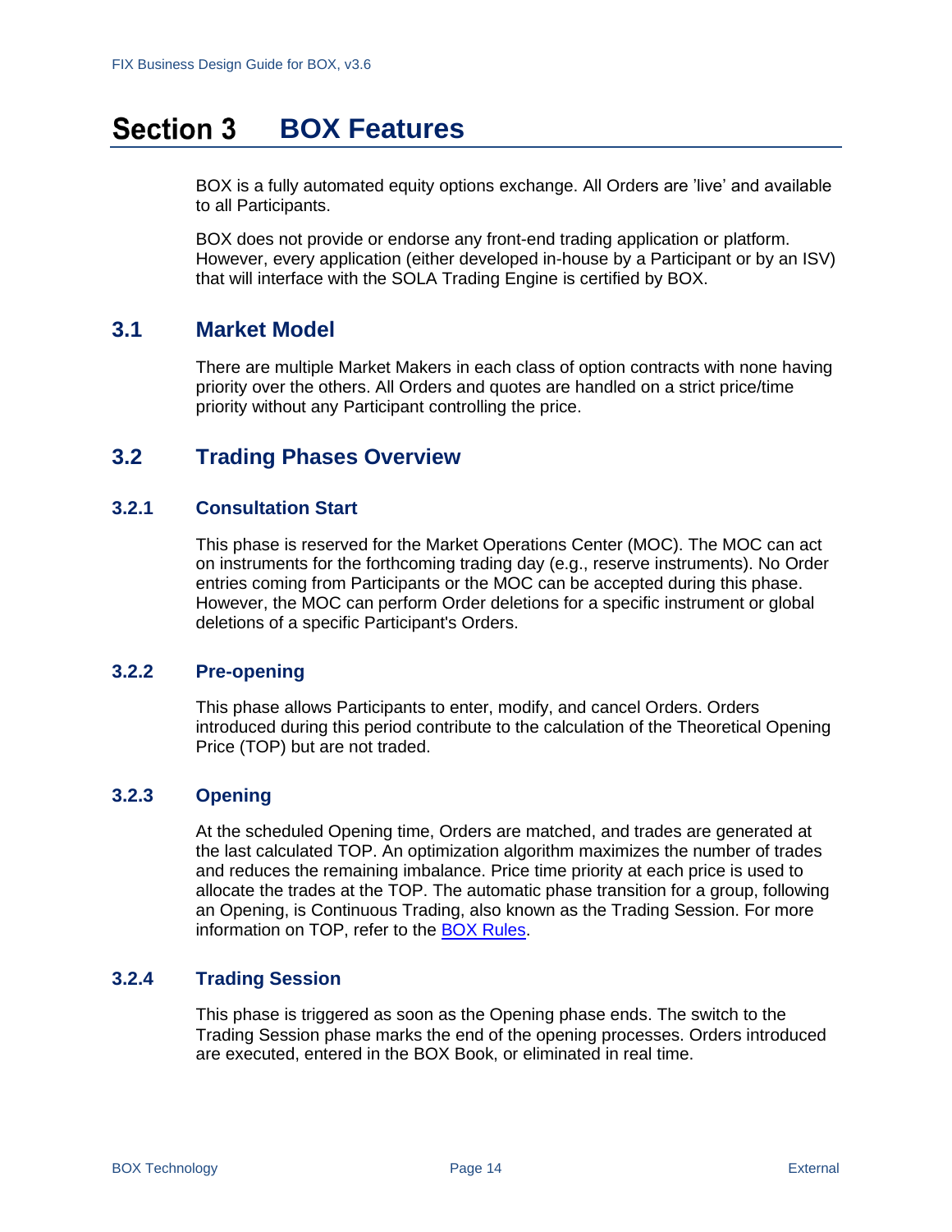# Section 3 BOX Features

BOX is a fully automated equity options exchange. All Orders are 'live' and available to all Participants.

BOX does not provide or endorse any front-end trading application or platform. However, every application (either developed in-house by a Participant or by an ISV) that will interface with the SOLA Trading Engine is certified by BOX.

## 3.1 Market Model

There are multiple Market Makers in each class of option contracts with none having priority over the others. All Orders and quotes are handled on a strict price/time priority without any Participant controlling the price.

## 3.2 Trading Phases Overview

### 3.2.1 Consultation Start

This phase is reserved for the Market Operations Center (MOC). The MOC can act on instruments for the forthcoming trading day (e.g., reserve instruments). No Order entries coming from Participants or the MOC can be accepted during this phase. However, the MOC can perform Order deletions for a specific instrument or global deletions of a specific Participant's Orders.

### 3.2.2 Pre-opening

This phase allows Participants to enter, modify, and cancel Orders. Orders introduced during this period contribute to the calculation of the Theoretical Opening Price (TOP) but are not traded.

### 3.2.3 Opening

At the scheduled Opening time, Orders are matched, and trades are generated at the last calculated TOP. An optimization algorithm maximizes the number of trades and reduces the remaining imbalance. Price time priority at each price is used to allocate the trades at the TOP. The automatic phase transition for a group, following an Opening, is Continuous Trading, also known as the Trading Session. For more information on TOP, refer to the BOX Rules.

### 3.2.4 Trading Session

This phase is triggered as soon as the Opening phase ends. The switch to the Trading Session phase marks the end of the opening processes. Orders introduced are executed, entered in the BOX Book, or eliminated in real time.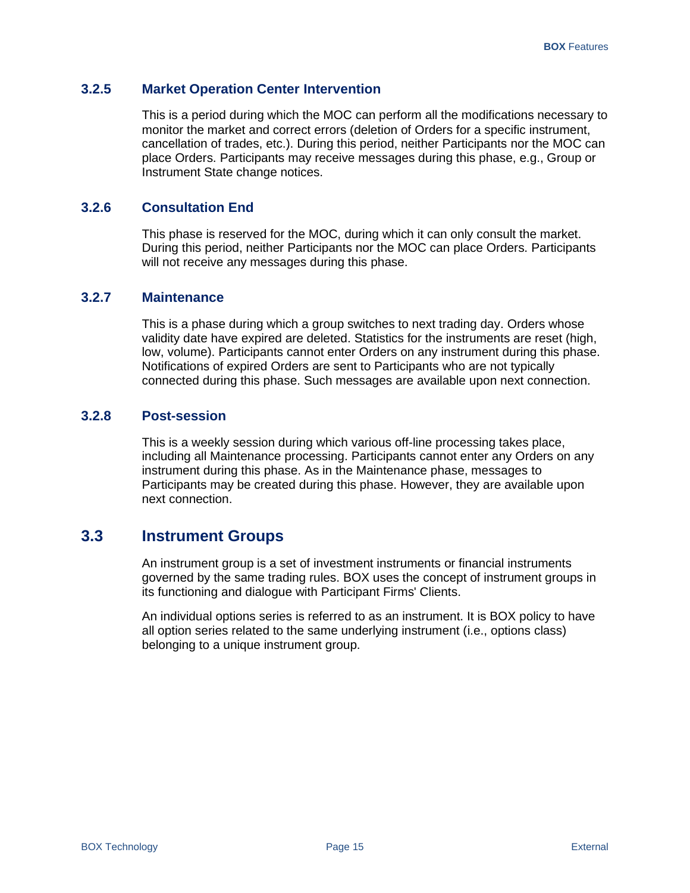### 3.2.5 Market Operation Center Intervention

This is a period during which the MOC can perform all the modifications necessary to monitor the market and correct errors (deletion of Orders for a specific instrument, cancellation of trades, etc.). During this period, neither Participants nor the MOC can place Orders. Participants may receive messages during this phase, e.g., Group or Instrument State change notices.

### 3.2.6 Consultation End

This phase is reserved for the MOC, during which it can only consult the market. During this period, neither Participants nor the MOC can place Orders. Participants will not receive any messages during this phase.

### 3.2.7 Maintenance

This is a phase during which a group switches to next trading day. Orders whose validity date have expired are deleted. Statistics for the instruments are reset (high, low, volume). Participants cannot enter Orders on any instrument during this phase. Notifications of expired Orders are sent to Participants who are not typically connected during this phase. Such messages are available upon next connection.

### 3.2.8 Post-session

This is a weekly session during which various off-line processing takes place, including all Maintenance processing. Participants cannot enter any Orders on any instrument during this phase. As in the Maintenance phase, messages to Participants may be created during this phase. However, they are available upon next connection.

## 3.3 Instrument Groups

An instrument group is a set of investment instruments or financial instruments governed by the same trading rules. BOX uses the concept of instrument groups in its functioning and dialogue with Participant Firms' Clients.

An individual options series is referred to as an instrument. It is BOX policy to have all option series related to the same underlying instrument (i.e., options class) belonging to a unique instrument group.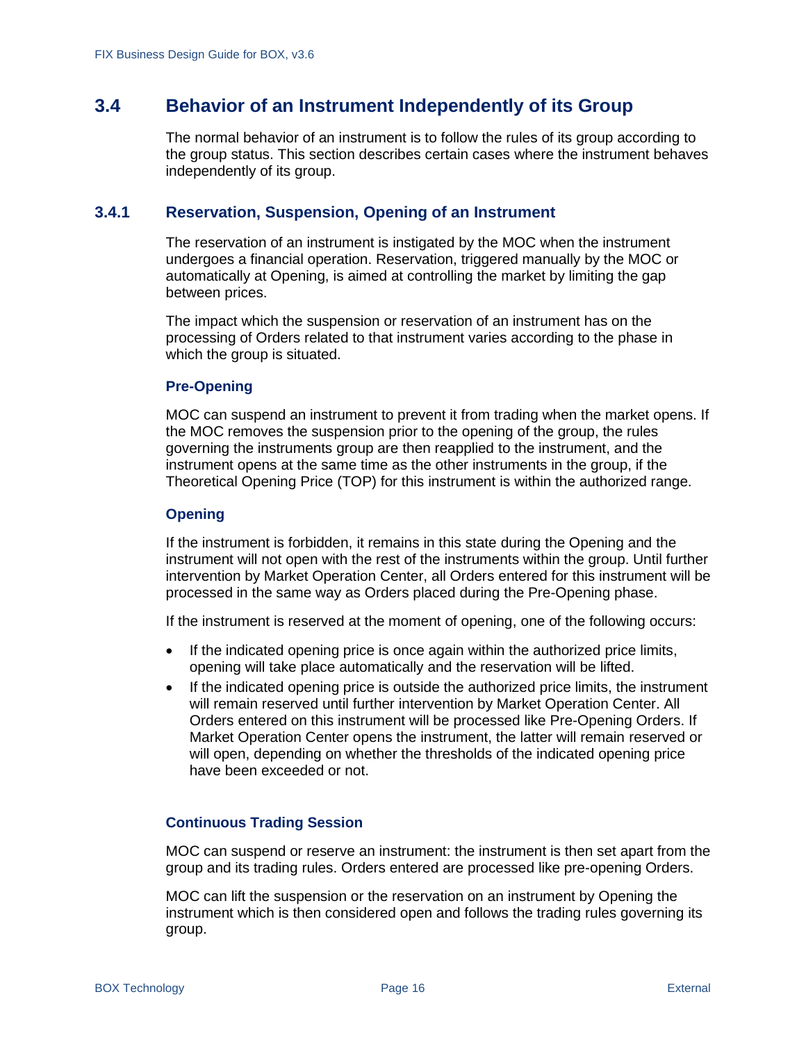## 3.4 Behavior of an Instrument Independently of its Group

The normal behavior of an instrument is to follow the rules of its group according to the group status. This section describes certain cases where the instrument behaves independently of its group.

### 3.4.1 Reservation, Suspension, Opening of an Instrument

The reservation of an instrument is instigated by the MOC when the instrument undergoes a financial operation. Reservation, triggered manually by the MOC or automatically at Opening, is aimed at controlling the market by limiting the gap between prices.

The impact which the suspension or reservation of an instrument has on the processing of Orders related to that instrument varies according to the phase in which the group is situated.

#### Pre-Opening

MOC can suspend an instrument to prevent it from trading when the market opens. If the MOC removes the suspension prior to the opening of the group, the rules governing the instruments group are then reapplied to the instrument, and the instrument opens at the same time as the other instruments in the group, if the Theoretical Opening Price (TOP) for this instrument is within the authorized range.

#### Opening

If the instrument is forbidden, it remains in this state during the Opening and the instrument will not open with the rest of the instruments within the group. Until further intervention by Market Operation Center, all Orders entered for this instrument will be processed in the same way as Orders placed during the Pre-Opening phase.

If the instrument is reserved at the moment of opening, one of the following occurs:

- If the indicated opening price is once again within the authorized price limits, opening will take place automatically and the reservation will be lifted.
- If the indicated opening price is outside the authorized price limits, the instrument will remain reserved until further intervention by Market Operation Center. All Orders entered on this instrument will be processed like Pre-Opening Orders. If Market Operation Center opens the instrument, the latter will remain reserved or will open, depending on whether the thresholds of the indicated opening price have been exceeded or not.

#### Continuous Trading Session

MOC can suspend or reserve an instrument: the instrument is then set apart from the group and its trading rules. Orders entered are processed like pre-opening Orders.

MOC can lift the suspension or the reservation on an instrument by Opening the instrument which is then considered open and follows the trading rules governing its group.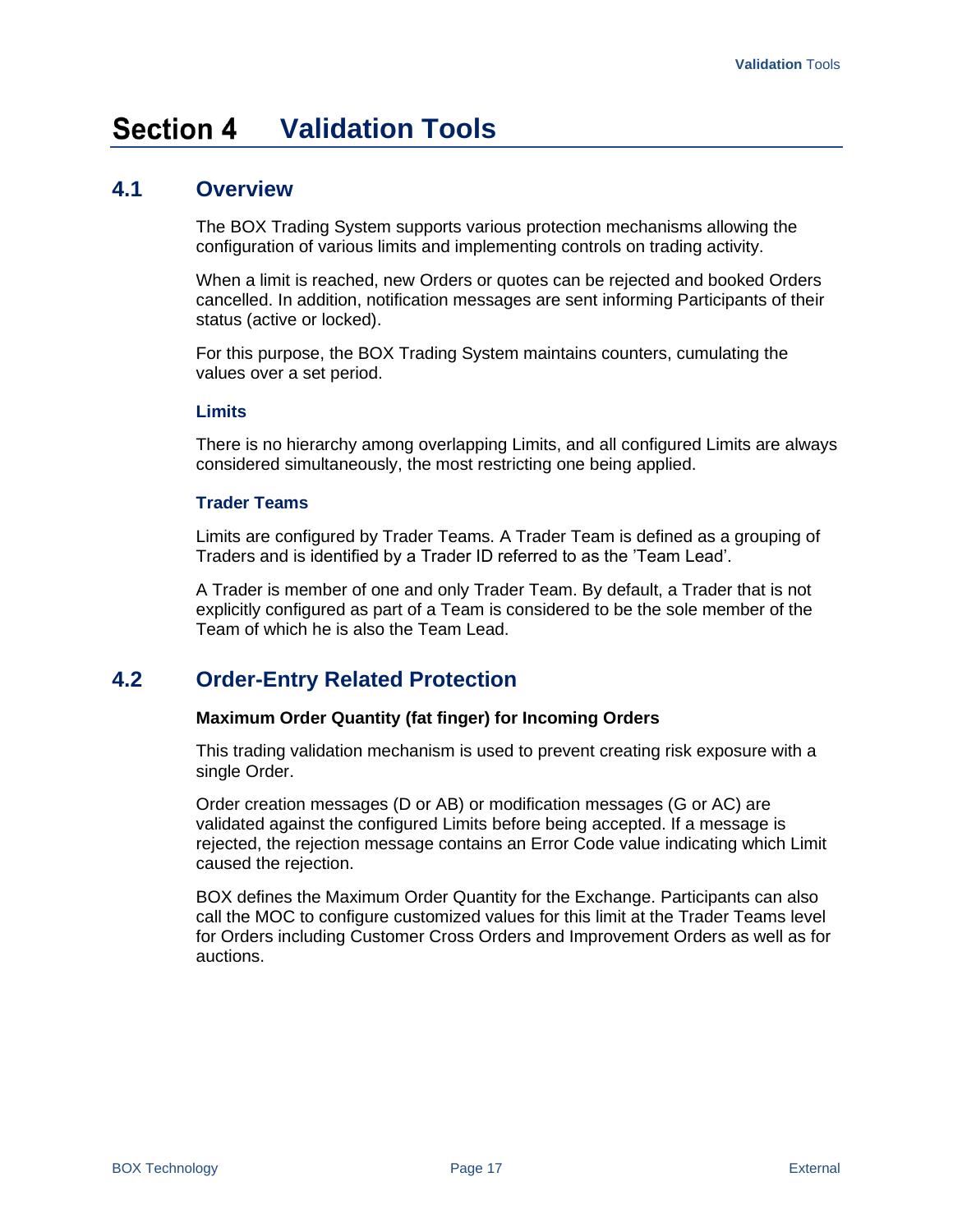# Section 4 Validation Tools

## 4.1 Overview

The BOX Trading System supports various protection mechanisms allowing the configuration of various limits and implementing controls on trading activity.

When a limit is reached, new Orders or quotes can be rejected and booked Orders cancelled. In addition, notification messages are sent informing Participants of their status (active or locked).

For this purpose, the BOX Trading System maintains counters, cumulating the values over a set period.

### Limits

There is no hierarchy among overlapping Limits, and all configured Limits are always considered simultaneously, the most restricting one being applied.

### Trader Teams

Limits are configured by Trader Teams. A Trader Team is defined as a grouping of Traders and is identified by a Trader ID referred to as the 'Team Lead'.

A Trader is member of one and only Trader Team. By default, a Trader that is not explicitly configured as part of a Team is considered to be the sole member of the Team of which he is also the Team Lead.

## 4.2 Order-Entry Related Protection

**Maximum Order Quantity (fat finger) for Incoming Orders**

This trading validation mechanism is used to prevent creating risk exposure with a single Order.

Order creation messages (D or AB) or modification messages (G or AC) are validated against the configured Limits before being accepted. If a message is rejected, the rejection message contains an Error Code value indicating which Limit caused the rejection.

BOX defines the Maximum Order Quantity for the Exchange. Participants can also call the MOC to configure customized values for this limit at the Trader Teams level for Orders including Customer Cross Orders and Improvement Orders as well as for auctions.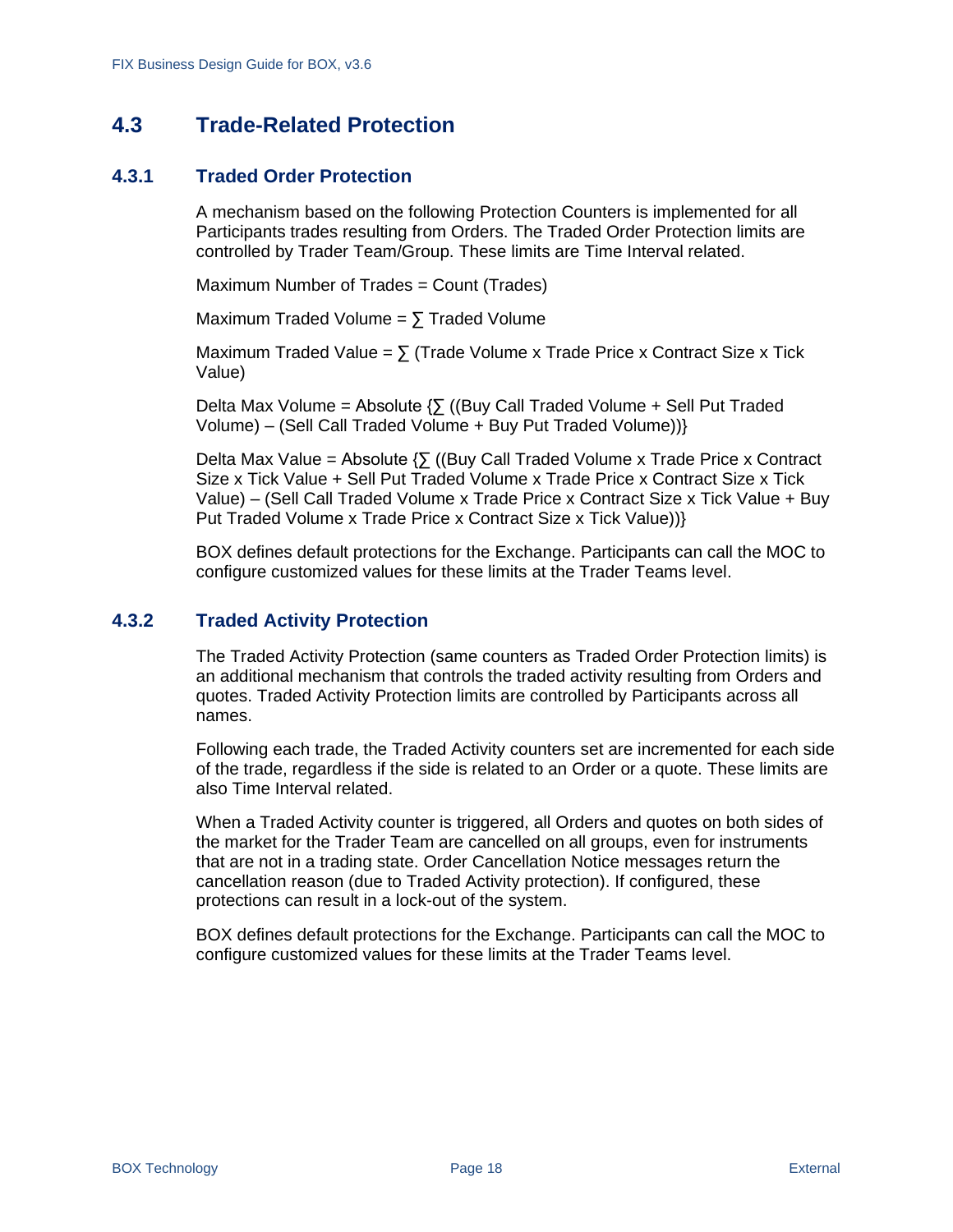## 4.3 Trade-Related Protection

### 4.3.1 Traded Order Protection

A mechanism based on the following Protection Counters is implemented for all Participants trades resulting from Orders. The Traded Order Protection limits are controlled by Trader Team/Group. These limits are Time Interval related.

Maximum Number of Trades = Count (Trades)

Maximum Traded Volume = ∑ Traded Volume

Maximum Traded Value = ∑ (Trade Volume x Trade Price x Contract Size x Tick Value)

Delta Max Volume = Absolute {∑ ((Buy Call Traded Volume + Sell Put Traded Volume) – (Sell Call Traded Volume + Buy Put Traded Volume))}

Delta Max Value = Absolute {∑ ((Buy Call Traded Volume x Trade Price x Contract Size x Tick Value + Sell Put Traded Volume x Trade Price x Contract Size x Tick Value) – (Sell Call Traded Volume x Trade Price x Contract Size x Tick Value + Buy Put Traded Volume x Trade Price x Contract Size x Tick Value))}

BOX defines default protections for the Exchange. Participants can call the MOC to configure customized values for these limits at the Trader Teams level.

### 4.3.2 Traded Activity Protection

The Traded Activity Protection (same counters as Traded Order Protection limits) is an additional mechanism that controls the traded activity resulting from Orders and quotes. Traded Activity Protection limits are controlled by Participants across all names.

Following each trade, the Traded Activity counters set are incremented for each side of the trade, regardless if the side is related to an Order or a quote. These limits are also Time Interval related.

When a Traded Activity counter is triggered, all Orders and quotes on both sides of the market for the Trader Team are cancelled on all groups, even for instruments that are not in a trading state. Order Cancellation Notice messages return the cancellation reason (due to Traded Activity protection). If configured, these protections can result in a lock-out of the system.

BOX defines default protections for the Exchange. Participants can call the MOC to configure customized values for these limits at the Trader Teams level.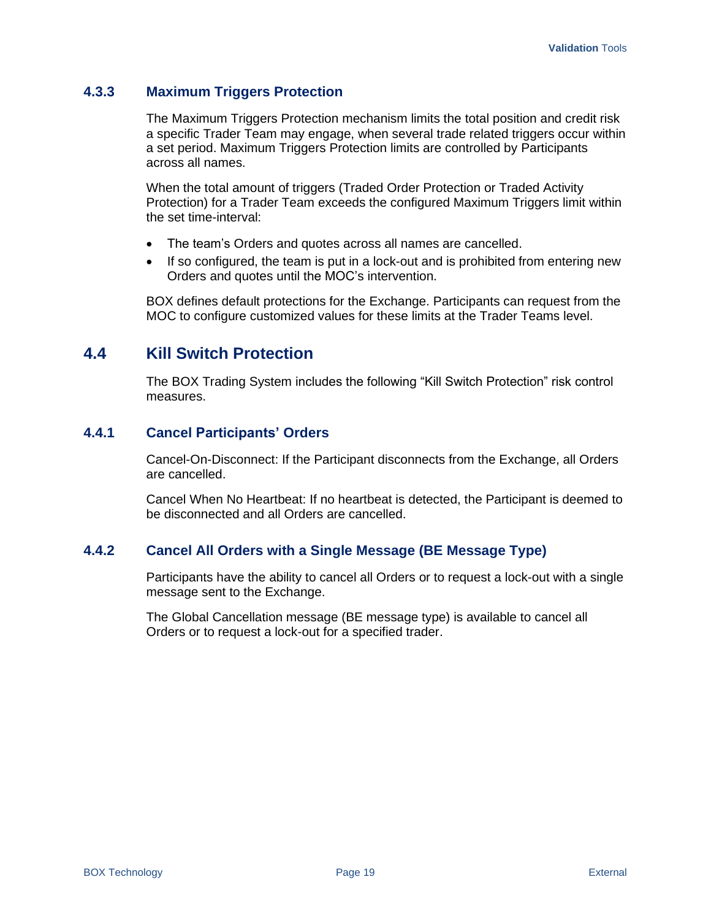### 4.3.3 Maximum Triggers Protection

The Maximum Triggers Protection mechanism limits the total position and credit risk a specific Trader Team may engage, when several trade related triggers occur within a set period. Maximum Triggers Protection limits are controlled by Participants across all names.

When the total amount of triggers (Traded Order Protection or Traded Activity Protection) for a Trader Team exceeds the configured Maximum Triggers limit within the set time-interval:

- The team's Orders and quotes across all names are cancelled.
- If so configured, the team is put in a lock-out and is prohibited from entering new Orders and quotes until the MOC's intervention.

BOX defines default protections for the Exchange. Participants can request from the MOC to configure customized values for these limits at the Trader Teams level.

## 4.4 Kill Switch Protection

The BOX Trading System includes the following "Kill Switch Protection" risk control measures.

### 4.4.1 Cancel Participants' Orders

Cancel-On-Disconnect: If the Participant disconnects from the Exchange, all Orders are cancelled.

Cancel When No Heartbeat: If no heartbeat is detected, the Participant is deemed to be disconnected and all Orders are cancelled.

### 4.4.2 Cancel All Orders with a Single Message (BE Message Type)

Participants have the ability to cancel all Orders or to request a lock-out with a single message sent to the Exchange.

The Global Cancellation message (BE message type) is available to cancel all Orders or to request a lock-out for a specified trader.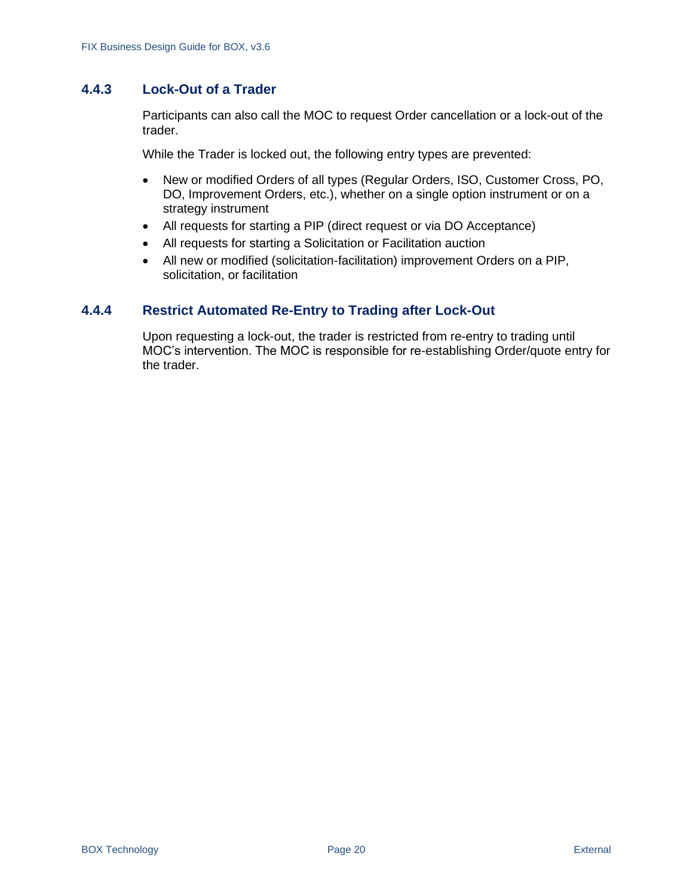### 4.4.3 Lock-Out of a Trader

Participants can also call the MOC to request Order cancellation or a lock-out of the trader.

While the Trader is locked out, the following entry types are prevented:

- New or modified Orders of all types (Regular Orders, ISO, Customer Cross, PO, DO, Improvement Orders, etc.), whether on a single option instrument or on a strategy instrument
- All requests for starting a PIP (direct request or via DO Acceptance)
- All requests for starting a Solicitation or Facilitation auction
- All new or modified (solicitation-facilitation) improvement Orders on a PIP, solicitation, or facilitation

### 4.4.4 Restrict Automated Re-Entry to Trading after Lock-Out

Upon requesting a lock-out, the trader is restricted from re-entry to trading until MOC's intervention. The MOC is responsible for re-establishing Order/quote entry for the trader.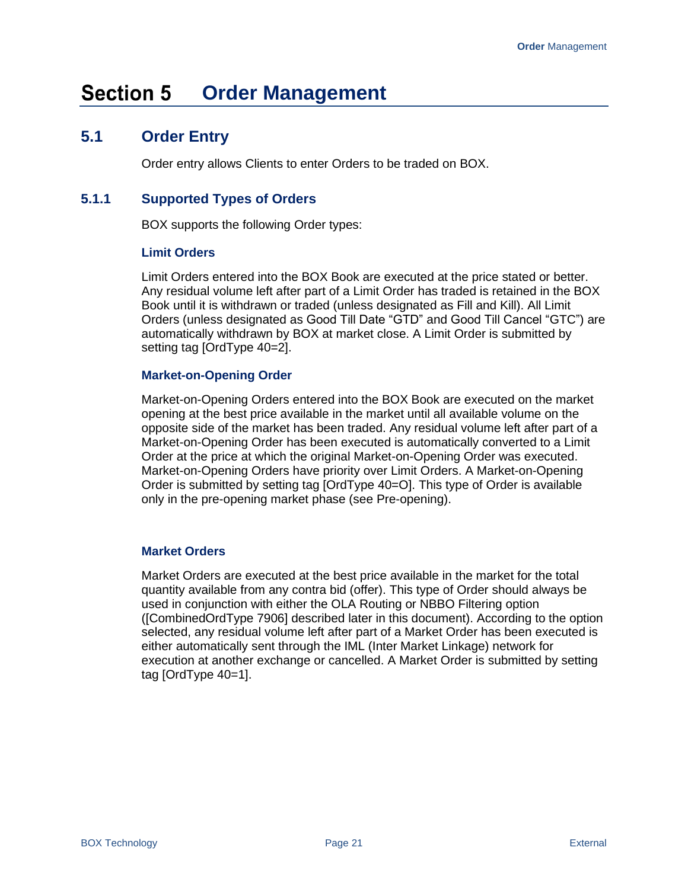# Section 5 Order Management

## 5.1 Order Entry

Order entry allows Clients to enter Orders to be traded on BOX.

### 5.1.1 Supported Types of Orders

BOX supports the following Order types:

#### Limit Orders

Limit Orders entered into the BOX Book are executed at the price stated or better. Any residual volume left after part of a Limit Order has traded is retained in the BOX Book until it is withdrawn or traded (unless designated as Fill and Kill). All Limit Orders (unless designated as Good Till Date "GTD" and Good Till Cancel "GTC") are automatically withdrawn by BOX at market close. A Limit Order is submitted by setting tag [OrdType 40=2].

#### Market-on-Opening Order

Market-on-Opening Orders entered into the BOX Book are executed on the market opening at the best price available in the market until all available volume on the opposite side of the market has been traded. Any residual volume left after part of a Market-on-Opening Order has been executed is automatically converted to a Limit Order at the price at which the original Market-on-Opening Order was executed. Market-on-Opening Orders have priority over Limit Orders. A Market-on-Opening Order is submitted by setting tag [OrdType 40=O]. This type of Order is available only in the pre-opening market phase (see Pre-opening).

#### Market Orders

Market Orders are executed at the best price available in the market for the total quantity available from any contra bid (offer). This type of Order should always be used in conjunction with either the OLA Routing or NBBO Filtering option ([CombinedOrdType 7906] described later in this document). According to the option selected, any residual volume left after part of a Market Order has been executed is either automatically sent through the IML (Inter Market Linkage) network for execution at another exchange or cancelled. A Market Order is submitted by setting tag [OrdType 40=1].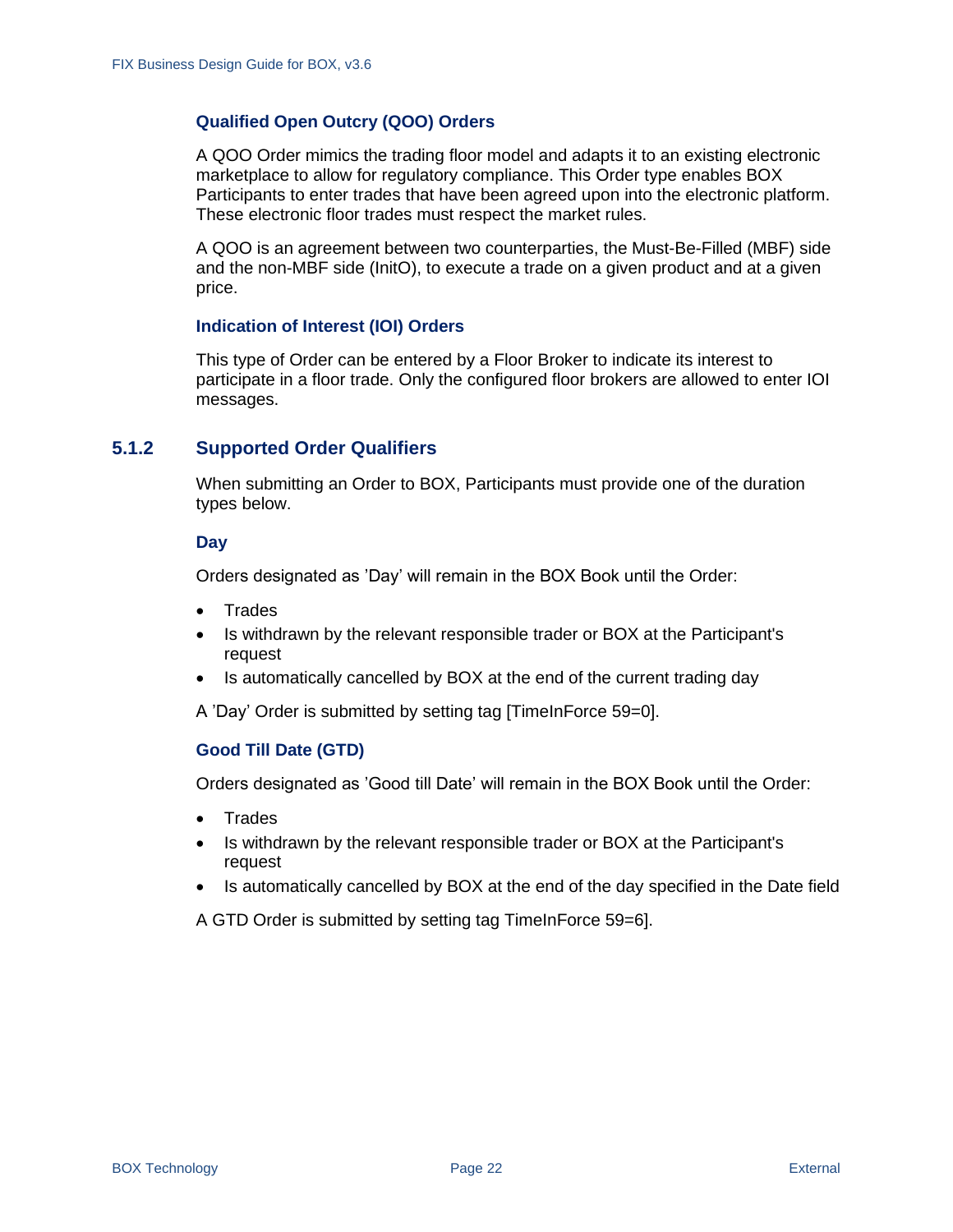#### Qualified Open Outcry (QOO) Orders

A QOO Order mimics the trading floor model and adapts it to an existing electronic marketplace to allow for regulatory compliance. This Order type enables BOX Participants to enter trades that have been agreed upon into the electronic platform. These electronic floor trades must respect the market rules.

A QOO is an agreement between two counterparties, the Must-Be-Filled (MBF) side and the non-MBF side (InitO), to execute a trade on a given product and at a given price.

#### Indication of Interest (IOI) Orders

This type of Order can be entered by a Floor Broker to indicate its interest to participate in a floor trade. Only the configured floor brokers are allowed to enter IOI messages.

### 5.1.2 Supported Order Qualifiers

When submitting an Order to BOX, Participants must provide one of the duration types below.

#### Day

Orders designated as 'Day' will remain in the BOX Book until the Order:

- Trades
- Is withdrawn by the relevant responsible trader or BOX at the Participant's request
- Is automatically cancelled by BOX at the end of the current trading day

A 'Day' Order is submitted by setting tag [TimeInForce 59=0].

#### Good Till Date (GTD)

Orders designated as 'Good till Date' will remain in the BOX Book until the Order:

- Trades
- Is withdrawn by the relevant responsible trader or BOX at the Participant's request
- Is automatically cancelled by BOX at the end of the day specified in the Date field

A GTD Order is submitted by setting tag TimeInForce 59=6].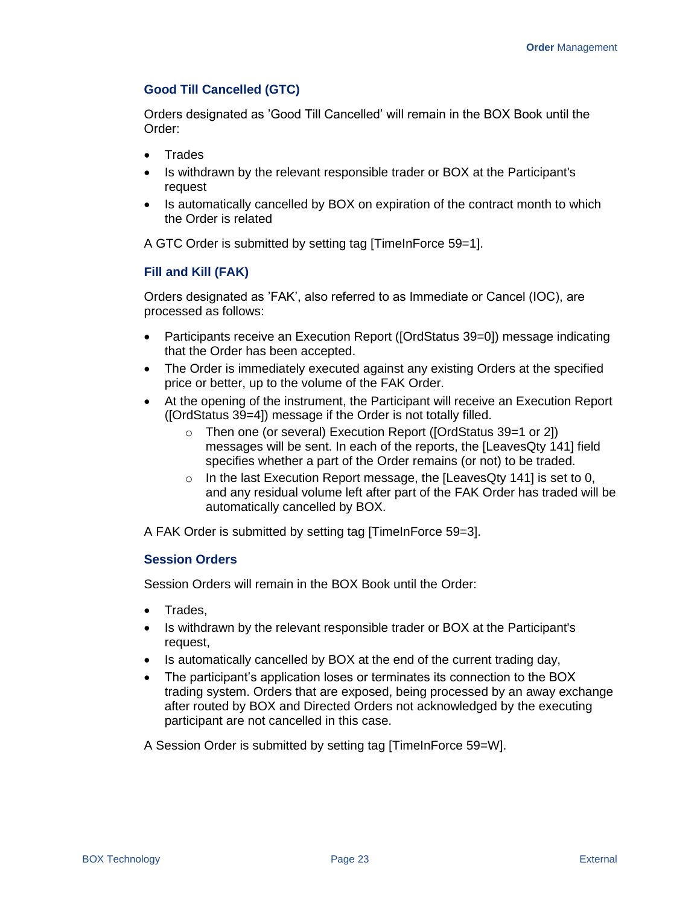### Good Till Cancelled (GTC)

Orders designated as 'Good Till Cancelled' will remain in the BOX Book until the Order:

- Trades
- Is withdrawn by the relevant responsible trader or BOX at the Participant's request
- Is automatically cancelled by BOX on expiration of the contract month to which the Order is related

A GTC Order is submitted by setting tag [TimeInForce 59=1].

### Fill and Kill (FAK)

Orders designated as 'FAK', also referred to as Immediate or Cancel (IOC), are processed as follows:

- Participants receive an Execution Report ([OrdStatus 39=0]) message indicating that the Order has been accepted.
- The Order is immediately executed against any existing Orders at the specified price or better, up to the volume of the FAK Order.
- At the opening of the instrument, the Participant will receive an Execution Report ([OrdStatus 39=4]) message if the Order is not totally filled.
  - Then one (or several) Execution Report ([OrdStatus 39=1 or 2]) messages will be sent. In each of the reports, the [LeavesQty 141] field specifies whether a part of the Order remains (or not) to be traded.
  - In the last Execution Report message, the [LeavesQty 141] is set to 0, and any residual volume left after part of the FAK Order has traded will be automatically cancelled by BOX.

A FAK Order is submitted by setting tag [TimeInForce 59=3].

### Session Orders

Session Orders will remain in the BOX Book until the Order:

- Trades,
- Is withdrawn by the relevant responsible trader or BOX at the Participant's request,
- Is automatically cancelled by BOX at the end of the current trading day,
- The participant's application loses or terminates its connection to the BOX trading system. Orders that are exposed, being processed by an away exchange after routed by BOX and Directed Orders not acknowledged by the executing participant are not cancelled in this case.

A Session Order is submitted by setting tag [TimeInForce 59=W].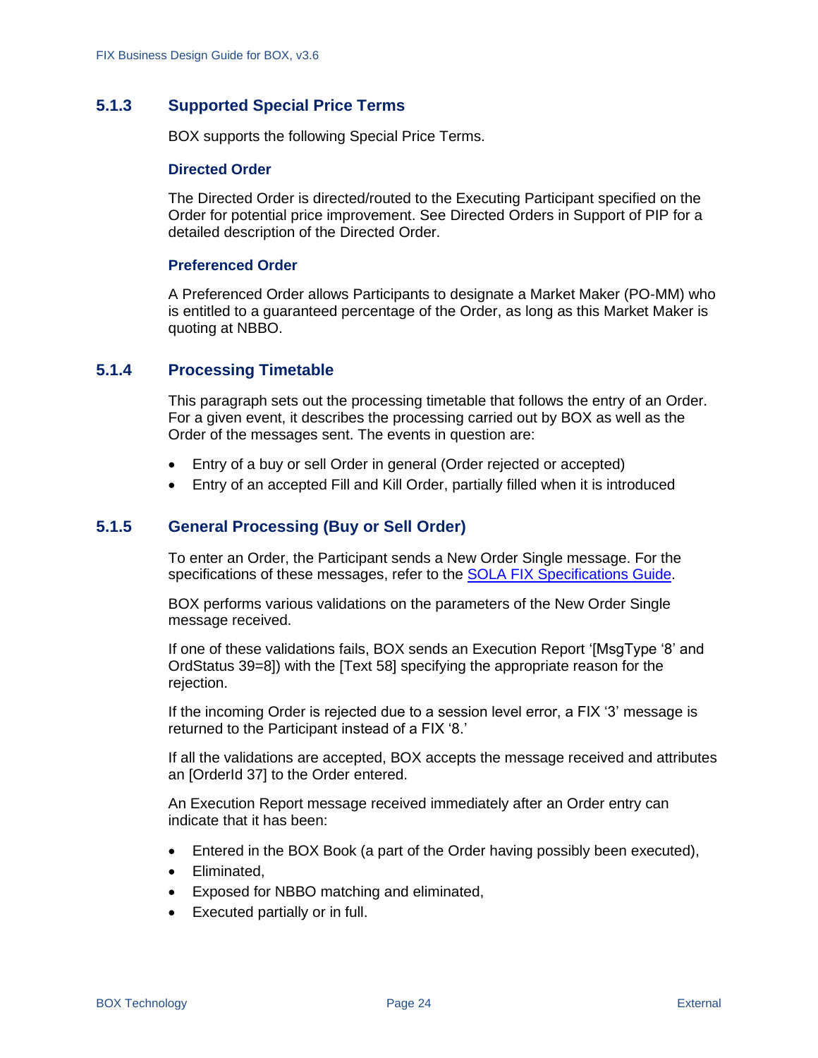### 5.1.3 Supported Special Price Terms

BOX supports the following Special Price Terms.

#### Directed Order

The Directed Order is directed/routed to the Executing Participant specified on the Order for potential price improvement. See Directed Orders in Support of PIP for a detailed description of the Directed Order.

#### Preferenced Order

A Preferenced Order allows Participants to designate a Market Maker (PO-MM) who is entitled to a guaranteed percentage of the Order, as long as this Market Maker is quoting at NBBO.

### 5.1.4 Processing Timetable

This paragraph sets out the processing timetable that follows the entry of an Order. For a given event, it describes the processing carried out by BOX as well as the Order of the messages sent. The events in question are:

- Entry of a buy or sell Order in general (Order rejected or accepted)
- Entry of an accepted Fill and Kill Order, partially filled when it is introduced

### 5.1.5 General Processing (Buy or Sell Order)

To enter an Order, the Participant sends a New Order Single message. For the specifications of these messages, refer to the SOLA FIX Specifications Guide.

BOX performs various validations on the parameters of the New Order Single message received.

If one of these validations fails, BOX sends an Execution Report '[MsgType '8' and OrdStatus 39=8]) with the [Text 58] specifying the appropriate reason for the rejection.

If the incoming Order is rejected due to a session level error, a FIX '3' message is returned to the Participant instead of a FIX '8.'

If all the validations are accepted, BOX accepts the message received and attributes an [OrderId 37] to the Order entered.

An Execution Report message received immediately after an Order entry can indicate that it has been:

- Entered in the BOX Book (a part of the Order having possibly been executed),
- Eliminated,
- Exposed for NBBO matching and eliminated,
- Executed partially or in full.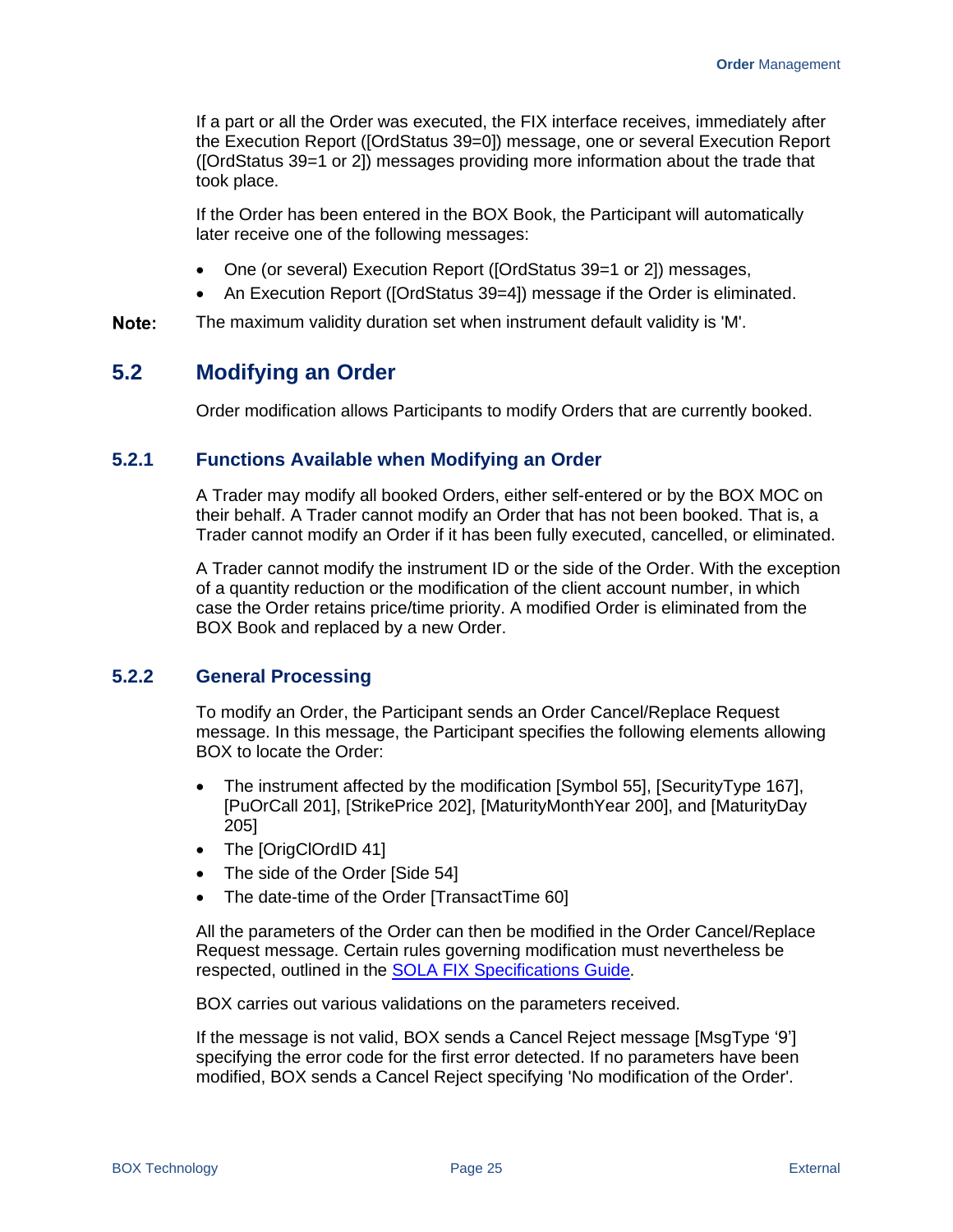If a part or all the Order was executed, the FIX interface receives, immediately after the Execution Report ([OrdStatus 39=0]) message, one or several Execution Report ([OrdStatus 39=1 or 2]) messages providing more information about the trade that took place.

If the Order has been entered in the BOX Book, the Participant will automatically later receive one of the following messages:

- One (or several) Execution Report ([OrdStatus 39=1 or 2]) messages,
- An Execution Report ([OrdStatus 39=4]) message if the Order is eliminated.

**Note:** The maximum validity duration set when instrument default validity is 'M'.

## 5.2 Modifying an Order

Order modification allows Participants to modify Orders that are currently booked.

### 5.2.1 Functions Available when Modifying an Order

A Trader may modify all booked Orders, either self-entered or by the BOX MOC on their behalf. A Trader cannot modify an Order that has not been booked. That is, a Trader cannot modify an Order if it has been fully executed, cancelled, or eliminated.

A Trader cannot modify the instrument ID or the side of the Order. With the exception of a quantity reduction or the modification of the client account number, in which case the Order retains price/time priority. A modified Order is eliminated from the BOX Book and replaced by a new Order.

### 5.2.2 General Processing

To modify an Order, the Participant sends an Order Cancel/Replace Request message. In this message, the Participant specifies the following elements allowing BOX to locate the Order:

- The instrument affected by the modification [Symbol 55], [SecurityType 167], [PuOrCall 201], [StrikePrice 202], [MaturityMonthYear 200], and [MaturityDay 205]
- The [OrigClOrdID 41]
- The side of the Order [Side 54]
- The date-time of the Order [TransactTime 60]

All the parameters of the Order can then be modified in the Order Cancel/Replace Request message. Certain rules governing modification must nevertheless be respected, outlined in the SOLA FIX Specifications Guide.

BOX carries out various validations on the parameters received.

If the message is not valid, BOX sends a Cancel Reject message [MsgType '9'] specifying the error code for the first error detected. If no parameters have been modified, BOX sends a Cancel Reject specifying 'No modification of the Order'.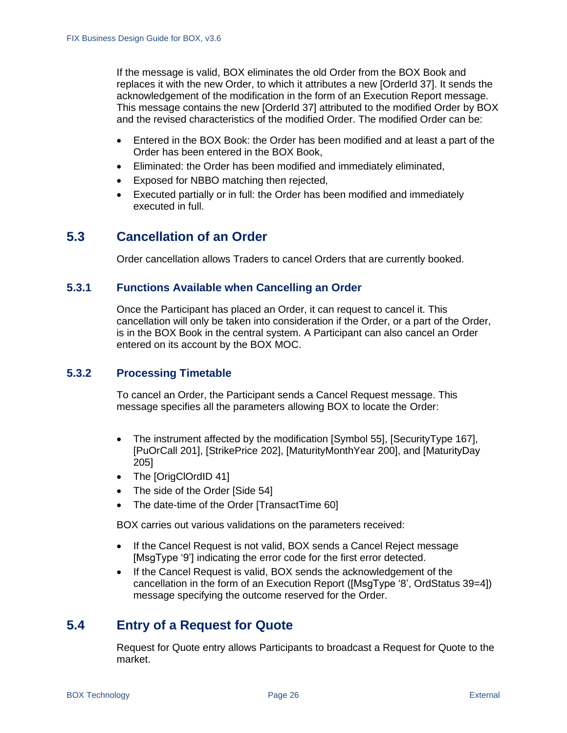If the message is valid, BOX eliminates the old Order from the BOX Book and replaces it with the new Order, to which it attributes a new [OrderId 37]. It sends the acknowledgement of the modification in the form of an Execution Report message. This message contains the new [OrderId 37] attributed to the modified Order by BOX and the revised characteristics of the modified Order. The modified Order can be:

- Entered in the BOX Book: the Order has been modified and at least a part of the Order has been entered in the BOX Book,
- Eliminated: the Order has been modified and immediately eliminated,
- Exposed for NBBO matching then rejected,
- Executed partially or in full: the Order has been modified and immediately executed in full.

## 5.3 Cancellation of an Order

Order cancellation allows Traders to cancel Orders that are currently booked.

### 5.3.1 Functions Available when Cancelling an Order

Once the Participant has placed an Order, it can request to cancel it. This cancellation will only be taken into consideration if the Order, or a part of the Order, is in the BOX Book in the central system. A Participant can also cancel an Order entered on its account by the BOX MOC.

### 5.3.2 Processing Timetable

To cancel an Order, the Participant sends a Cancel Request message. This message specifies all the parameters allowing BOX to locate the Order:

- The instrument affected by the modification [Symbol 55], [SecurityType 167], [PuOrCall 201], [StrikePrice 202], [MaturityMonthYear 200], and [MaturityDay 205]
- The [OrigClOrdID 41]
- The side of the Order [Side 54]
- The date-time of the Order [TransactTime 60]

BOX carries out various validations on the parameters received:

- If the Cancel Request is not valid, BOX sends a Cancel Reject message [MsgType '9'] indicating the error code for the first error detected.
- If the Cancel Request is valid, BOX sends the acknowledgement of the cancellation in the form of an Execution Report ([MsgType '8', OrdStatus 39=4]) message specifying the outcome reserved for the Order.

## 5.4 Entry of a Request for Quote

Request for Quote entry allows Participants to broadcast a Request for Quote to the market.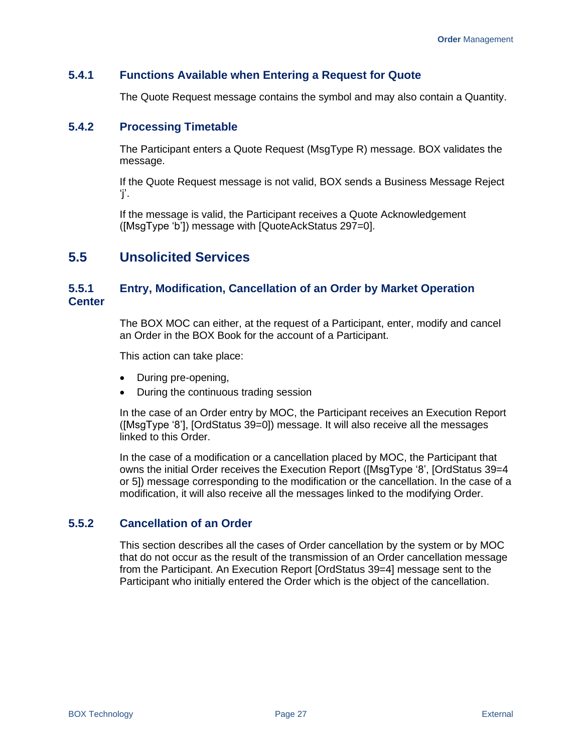### 5.4.1 Functions Available when Entering a Request for Quote

The Quote Request message contains the symbol and may also contain a Quantity.

### 5.4.2 Processing Timetable

The Participant enters a Quote Request (MsgType R) message. BOX validates the message.

If the Quote Request message is not valid, BOX sends a Business Message Reject 'j'.

If the message is valid, the Participant receives a Quote Acknowledgement ([MsgType 'b']) message with [QuoteAckStatus 297=0].

## 5.5 Unsolicited Services

### 5.5.1 Entry, Modification, Cancellation of an Order by Market Operation Center

The BOX MOC can either, at the request of a Participant, enter, modify and cancel an Order in the BOX Book for the account of a Participant.

This action can take place:

- During pre-opening,
- During the continuous trading session

In the case of an Order entry by MOC, the Participant receives an Execution Report ([MsgType '8'], [OrdStatus 39=0]) message. It will also receive all the messages linked to this Order.

In the case of a modification or a cancellation placed by MOC, the Participant that owns the initial Order receives the Execution Report ([MsgType '8', [OrdStatus 39=4 or 5]) message corresponding to the modification or the cancellation. In the case of a modification, it will also receive all the messages linked to the modifying Order.

### 5.5.2 Cancellation of an Order

This section describes all the cases of Order cancellation by the system or by MOC that do not occur as the result of the transmission of an Order cancellation message from the Participant. An Execution Report [OrdStatus 39=4] message sent to the Participant who initially entered the Order which is the object of the cancellation.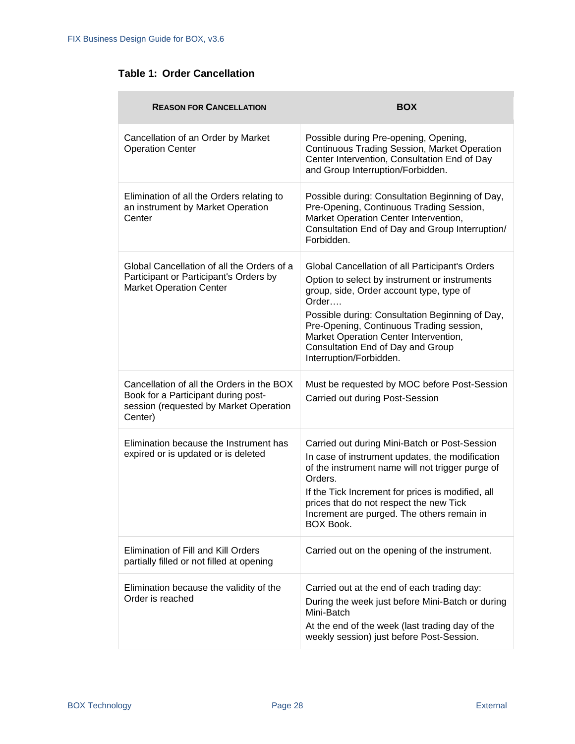**Table 1: Order Cancellation**

| Reason for Cancellation | BOX |
|---|---|
| Cancellation of an Order by Market Operation Center | Possible during Pre-opening, Opening, Continuous Trading Session, Market Operation Center Intervention, Consultation End of Day and Group Interruption/Forbidden. |
| Elimination of all the Orders relating to an instrument by Market Operation Center | Possible during: Consultation Beginning of Day, Pre-Opening, Continuous Trading Session, Market Operation Center Intervention, Consultation End of Day and Group Interruption/ Forbidden. |
| Global Cancellation of all the Orders of a Participant or Participant's Orders by Market Operation Center | Global Cancellation of all Participant's Orders<br>Option to select by instrument or instruments group, side, Order account type, type of Order….<br>Possible during: Consultation Beginning of Day, Pre-Opening, Continuous Trading session, Market Operation Center Intervention, Consultation End of Day and Group Interruption/Forbidden. |
| Cancellation of all the Orders in the BOX Book for a Participant during post-session (requested by Market Operation Center) | Must be requested by MOC before Post-Session<br>Carried out during Post-Session |
| Elimination because the Instrument has expired or is updated or is deleted | Carried out during Mini-Batch or Post-Session<br>In case of instrument updates, the modification of the instrument name will not trigger purge of Orders.<br>If the Tick Increment for prices is modified, all prices that do not respect the new Tick Increment are purged. The others remain in BOX Book. |
| Elimination of Fill and Kill Orders partially filled or not filled at opening | Carried out on the opening of the instrument. |
| Elimination because the validity of the Order is reached | Carried out at the end of each trading day:<br>During the week just before Mini-Batch or during Mini-Batch<br>At the end of the week (last trading day of the weekly session) just before Post-Session. |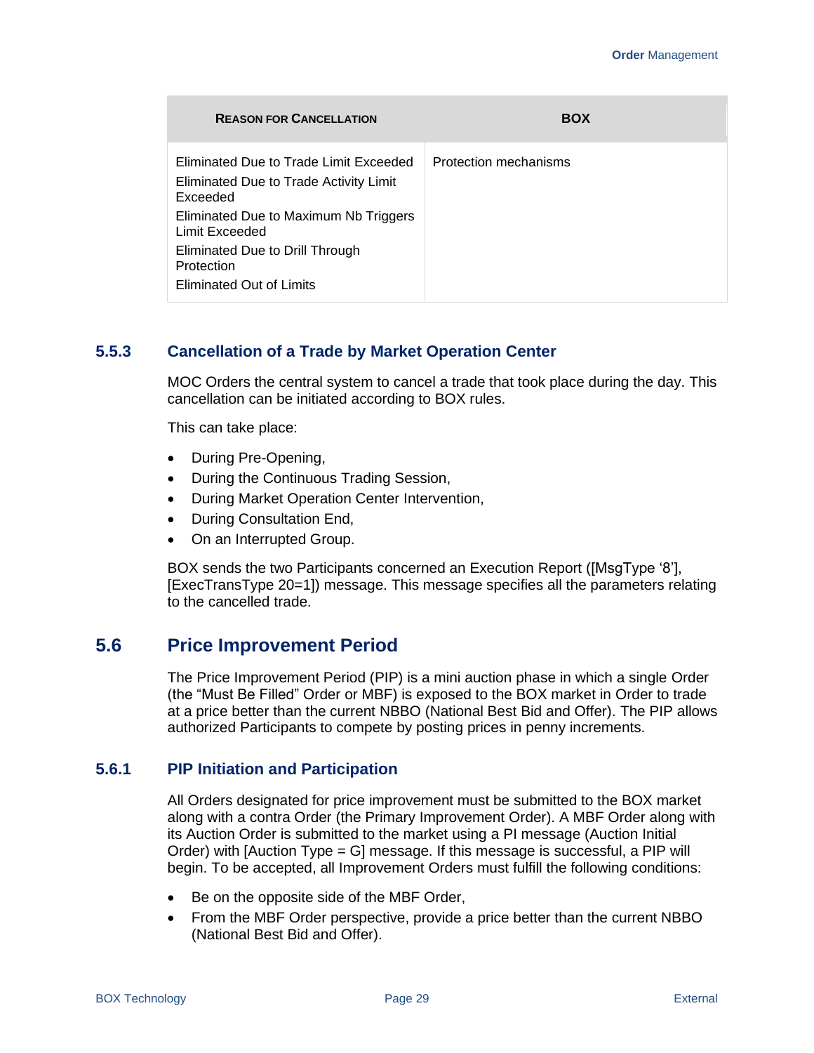| Reason for Cancellation | BOX |
| --- | --- |
| Eliminated Due to Trade Limit Exceeded<br>Eliminated Due to Trade Activity Limit Exceeded<br>Eliminated Due to Maximum Nb Triggers Limit Exceeded<br>Eliminated Due to Drill Through Protection<br>Eliminated Out of Limits | Protection mechanisms |

### 5.5.3 Cancellation of a Trade by Market Operation Center

MOC Orders the central system to cancel a trade that took place during the day. This cancellation can be initiated according to BOX rules.

This can take place:

- During Pre-Opening,
- During the Continuous Trading Session,
- During Market Operation Center Intervention,
- During Consultation End,
- On an Interrupted Group.

BOX sends the two Participants concerned an Execution Report ([MsgType '8'], [ExecTransType 20=1]) message. This message specifies all the parameters relating to the cancelled trade.

## 5.6 Price Improvement Period

The Price Improvement Period (PIP) is a mini auction phase in which a single Order (the "Must Be Filled" Order or MBF) is exposed to the BOX market in Order to trade at a price better than the current NBBO (National Best Bid and Offer). The PIP allows authorized Participants to compete by posting prices in penny increments.

### 5.6.1 PIP Initiation and Participation

All Orders designated for price improvement must be submitted to the BOX market along with a contra Order (the Primary Improvement Order). A MBF Order along with its Auction Order is submitted to the market using a PI message (Auction Initial Order) with [Auction Type = G] message. If this message is successful, a PIP will begin. To be accepted, all Improvement Orders must fulfill the following conditions:

- Be on the opposite side of the MBF Order,
- From the MBF Order perspective, provide a price better than the current NBBO (National Best Bid and Offer).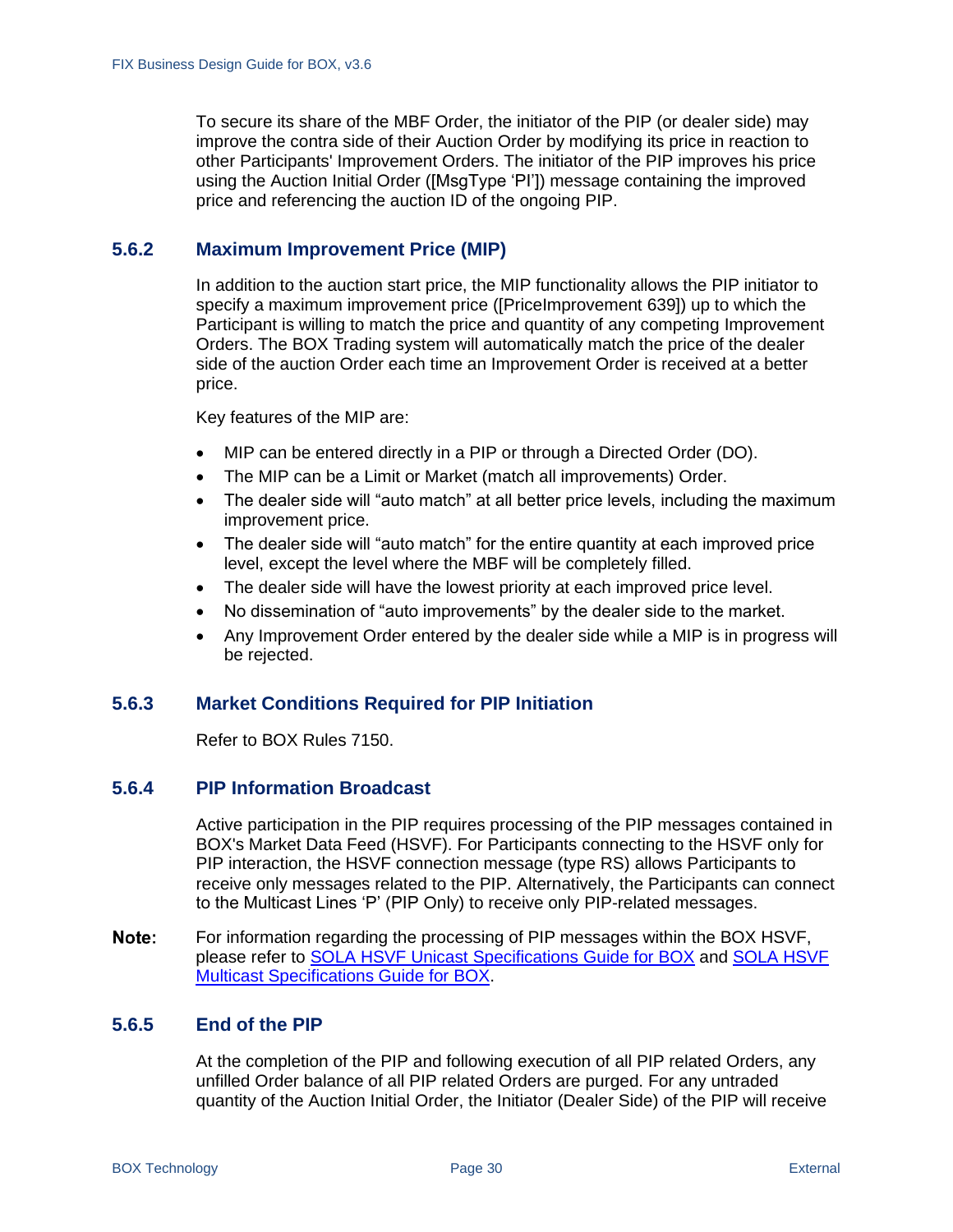To secure its share of the MBF Order, the initiator of the PIP (or dealer side) may improve the contra side of their Auction Order by modifying its price in reaction to other Participants' Improvement Orders. The initiator of the PIP improves his price using the Auction Initial Order ([MsgType 'PI']) message containing the improved price and referencing the auction ID of the ongoing PIP.

### 5.6.2 Maximum Improvement Price (MIP)

In addition to the auction start price, the MIP functionality allows the PIP initiator to specify a maximum improvement price ([PriceImprovement 639]) up to which the Participant is willing to match the price and quantity of any competing Improvement Orders. The BOX Trading system will automatically match the price of the dealer side of the auction Order each time an Improvement Order is received at a better price.

Key features of the MIP are:

- MIP can be entered directly in a PIP or through a Directed Order (DO).
- The MIP can be a Limit or Market (match all improvements) Order.
- The dealer side will "auto match" at all better price levels, including the maximum improvement price.
- The dealer side will "auto match" for the entire quantity at each improved price level, except the level where the MBF will be completely filled.
- The dealer side will have the lowest priority at each improved price level.
- No dissemination of "auto improvements" by the dealer side to the market.
- Any Improvement Order entered by the dealer side while a MIP is in progress will be rejected.

### 5.6.3 Market Conditions Required for PIP Initiation

Refer to BOX Rules 7150.

### 5.6.4 PIP Information Broadcast

Active participation in the PIP requires processing of the PIP messages contained in BOX's Market Data Feed (HSVF). For Participants connecting to the HSVF only for PIP interaction, the HSVF connection message (type RS) allows Participants to receive only messages related to the PIP. Alternatively, the Participants can connect to the Multicast Lines 'P' (PIP Only) to receive only PIP-related messages.

**Note:** For information regarding the processing of PIP messages within the BOX HSVF, please refer to SOLA HSVF Unicast Specifications Guide for BOX and SOLA HSVF Multicast Specifications Guide for BOX.

### 5.6.5 End of the PIP

At the completion of the PIP and following execution of all PIP related Orders, any unfilled Order balance of all PIP related Orders are purged. For any untraded quantity of the Auction Initial Order, the Initiator (Dealer Side) of the PIP will receive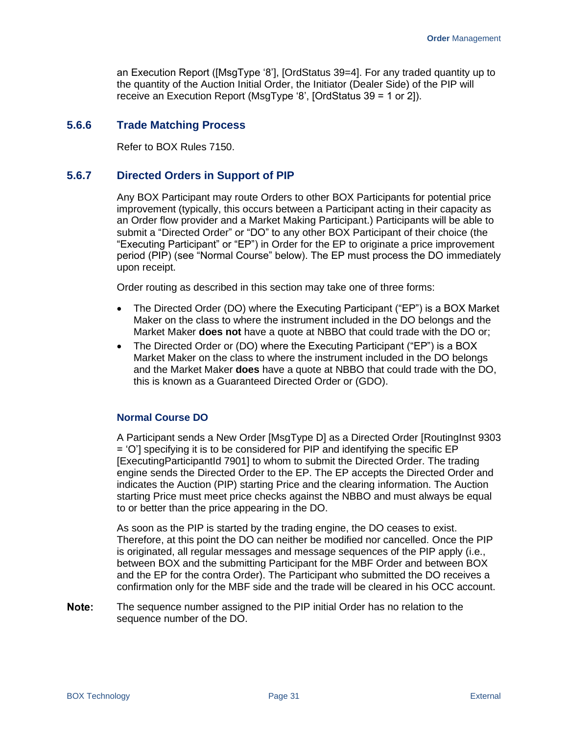an Execution Report ([MsgType '8'], [OrdStatus 39=4]. For any traded quantity up to the quantity of the Auction Initial Order, the Initiator (Dealer Side) of the PIP will receive an Execution Report (MsgType '8', [OrdStatus 39 = 1 or 2]).

### 5.6.6 Trade Matching Process

Refer to BOX Rules 7150.

### 5.6.7 Directed Orders in Support of PIP

Any BOX Participant may route Orders to other BOX Participants for potential price improvement (typically, this occurs between a Participant acting in their capacity as an Order flow provider and a Market Making Participant.) Participants will be able to submit a "Directed Order" or "DO" to any other BOX Participant of their choice (the "Executing Participant" or "EP") in Order for the EP to originate a price improvement period (PIP) (see "Normal Course" below). The EP must process the DO immediately upon receipt.

Order routing as described in this section may take one of three forms:

- The Directed Order (DO) where the Executing Participant ("EP") is a BOX Market Maker on the class to where the instrument included in the DO belongs and the Market Maker **does not** have a quote at NBBO that could trade with the DO or;
- The Directed Order or (DO) where the Executing Participant ("EP") is a BOX Market Maker on the class to where the instrument included in the DO belongs and the Market Maker **does** have a quote at NBBO that could trade with the DO, this is known as a Guaranteed Directed Order or (GDO).

#### Normal Course DO

A Participant sends a New Order [MsgType D] as a Directed Order [RoutingInst 9303 = 'O'] specifying it is to be considered for PIP and identifying the specific EP [ExecutingParticipantId 7901] to whom to submit the Directed Order. The trading engine sends the Directed Order to the EP. The EP accepts the Directed Order and indicates the Auction (PIP) starting Price and the clearing information. The Auction starting Price must meet price checks against the NBBO and must always be equal to or better than the price appearing in the DO.

As soon as the PIP is started by the trading engine, the DO ceases to exist. Therefore, at this point the DO can neither be modified nor cancelled. Once the PIP is originated, all regular messages and message sequences of the PIP apply (i.e., between BOX and the submitting Participant for the MBF Order and between BOX and the EP for the contra Order). The Participant who submitted the DO receives a confirmation only for the MBF side and the trade will be cleared in his OCC account.

**Note:** The sequence number assigned to the PIP initial Order has no relation to the sequence number of the DO.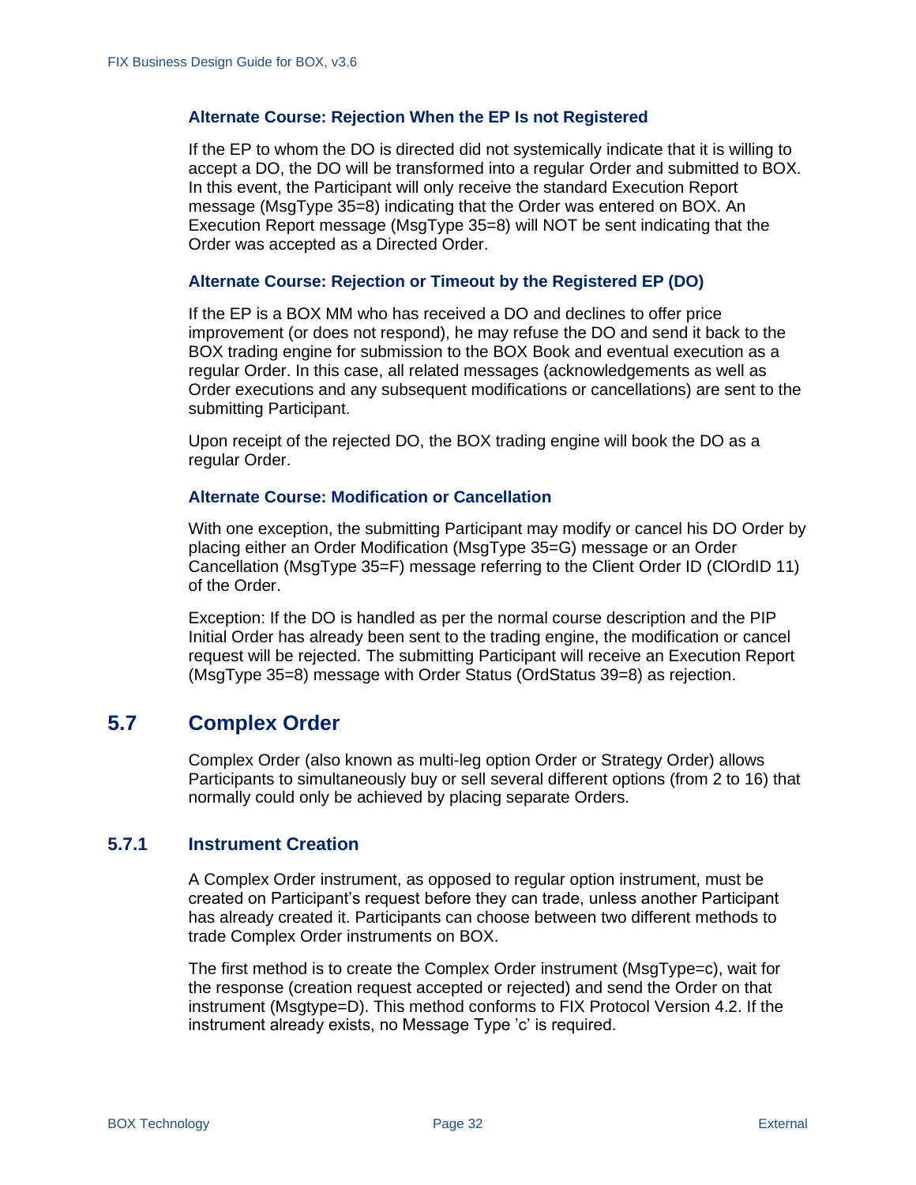#### Alternate Course: Rejection When the EP Is not Registered

If the EP to whom the DO is directed did not systemically indicate that it is willing to accept a DO, the DO will be transformed into a regular Order and submitted to BOX. In this event, the Participant will only receive the standard Execution Report message (MsgType 35=8) indicating that the Order was entered on BOX. An Execution Report message (MsgType 35=8) will NOT be sent indicating that the Order was accepted as a Directed Order.

#### Alternate Course: Rejection or Timeout by the Registered EP (DO)

If the EP is a BOX MM who has received a DO and declines to offer price improvement (or does not respond), he may refuse the DO and send it back to the BOX trading engine for submission to the BOX Book and eventual execution as a regular Order. In this case, all related messages (acknowledgements as well as Order executions and any subsequent modifications or cancellations) are sent to the submitting Participant.

Upon receipt of the rejected DO, the BOX trading engine will book the DO as a regular Order.

#### Alternate Course: Modification or Cancellation

With one exception, the submitting Participant may modify or cancel his DO Order by placing either an Order Modification (MsgType 35=G) message or an Order Cancellation (MsgType 35=F) message referring to the Client Order ID (ClOrdID 11) of the Order.

Exception: If the DO is handled as per the normal course description and the PIP Initial Order has already been sent to the trading engine, the modification or cancel request will be rejected. The submitting Participant will receive an Execution Report (MsgType 35=8) message with Order Status (OrdStatus 39=8) as rejection.

## 5.7 Complex Order

Complex Order (also known as multi-leg option Order or Strategy Order) allows Participants to simultaneously buy or sell several different options (from 2 to 16) that normally could only be achieved by placing separate Orders.

### 5.7.1 Instrument Creation

A Complex Order instrument, as opposed to regular option instrument, must be created on Participant's request before they can trade, unless another Participant has already created it. Participants can choose between two different methods to trade Complex Order instruments on BOX.

The first method is to create the Complex Order instrument (MsgType=c), wait for the response (creation request accepted or rejected) and send the Order on that instrument (Msgtype=D). This method conforms to FIX Protocol Version 4.2. If the instrument already exists, no Message Type 'c' is required.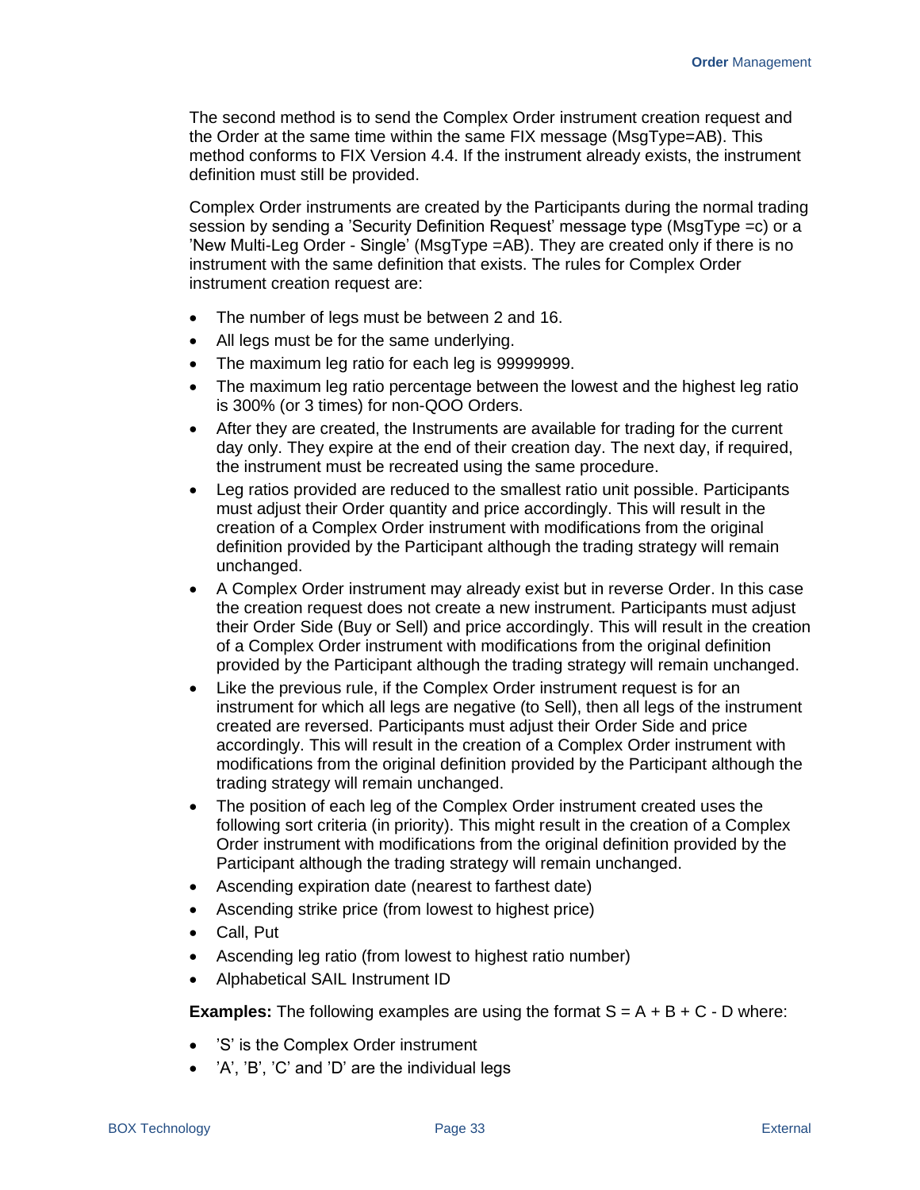The second method is to send the Complex Order instrument creation request and the Order at the same time within the same FIX message (MsgType=AB). This method conforms to FIX Version 4.4. If the instrument already exists, the instrument definition must still be provided.

Complex Order instruments are created by the Participants during the normal trading session by sending a 'Security Definition Request' message type (MsgType =c) or a 'New Multi-Leg Order - Single' (MsgType =AB). They are created only if there is no instrument with the same definition that exists. The rules for Complex Order instrument creation request are:

- The number of legs must be between 2 and 16.
- All legs must be for the same underlying.
- The maximum leg ratio for each leg is 99999999.
- The maximum leg ratio percentage between the lowest and the highest leg ratio is 300% (or 3 times) for non-QOO Orders.
- After they are created, the Instruments are available for trading for the current day only. They expire at the end of their creation day. The next day, if required, the instrument must be recreated using the same procedure.
- Leg ratios provided are reduced to the smallest ratio unit possible. Participants must adjust their Order quantity and price accordingly. This will result in the creation of a Complex Order instrument with modifications from the original definition provided by the Participant although the trading strategy will remain unchanged.
- A Complex Order instrument may already exist but in reverse Order. In this case the creation request does not create a new instrument. Participants must adjust their Order Side (Buy or Sell) and price accordingly. This will result in the creation of a Complex Order instrument with modifications from the original definition provided by the Participant although the trading strategy will remain unchanged.
- Like the previous rule, if the Complex Order instrument request is for an instrument for which all legs are negative (to Sell), then all legs of the instrument created are reversed. Participants must adjust their Order Side and price accordingly. This will result in the creation of a Complex Order instrument with modifications from the original definition provided by the Participant although the trading strategy will remain unchanged.
- The position of each leg of the Complex Order instrument created uses the following sort criteria (in priority). This might result in the creation of a Complex Order instrument with modifications from the original definition provided by the Participant although the trading strategy will remain unchanged.
- Ascending expiration date (nearest to farthest date)
- Ascending strike price (from lowest to highest price)
- Call, Put
- Ascending leg ratio (from lowest to highest ratio number)
- Alphabetical SAIL Instrument ID

**Examples:** The following examples are using the format S = A + B + C - D where:

- 'S' is the Complex Order instrument
- 'A', 'B', 'C' and 'D' are the individual legs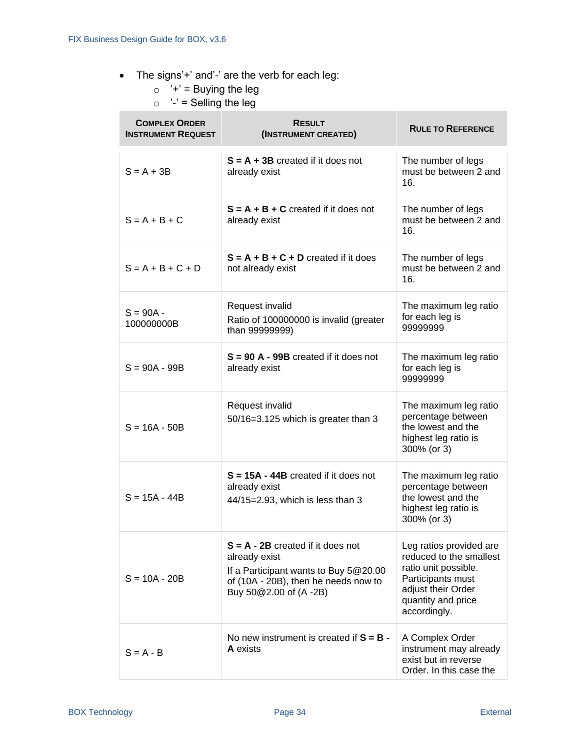- The signs'+' and'-' are the verb for each leg:
  - '+' = Buying the leg
  - '-' = Selling the leg

| Complex Order Instrument Request | Result (Instrument Created) | Rule to Reference |
|---|---|---|
| S = A + 3B | **S = A + 3B** created if it does not already exist | The number of legs must be between 2 and 16. |
| S = A + B + C | **S = A + B + C** created if it does not already exist | The number of legs must be between 2 and 16. |
| S = A + B + C + D | **S = A + B + C + D** created if it does not already exist | The number of legs must be between 2 and 16. |
| S = 90A - 100000000B | Request invalid<br>Ratio of 100000000 is invalid (greater than 99999999) | The maximum leg ratio for each leg is 99999999 |
| S = 90A - 99B | **S = 90 A - 99B** created if it does not already exist | The maximum leg ratio for each leg is 99999999 |
| S = 16A - 50B | Request invalid<br>50/16=3.125 which is greater than 3 | The maximum leg ratio percentage between the lowest and the highest leg ratio is 300% (or 3) |
| S = 15A - 44B | **S = 15A - 44B** created if it does not already exist<br>44/15=2.93, which is less than 3 | The maximum leg ratio percentage between the lowest and the highest leg ratio is 300% (or 3) |
| S = 10A - 20B | **S = A - 2B** created if it does not already exist<br>If a Participant wants to Buy 5@20.00 of (10A - 20B), then he needs now to Buy 50@2.00 of (A -2B) | Leg ratios provided are reduced to the smallest ratio unit possible. Participants must adjust their Order quantity and price accordingly. |
| S = A - B | No new instrument is created if **S = B - A** exists | A Complex Order instrument may already exist but in reverse Order. In this case the |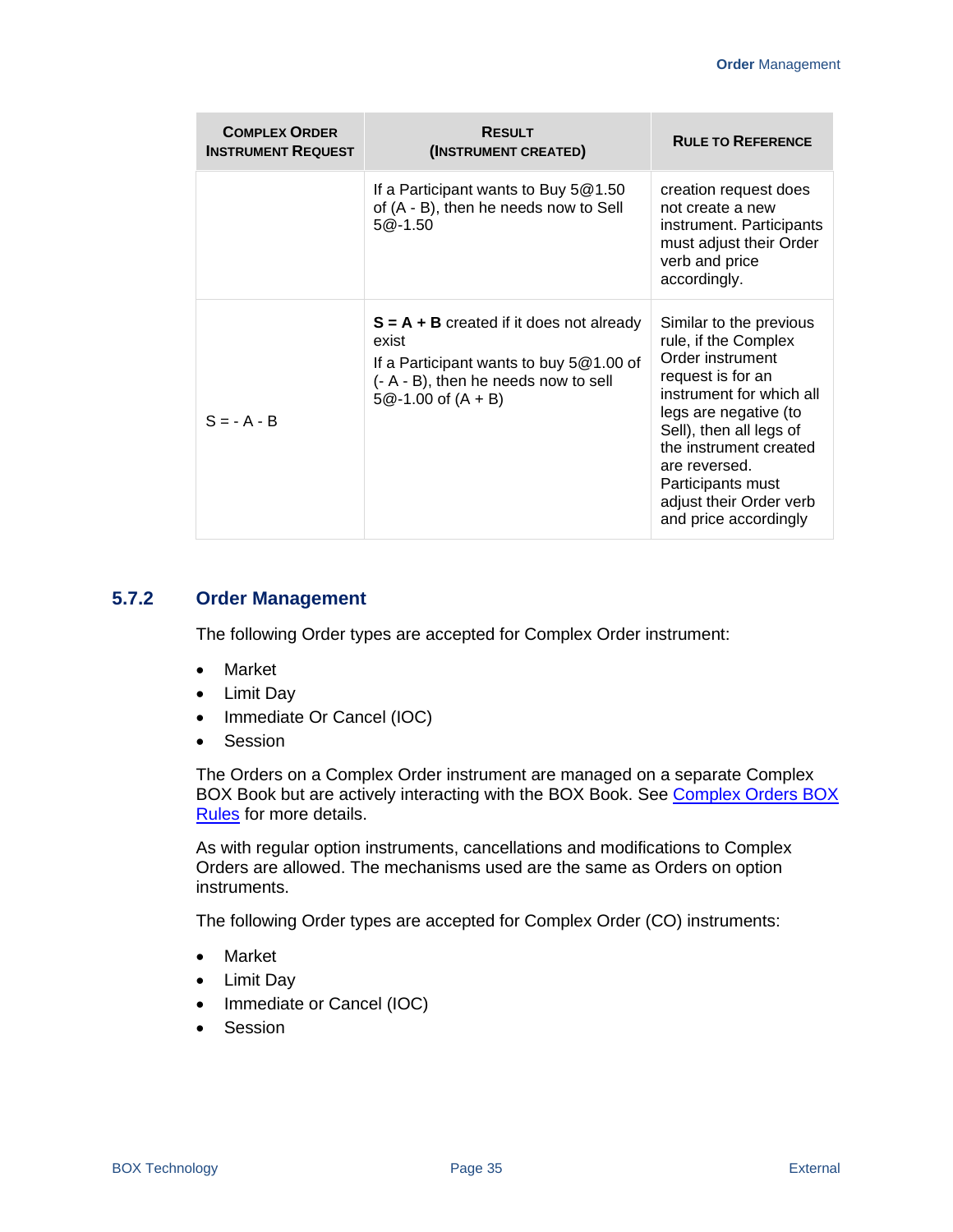| COMPLEX ORDER INSTRUMENT REQUEST | RESULT (INSTRUMENT CREATED) | RULE TO REFERENCE |
|---|---|---|
| | If a Participant wants to Buy 5@1.50 of (A - B), then he needs now to Sell 5@-1.50 | creation request does not create a new instrument. Participants must adjust their Order verb and price accordingly. |
| S = - A - B | **S = A + B** created if it does not already exist<br>If a Participant wants to buy 5@1.00 of (- A - B), then he needs now to sell 5@-1.00 of (A + B) | Similar to the previous rule, if the Complex Order instrument request is for an instrument for which all legs are negative (to Sell), then all legs of the instrument created are reversed. Participants must adjust their Order verb and price accordingly |

### 5.7.2 Order Management

The following Order types are accepted for Complex Order instrument:

- Market
- Limit Day
- Immediate Or Cancel (IOC)
- Session

The Orders on a Complex Order instrument are managed on a separate Complex BOX Book but are actively interacting with the BOX Book. See Complex Orders BOX Rules for more details.

As with regular option instruments, cancellations and modifications to Complex Orders are allowed. The mechanisms used are the same as Orders on option instruments.

The following Order types are accepted for Complex Order (CO) instruments:

- Market
- Limit Day
- Immediate or Cancel (IOC)
- Session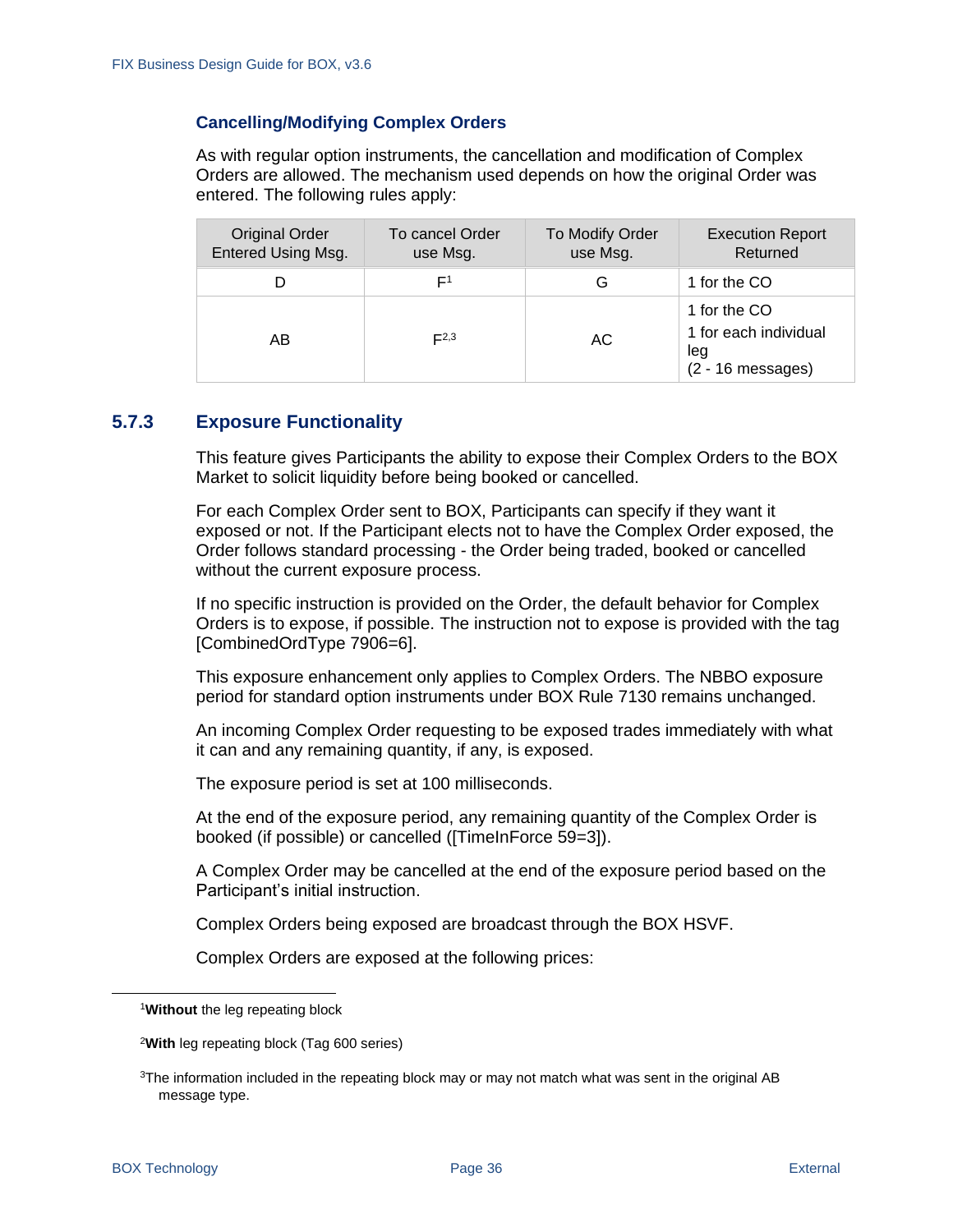### Cancelling/Modifying Complex Orders

As with regular option instruments, the cancellation and modification of Complex Orders are allowed. The mechanism used depends on how the original Order was entered. The following rules apply:

| Original Order Entered Using Msg. | To cancel Order use Msg. | To Modify Order use Msg. | Execution Report Returned |
|---|---|---|---|
| D | F[1] | G | 1 for the CO |
| AB | F[2,3] | AC | 1 for the CO<br>1 for each individual leg<br>(2 - 16 messages) |

## 5.7.3 Exposure Functionality

This feature gives Participants the ability to expose their Complex Orders to the BOX Market to solicit liquidity before being booked or cancelled.

For each Complex Order sent to BOX, Participants can specify if they want it exposed or not. If the Participant elects not to have the Complex Order exposed, the Order follows standard processing - the Order being traded, booked or cancelled without the current exposure process.

If no specific instruction is provided on the Order, the default behavior for Complex Orders is to expose, if possible. The instruction not to expose is provided with the tag [CombinedOrdType 7906=6].

This exposure enhancement only applies to Complex Orders. The NBBO exposure period for standard option instruments under BOX Rule 7130 remains unchanged.

An incoming Complex Order requesting to be exposed trades immediately with what it can and any remaining quantity, if any, is exposed.

The exposure period is set at 100 milliseconds.

At the end of the exposure period, any remaining quantity of the Complex Order is booked (if possible) or cancelled ([TimeInForce 59=3]).

A Complex Order may be cancelled at the end of the exposure period based on the Participant's initial instruction.

Complex Orders being exposed are broadcast through the BOX HSVF.

Complex Orders are exposed at the following prices:

---

[1] **Without** the leg repeating block

[2] **With** leg repeating block (Tag 600 series)

[3] The information included in the repeating block may or may not match what was sent in the original AB message type.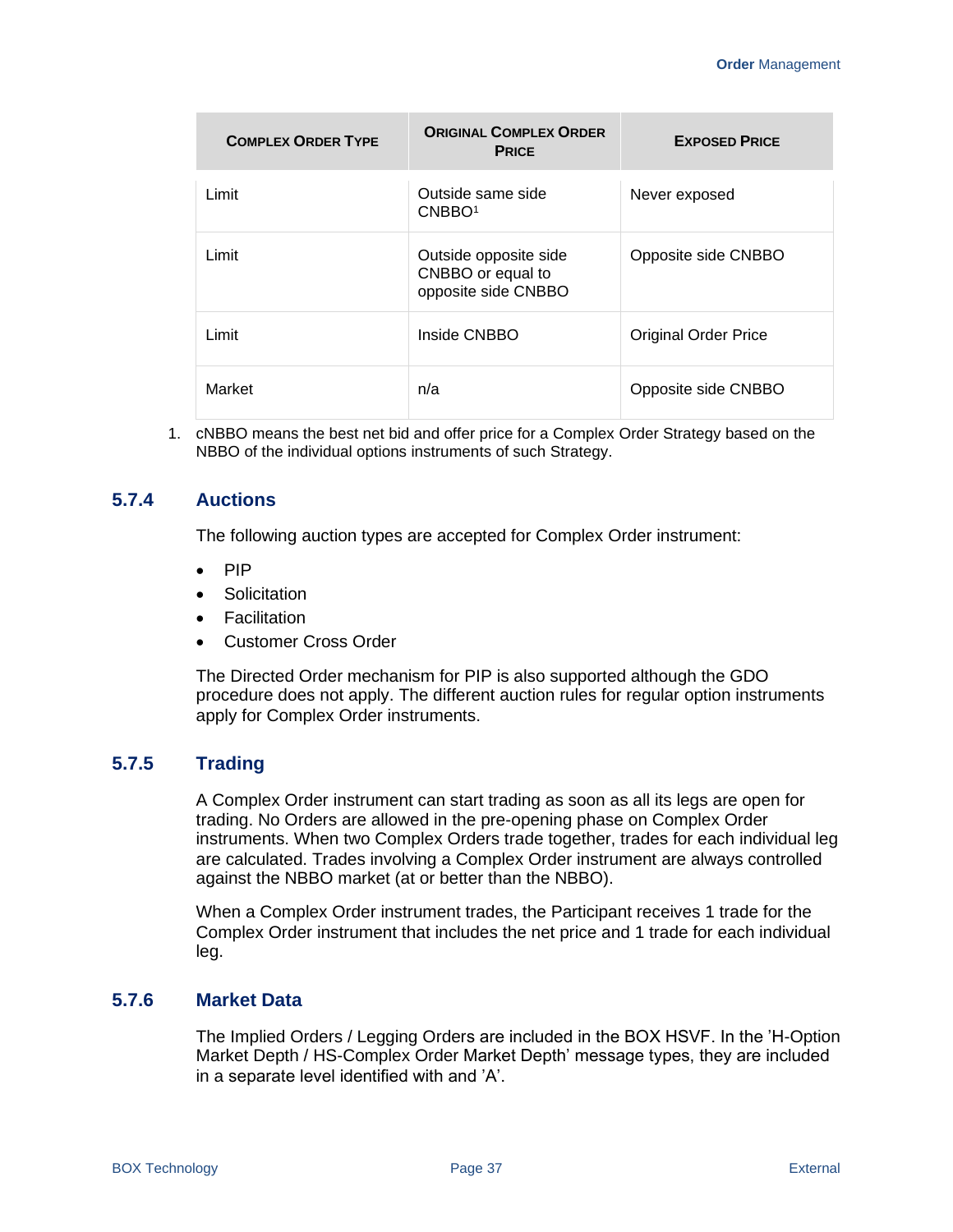| Complex Order Type | Original Complex Order Price | Exposed Price |
|---|---|---|
| Limit | Outside same side CNBBO[1] | Never exposed |
| Limit | Outside opposite side CNBBO or equal to opposite side CNBBO | Opposite side CNBBO |
| Limit | Inside CNBBO | Original Order Price |
| Market | n/a | Opposite side CNBBO |

1. cNBBO means the best net bid and offer price for a Complex Order Strategy based on the NBBO of the individual options instruments of such Strategy.

### 5.7.4 Auctions

The following auction types are accepted for Complex Order instrument:

- PIP
- Solicitation
- Facilitation
- Customer Cross Order

The Directed Order mechanism for PIP is also supported although the GDO procedure does not apply. The different auction rules for regular option instruments apply for Complex Order instruments.

### 5.7.5 Trading

A Complex Order instrument can start trading as soon as all its legs are open for trading. No Orders are allowed in the pre-opening phase on Complex Order instruments. When two Complex Orders trade together, trades for each individual leg are calculated. Trades involving a Complex Order instrument are always controlled against the NBBO market (at or better than the NBBO).

When a Complex Order instrument trades, the Participant receives 1 trade for the Complex Order instrument that includes the net price and 1 trade for each individual leg.

### 5.7.6 Market Data

The Implied Orders / Legging Orders are included in the BOX HSVF. In the 'H-Option Market Depth / HS-Complex Order Market Depth' message types, they are included in a separate level identified with and 'A'.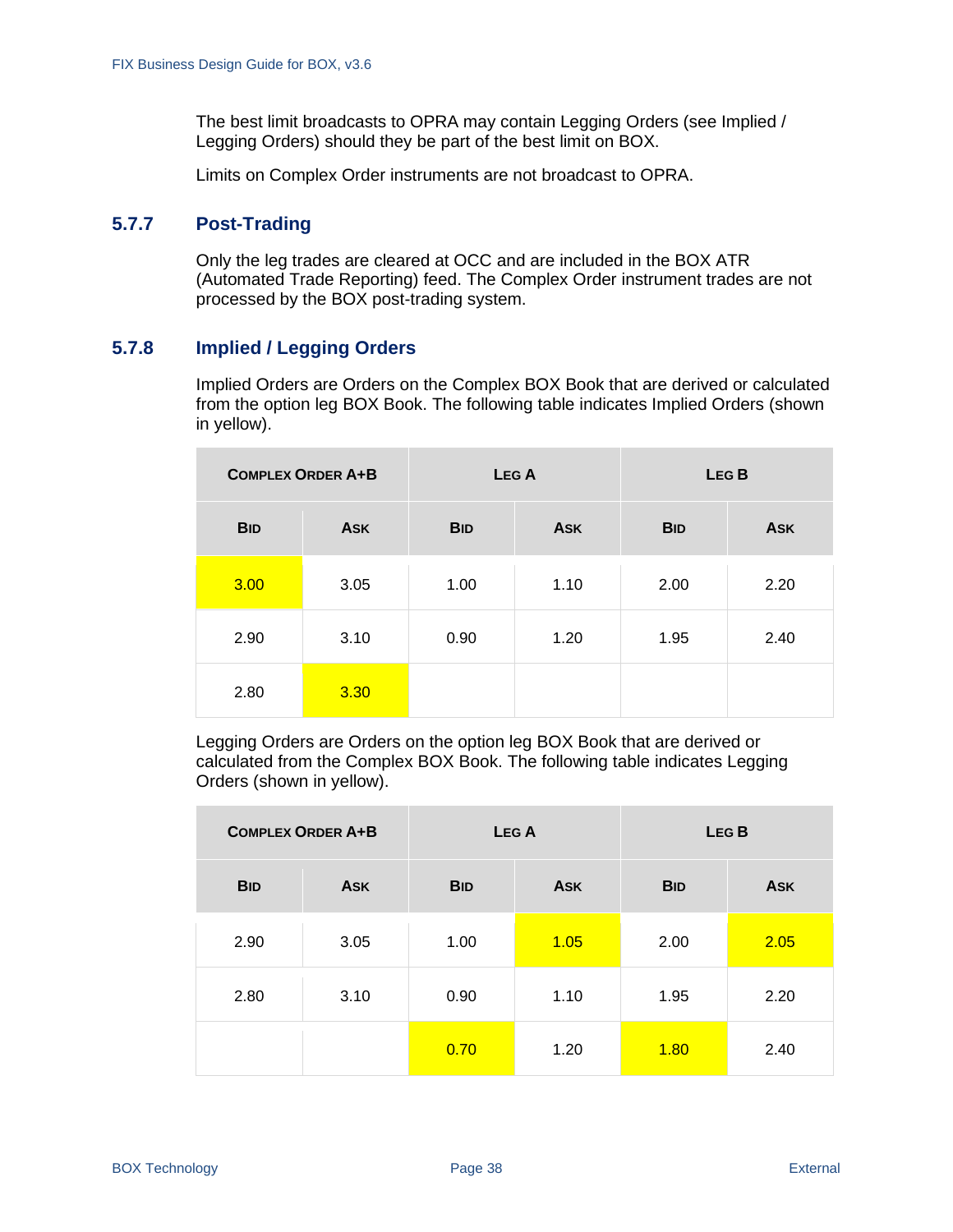The best limit broadcasts to OPRA may contain Legging Orders (see Implied / Legging Orders) should they be part of the best limit on BOX.

Limits on Complex Order instruments are not broadcast to OPRA.

### 5.7.7 Post-Trading

Only the leg trades are cleared at OCC and are included in the BOX ATR (Automated Trade Reporting) feed. The Complex Order instrument trades are not processed by the BOX post-trading system.

### 5.7.8 Implied / Legging Orders

Implied Orders are Orders on the Complex BOX Book that are derived or calculated from the option leg BOX Book. The following table indicates Implied Orders (shown in yellow).

| Complex Order A+B | | Leg A | | Leg B | |
|---|---|---|---|---|---|
| Bid | Ask | Bid | Ask | Bid | Ask |
| 3.00 | 3.05 | 1.00 | 1.10 | 2.00 | 2.20 |
| 2.90 | 3.10 | 0.90 | 1.20 | 1.95 | 2.40 |
| 2.80 | 3.30 | | | | |

Legging Orders are Orders on the option leg BOX Book that are derived or calculated from the Complex BOX Book. The following table indicates Legging Orders (shown in yellow).

| Complex Order A+B | | Leg A | | Leg B | |
|---|---|---|---|---|---|
| Bid | Ask | Bid | Ask | Bid | Ask |
| 2.90 | 3.05 | 1.00 | 1.05 | 2.00 | 2.05 |
| 2.80 | 3.10 | 0.90 | 1.10 | 1.95 | 2.20 |
| | | 0.70 | 1.20 | 1.80 | 2.40 |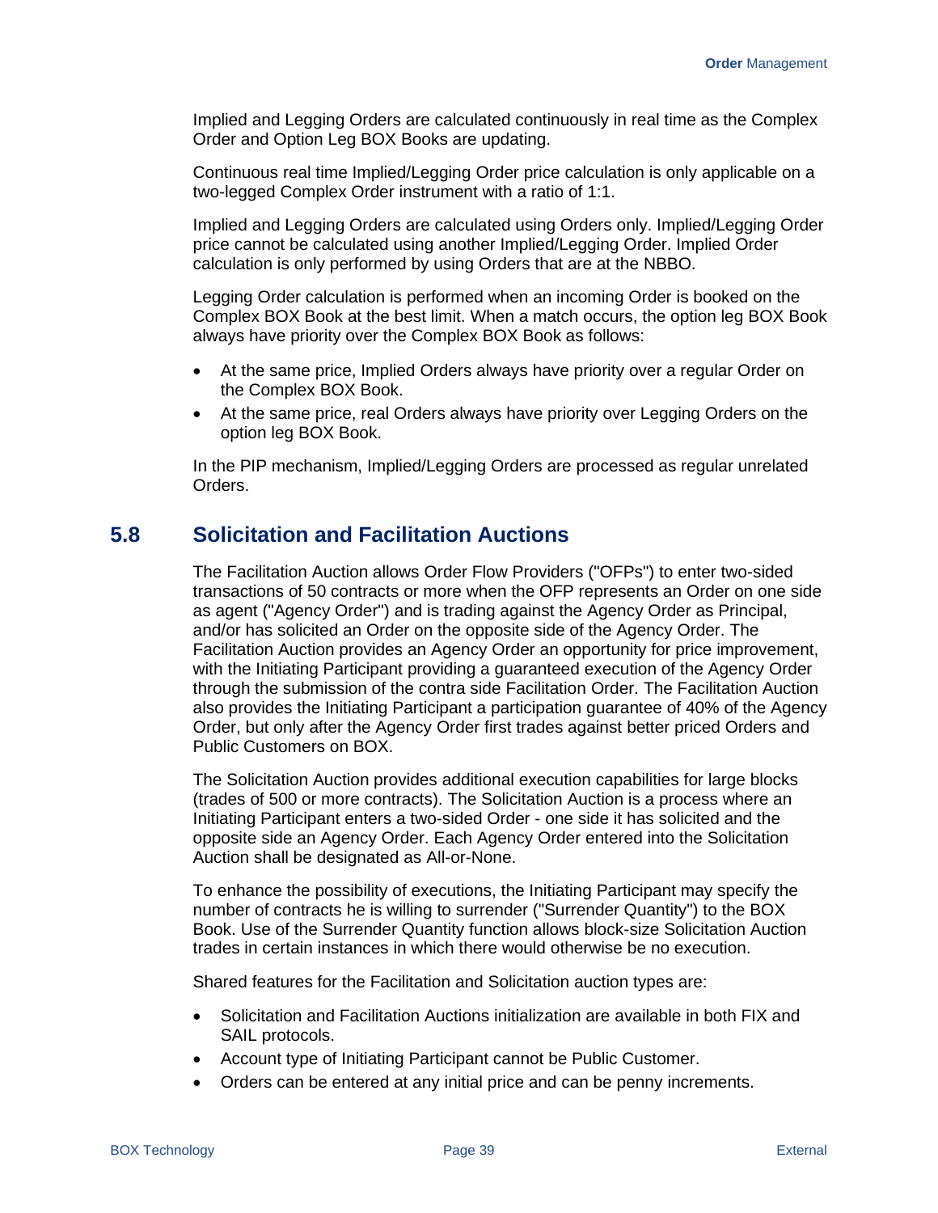Implied and Legging Orders are calculated continuously in real time as the Complex Order and Option Leg BOX Books are updating.

Continuous real time Implied/Legging Order price calculation is only applicable on a two-legged Complex Order instrument with a ratio of 1:1.

Implied and Legging Orders are calculated using Orders only. Implied/Legging Order price cannot be calculated using another Implied/Legging Order. Implied Order calculation is only performed by using Orders that are at the NBBO.

Legging Order calculation is performed when an incoming Order is booked on the Complex BOX Book at the best limit. When a match occurs, the option leg BOX Book always have priority over the Complex BOX Book as follows:

- At the same price, Implied Orders always have priority over a regular Order on the Complex BOX Book.
- At the same price, real Orders always have priority over Legging Orders on the option leg BOX Book.

In the PIP mechanism, Implied/Legging Orders are processed as regular unrelated Orders.

## 5.8 Solicitation and Facilitation Auctions

The Facilitation Auction allows Order Flow Providers ("OFPs") to enter two-sided transactions of 50 contracts or more when the OFP represents an Order on one side as agent ("Agency Order") and is trading against the Agency Order as Principal, and/or has solicited an Order on the opposite side of the Agency Order. The Facilitation Auction provides an Agency Order an opportunity for price improvement, with the Initiating Participant providing a guaranteed execution of the Agency Order through the submission of the contra side Facilitation Order. The Facilitation Auction also provides the Initiating Participant a participation guarantee of 40% of the Agency Order, but only after the Agency Order first trades against better priced Orders and Public Customers on BOX.

The Solicitation Auction provides additional execution capabilities for large blocks (trades of 500 or more contracts). The Solicitation Auction is a process where an Initiating Participant enters a two-sided Order - one side it has solicited and the opposite side an Agency Order. Each Agency Order entered into the Solicitation Auction shall be designated as All-or-None.

To enhance the possibility of executions, the Initiating Participant may specify the number of contracts he is willing to surrender ("Surrender Quantity") to the BOX Book. Use of the Surrender Quantity function allows block-size Solicitation Auction trades in certain instances in which there would otherwise be no execution.

Shared features for the Facilitation and Solicitation auction types are:

- Solicitation and Facilitation Auctions initialization are available in both FIX and SAIL protocols.
- Account type of Initiating Participant cannot be Public Customer.
- Orders can be entered at any initial price and can be penny increments.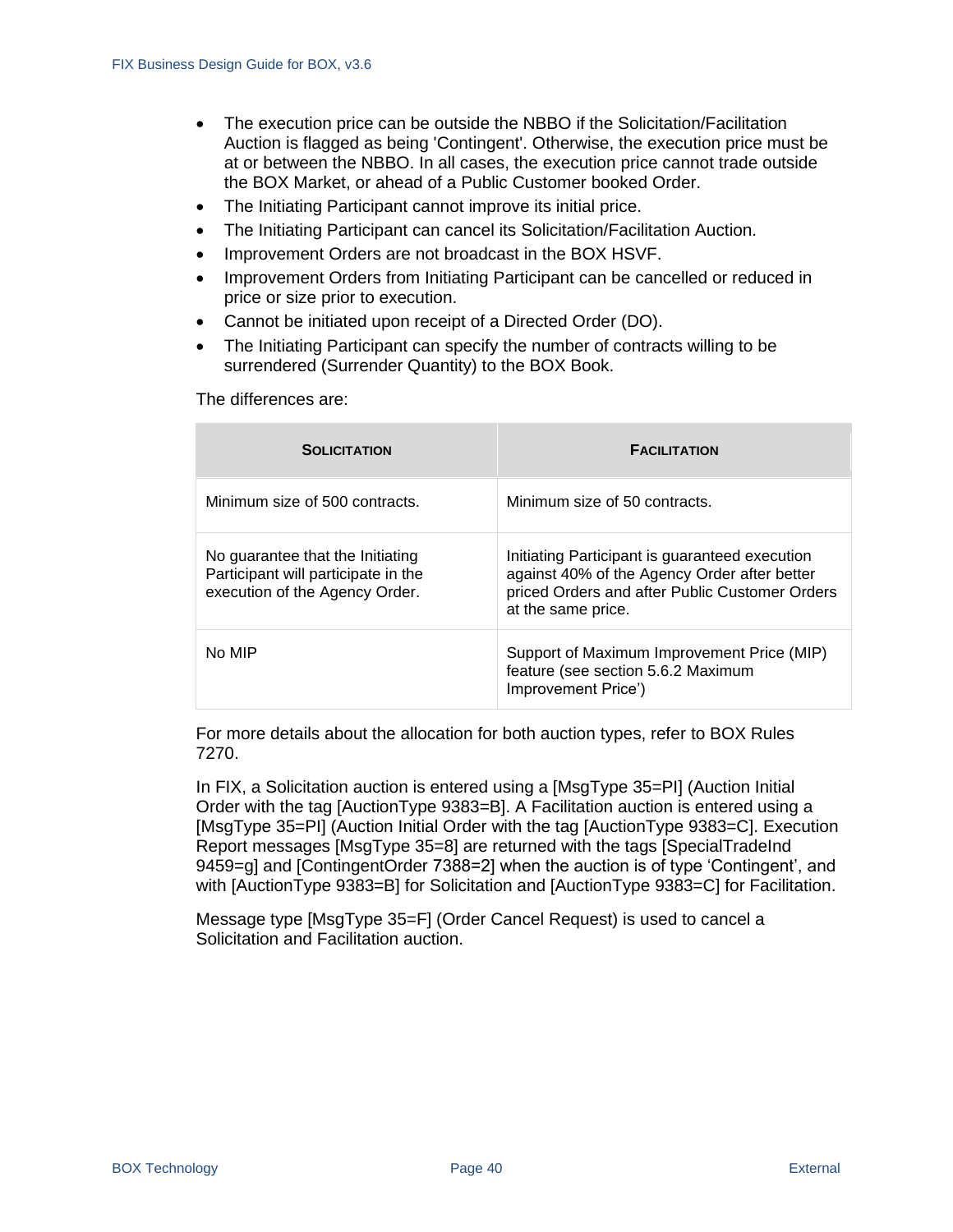- The execution price can be outside the NBBO if the Solicitation/Facilitation Auction is flagged as being 'Contingent'. Otherwise, the execution price must be at or between the NBBO. In all cases, the execution price cannot trade outside the BOX Market, or ahead of a Public Customer booked Order.
- The Initiating Participant cannot improve its initial price.
- The Initiating Participant can cancel its Solicitation/Facilitation Auction.
- Improvement Orders are not broadcast in the BOX HSVF.
- Improvement Orders from Initiating Participant can be cancelled or reduced in price or size prior to execution.
- Cannot be initiated upon receipt of a Directed Order (DO).
- The Initiating Participant can specify the number of contracts willing to be surrendered (Surrender Quantity) to the BOX Book.

The differences are:

| SOLICITATION | FACILITATION |
|---|---|
| Minimum size of 500 contracts. | Minimum size of 50 contracts. |
| No guarantee that the Initiating Participant will participate in the execution of the Agency Order. | Initiating Participant is guaranteed execution against 40% of the Agency Order after better priced Orders and after Public Customer Orders at the same price. |
| No MIP | Support of Maximum Improvement Price (MIP) feature (see section 5.6.2 Maximum Improvement Price') |

For more details about the allocation for both auction types, refer to BOX Rules 7270.

In FIX, a Solicitation auction is entered using a [MsgType 35=PI] (Auction Initial Order with the tag [AuctionType 9383=B]. A Facilitation auction is entered using a [MsgType 35=PI] (Auction Initial Order with the tag [AuctionType 9383=C]. Execution Report messages [MsgType 35=8] are returned with the tags [SpecialTradeInd 9459=g] and [ContingentOrder 7388=2] when the auction is of type 'Contingent', and with [AuctionType 9383=B] for Solicitation and [AuctionType 9383=C] for Facilitation.

Message type [MsgType 35=F] (Order Cancel Request) is used to cancel a Solicitation and Facilitation auction.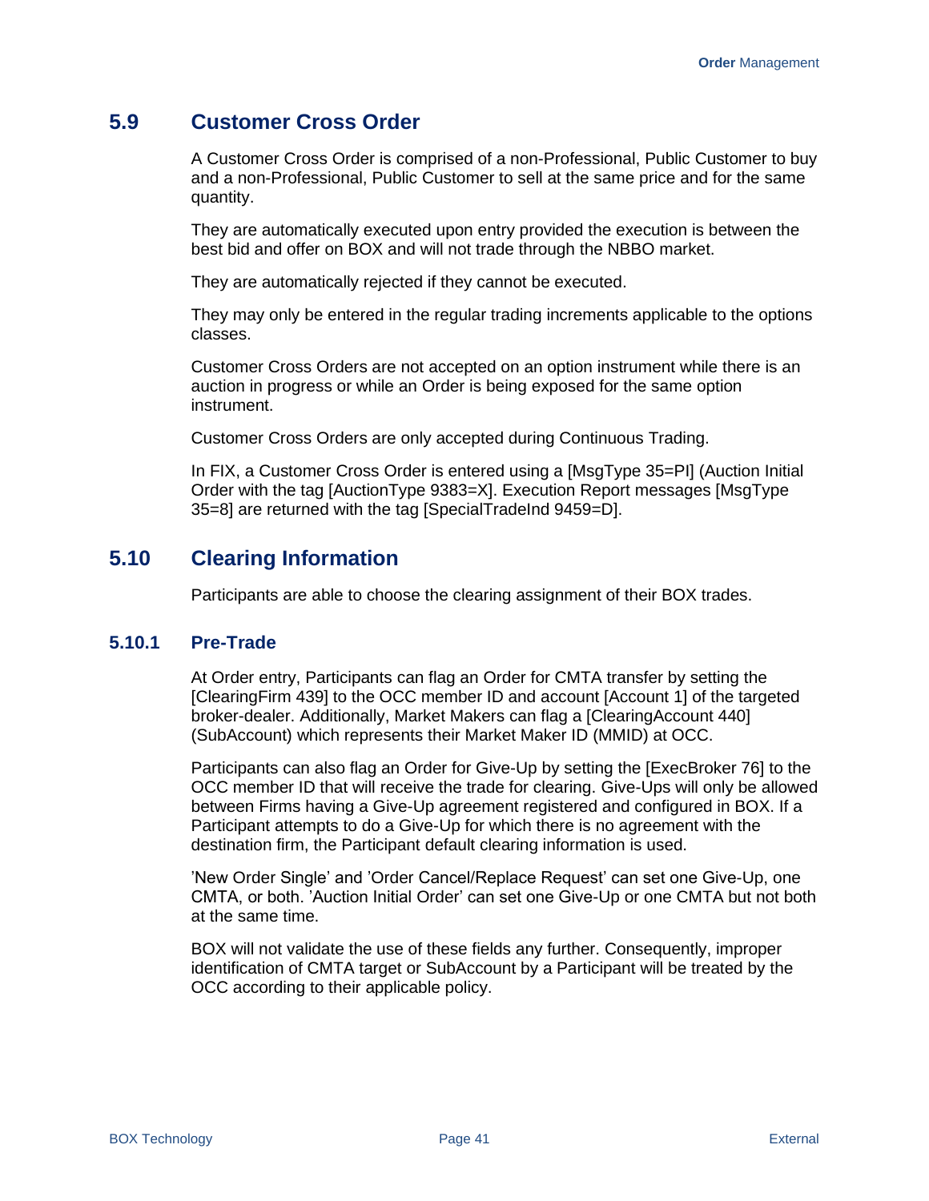## 5.9 Customer Cross Order

A Customer Cross Order is comprised of a non-Professional, Public Customer to buy and a non-Professional, Public Customer to sell at the same price and for the same quantity.

They are automatically executed upon entry provided the execution is between the best bid and offer on BOX and will not trade through the NBBO market.

They are automatically rejected if they cannot be executed.

They may only be entered in the regular trading increments applicable to the options classes.

Customer Cross Orders are not accepted on an option instrument while there is an auction in progress or while an Order is being exposed for the same option instrument.

Customer Cross Orders are only accepted during Continuous Trading.

In FIX, a Customer Cross Order is entered using a [MsgType 35=PI] (Auction Initial Order with the tag [AuctionType 9383=X]. Execution Report messages [MsgType 35=8] are returned with the tag [SpecialTradeInd 9459=D].

## 5.10 Clearing Information

Participants are able to choose the clearing assignment of their BOX trades.

### 5.10.1 Pre-Trade

At Order entry, Participants can flag an Order for CMTA transfer by setting the [ClearingFirm 439] to the OCC member ID and account [Account 1] of the targeted broker-dealer. Additionally, Market Makers can flag a [ClearingAccount 440] (SubAccount) which represents their Market Maker ID (MMID) at OCC.

Participants can also flag an Order for Give-Up by setting the [ExecBroker 76] to the OCC member ID that will receive the trade for clearing. Give-Ups will only be allowed between Firms having a Give-Up agreement registered and configured in BOX. If a Participant attempts to do a Give-Up for which there is no agreement with the destination firm, the Participant default clearing information is used.

'New Order Single' and 'Order Cancel/Replace Request' can set one Give-Up, one CMTA, or both. 'Auction Initial Order' can set one Give-Up or one CMTA but not both at the same time.

BOX will not validate the use of these fields any further. Consequently, improper identification of CMTA target or SubAccount by a Participant will be treated by the OCC according to their applicable policy.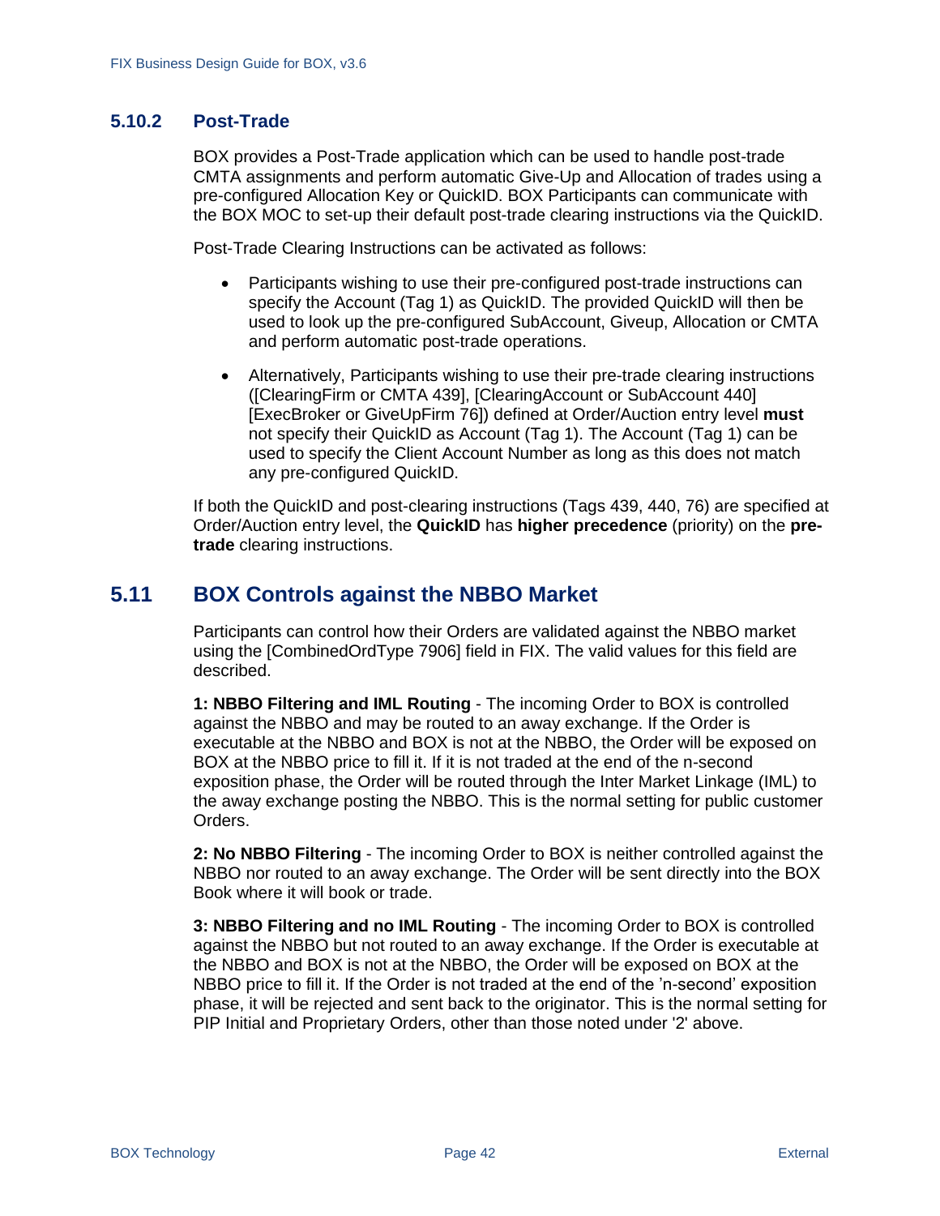### 5.10.2 Post-Trade

BOX provides a Post-Trade application which can be used to handle post-trade CMTA assignments and perform automatic Give-Up and Allocation of trades using a pre-configured Allocation Key or QuickID. BOX Participants can communicate with the BOX MOC to set-up their default post-trade clearing instructions via the QuickID.

Post-Trade Clearing Instructions can be activated as follows:

- Participants wishing to use their pre-configured post-trade instructions can specify the Account (Tag 1) as QuickID. The provided QuickID will then be used to look up the pre-configured SubAccount, Giveup, Allocation or CMTA and perform automatic post-trade operations.
- Alternatively, Participants wishing to use their pre-trade clearing instructions ([ClearingFirm or CMTA 439], [ClearingAccount or SubAccount 440] [ExecBroker or GiveUpFirm 76]) defined at Order/Auction entry level **must** not specify their QuickID as Account (Tag 1). The Account (Tag 1) can be used to specify the Client Account Number as long as this does not match any pre-configured QuickID.

If both the QuickID and post-clearing instructions (Tags 439, 440, 76) are specified at Order/Auction entry level, the **QuickID** has **higher precedence** (priority) on the **pre-trade** clearing instructions.

## 5.11 BOX Controls against the NBBO Market

Participants can control how their Orders are validated against the NBBO market using the [CombinedOrdType 7906] field in FIX. The valid values for this field are described.

**1: NBBO Filtering and IML Routing** - The incoming Order to BOX is controlled against the NBBO and may be routed to an away exchange. If the Order is executable at the NBBO and BOX is not at the NBBO, the Order will be exposed on BOX at the NBBO price to fill it. If it is not traded at the end of the n-second exposition phase, the Order will be routed through the Inter Market Linkage (IML) to the away exchange posting the NBBO. This is the normal setting for public customer Orders.

**2: No NBBO Filtering** - The incoming Order to BOX is neither controlled against the NBBO nor routed to an away exchange. The Order will be sent directly into the BOX Book where it will book or trade.

**3: NBBO Filtering and no IML Routing** - The incoming Order to BOX is controlled against the NBBO but not routed to an away exchange. If the Order is executable at the NBBO and BOX is not at the NBBO, the Order will be exposed on BOX at the NBBO price to fill it. If the Order is not traded at the end of the 'n-second' exposition phase, it will be rejected and sent back to the originator. This is the normal setting for PIP Initial and Proprietary Orders, other than those noted under '2' above.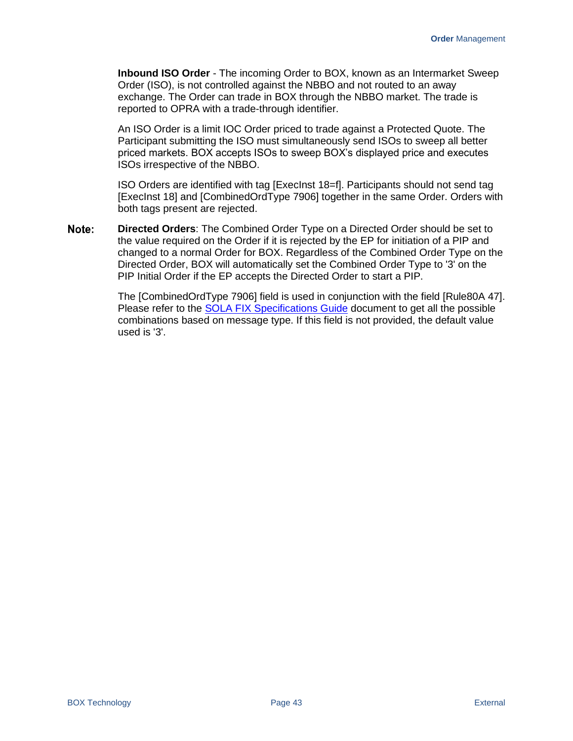**Inbound ISO Order** - The incoming Order to BOX, known as an Intermarket Sweep Order (ISO), is not controlled against the NBBO and not routed to an away exchange. The Order can trade in BOX through the NBBO market. The trade is reported to OPRA with a trade-through identifier.

An ISO Order is a limit IOC Order priced to trade against a Protected Quote. The Participant submitting the ISO must simultaneously send ISOs to sweep all better priced markets. BOX accepts ISOs to sweep BOX's displayed price and executes ISOs irrespective of the NBBO.

ISO Orders are identified with tag [ExecInst 18=f]. Participants should not send tag [ExecInst 18] and [CombinedOrdType 7906] together in the same Order. Orders with both tags present are rejected.

**Note:** **Directed Orders**: The Combined Order Type on a Directed Order should be set to the value required on the Order if it is rejected by the EP for initiation of a PIP and changed to a normal Order for BOX. Regardless of the Combined Order Type on the Directed Order, BOX will automatically set the Combined Order Type to '3' on the PIP Initial Order if the EP accepts the Directed Order to start a PIP.

The [CombinedOrdType 7906] field is used in conjunction with the field [Rule80A 47]. Please refer to the SOLA FIX Specifications Guide document to get all the possible combinations based on message type. If this field is not provided, the default value used is '3'.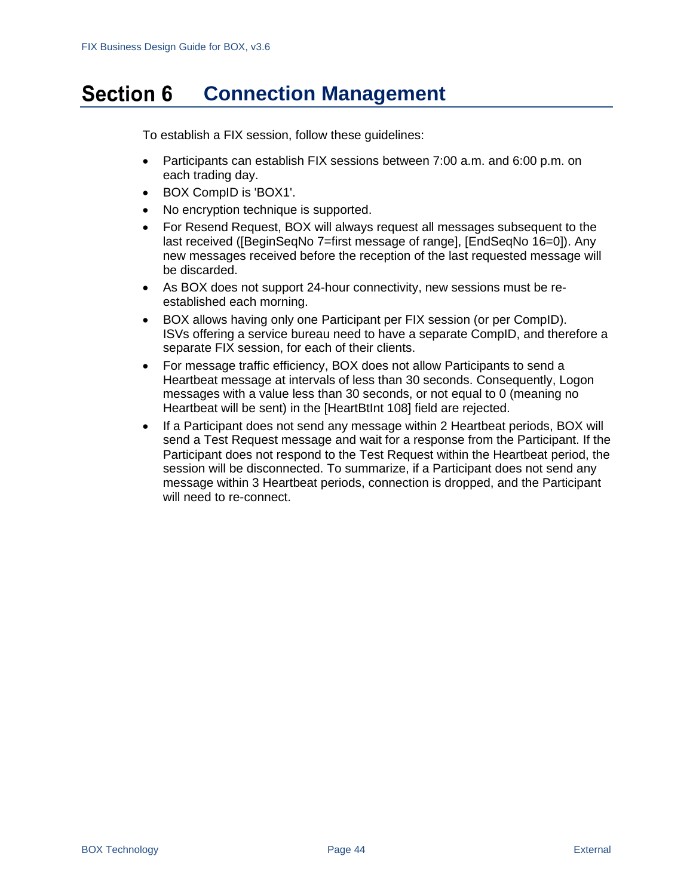# Section 6 Connection Management

To establish a FIX session, follow these guidelines:

- Participants can establish FIX sessions between 7:00 a.m. and 6:00 p.m. on each trading day.
- BOX CompID is 'BOX1'.
- No encryption technique is supported.
- For Resend Request, BOX will always request all messages subsequent to the last received ([BeginSeqNo 7=first message of range], [EndSeqNo 16=0]). Any new messages received before the reception of the last requested message will be discarded.
- As BOX does not support 24-hour connectivity, new sessions must be re-established each morning.
- BOX allows having only one Participant per FIX session (or per CompID). ISVs offering a service bureau need to have a separate CompID, and therefore a separate FIX session, for each of their clients.
- For message traffic efficiency, BOX does not allow Participants to send a Heartbeat message at intervals of less than 30 seconds. Consequently, Logon messages with a value less than 30 seconds, or not equal to 0 (meaning no Heartbeat will be sent) in the [HeartBtInt 108] field are rejected.
- If a Participant does not send any message within 2 Heartbeat periods, BOX will send a Test Request message and wait for a response from the Participant. If the Participant does not respond to the Test Request within the Heartbeat period, the session will be disconnected. To summarize, if a Participant does not send any message within 3 Heartbeat periods, connection is dropped, and the Participant will need to re-connect.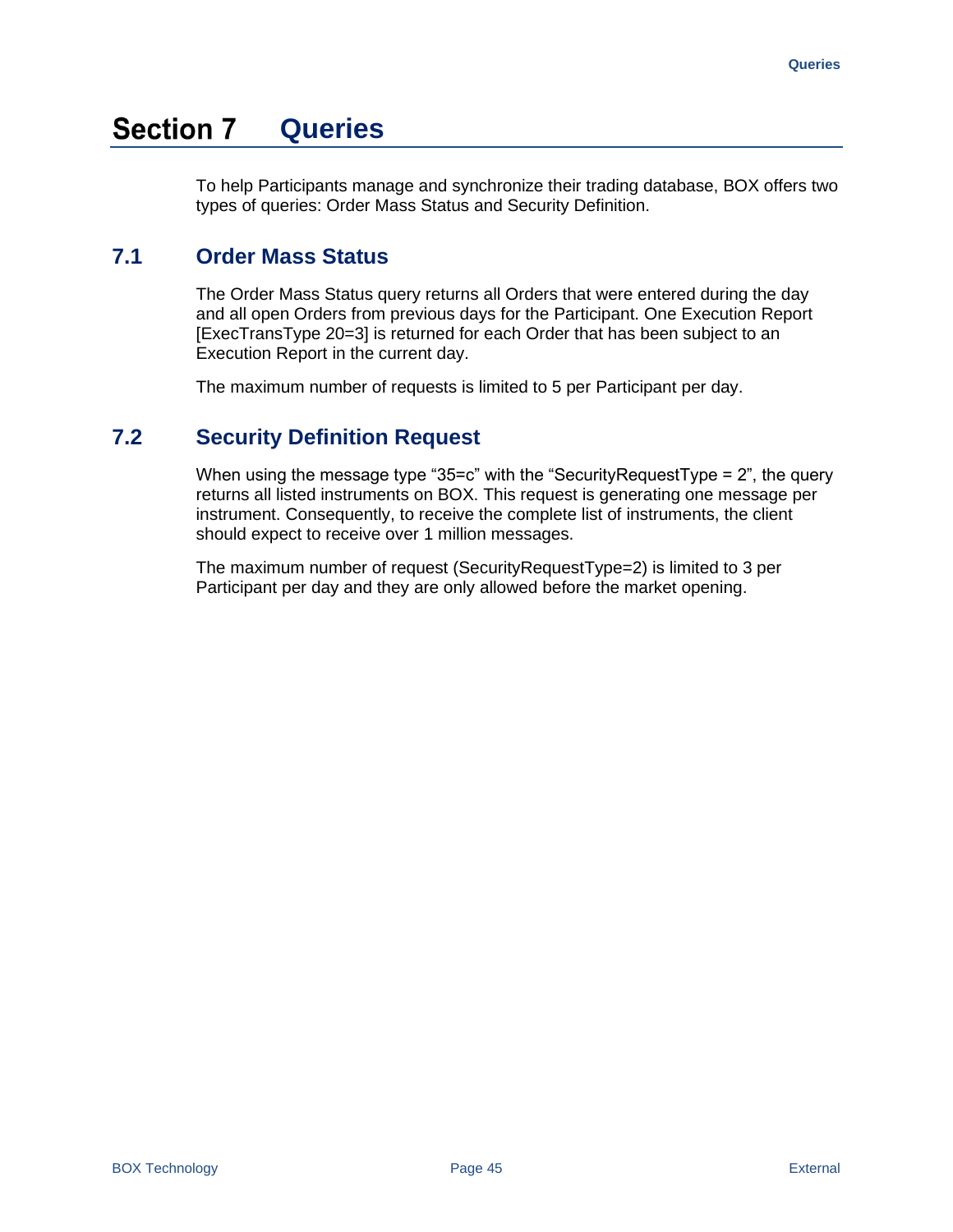# Section 7 Queries

To help Participants manage and synchronize their trading database, BOX offers two types of queries: Order Mass Status and Security Definition.

## 7.1 Order Mass Status

The Order Mass Status query returns all Orders that were entered during the day and all open Orders from previous days for the Participant. One Execution Report [ExecTransType 20=3] is returned for each Order that has been subject to an Execution Report in the current day.

The maximum number of requests is limited to 5 per Participant per day.

## 7.2 Security Definition Request

When using the message type "35=c" with the "SecurityRequestType = 2", the query returns all listed instruments on BOX. This request is generating one message per instrument. Consequently, to receive the complete list of instruments, the client should expect to receive over 1 million messages.

The maximum number of request (SecurityRequestType=2) is limited to 3 per Participant per day and they are only allowed before the market opening.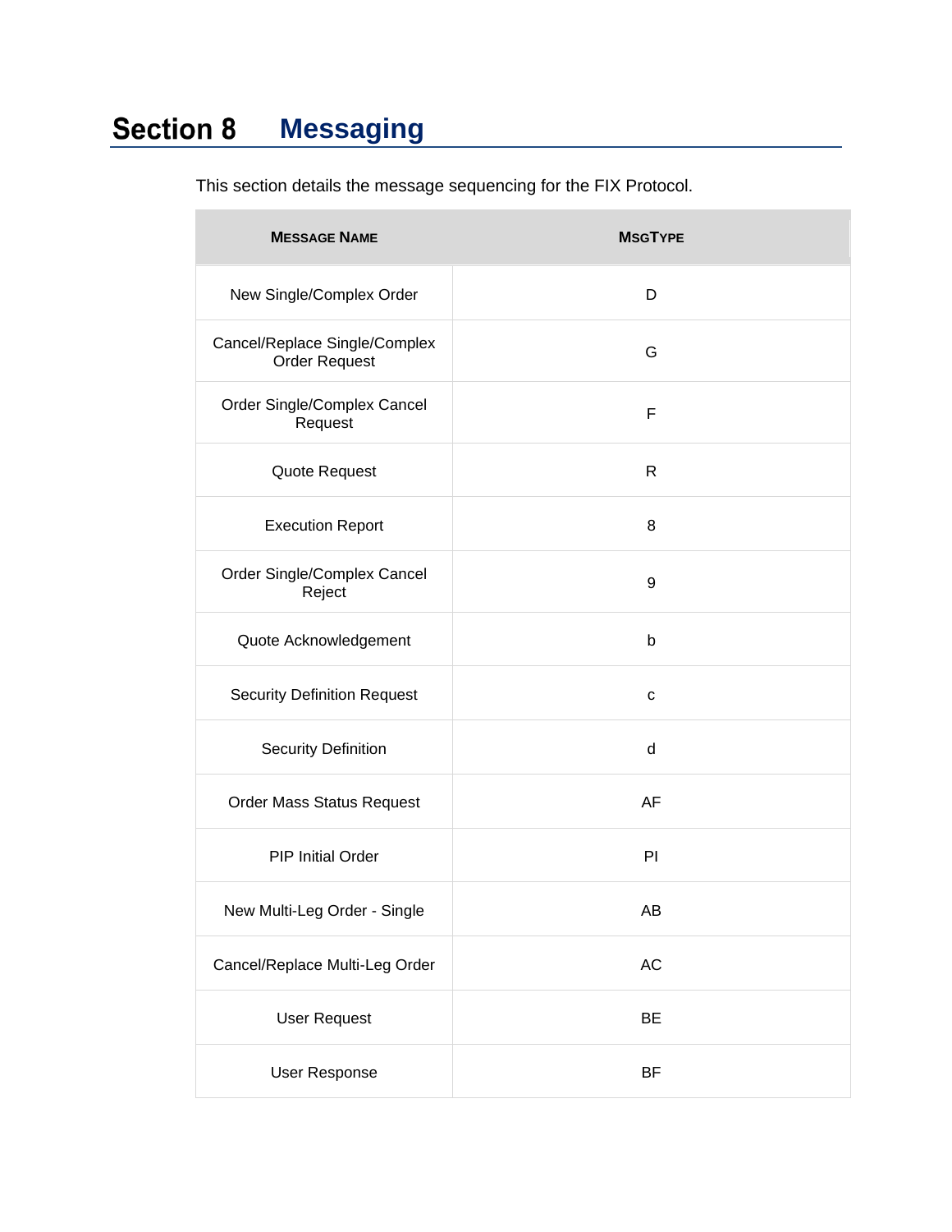# Section 8 Messaging

This section details the message sequencing for the FIX Protocol.

| MESSAGE NAME | MSGTYPE |
| --- | --- |
| New Single/Complex Order | D |
| Cancel/Replace Single/Complex Order Request | G |
| Order Single/Complex Cancel Request | F |
| Quote Request | R |
| Execution Report | 8 |
| Order Single/Complex Cancel Reject | 9 |
| Quote Acknowledgement | b |
| Security Definition Request | c |
| Security Definition | d |
| Order Mass Status Request | AF |
| PIP Initial Order | PI |
| New Multi-Leg Order - Single | AB |
| Cancel/Replace Multi-Leg Order | AC |
| User Request | BE |
| User Response | BF |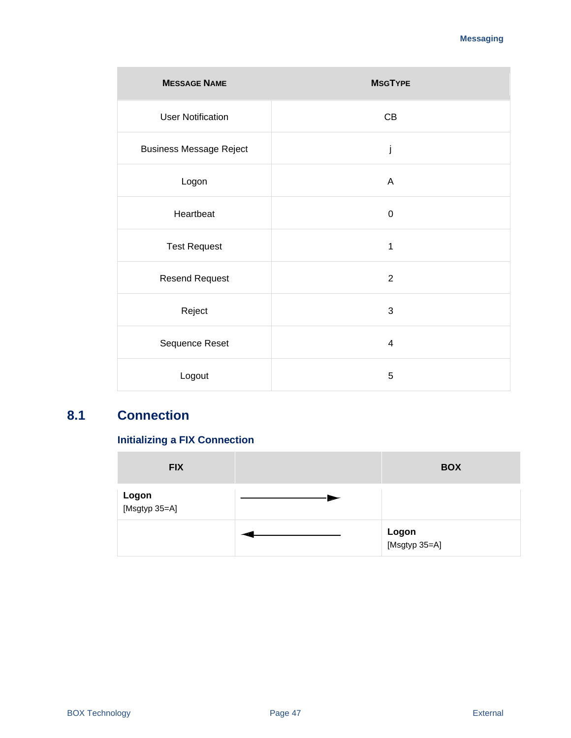| MESSAGE NAME | MSGTYPE |
| --- | --- |
| User Notification | CB |
| Business Message Reject | j |
| Logon | A |
| Heartbeat | 0 |
| Test Request | 1 |
| Resend Request | 2 |
| Reject | 3 |
| Sequence Reset | 4 |
| Logout | 5 |

## 8.1 Connection

### Initializing a FIX Connection

| FIX | | BOX |
| --- | --- | --- |
| **Logon** [Msgtyp 35=A] | ⟶ | |
| | ⟵ | **Logon** [Msgtyp 35=A] |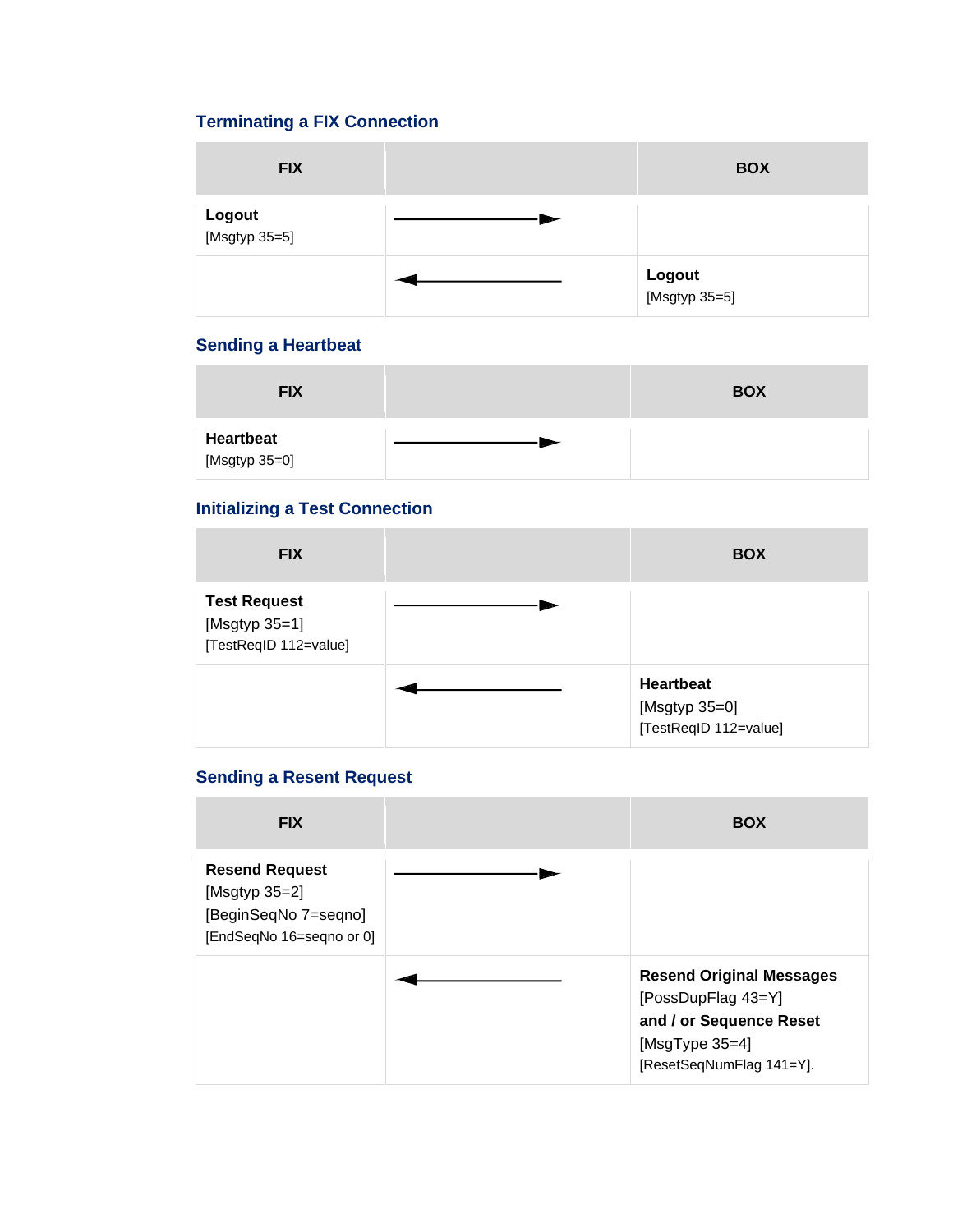### Terminating a FIX Connection

| FIX | | BOX |
|---|---|---|
| **Logout** [Msgtyp 35=5] | ——————► | |
| | ◄—————— | **Logout** [Msgtyp 35=5] |

### Sending a Heartbeat

| FIX | | BOX |
|---|---|---|
| **Heartbeat** [Msgtyp 35=0] | ——————► | |

### Initializing a Test Connection

| FIX | | BOX |
|---|---|---|
| **Test Request** [Msgtyp 35=1] [TestReqID 112=value] | ——————► | |
| | ◄—————— | **Heartbeat** [Msgtyp 35=0] [TestReqID 112=value] |

### Sending a Resent Request

| FIX | | BOX |
|---|---|---|
| **Resend Request** [Msgtyp 35=2] [BeginSeqNo 7=seqno] [EndSeqNo 16=seqno or 0] | ——————► | |
| | ◄—————— | **Resend Original Messages** [PossDupFlag 43=Y] **and / or Sequence Reset** [MsgType 35=4] [ResetSeqNumFlag 141=Y]. |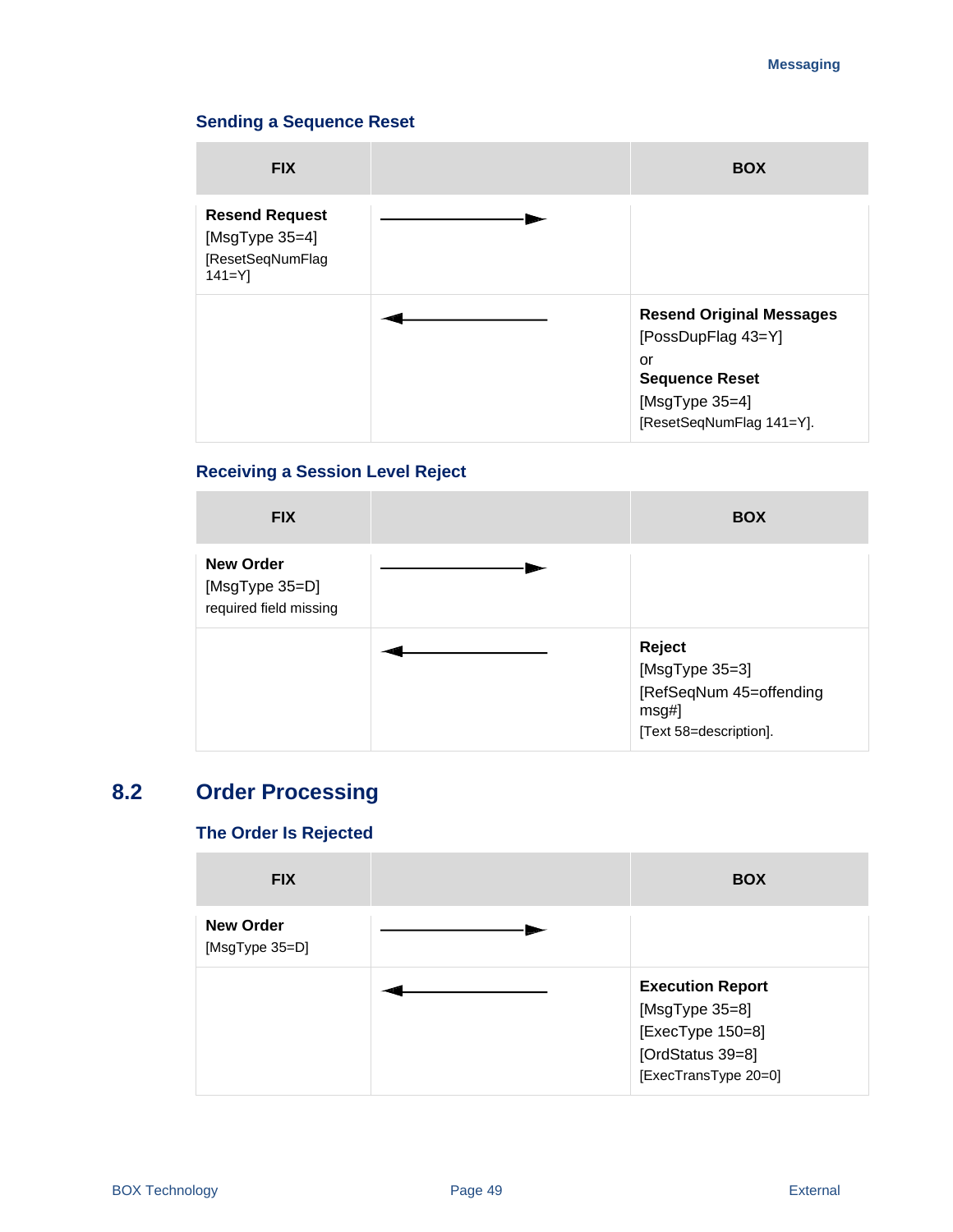### Sending a Sequence Reset

| FIX | | BOX |
|---|---|---|
| **Resend Request** [MsgType 35=4] [ResetSeqNumFlag 141=Y] | ——————► | |
| | ◄—————— | **Resend Original Messages** [PossDupFlag 43=Y] or **Sequence Reset** [MsgType 35=4] [ResetSeqNumFlag 141=Y]. |

### Receiving a Session Level Reject

| FIX | | BOX |
|---|---|---|
| **New Order** [MsgType 35=D] required field missing | ——————► | |
| | ◄—————— | **Reject** [MsgType 35=3] [RefSeqNum 45=offending msg#] [Text 58=description]. |

## 8.2 Order Processing

### The Order Is Rejected

| FIX | | BOX |
|---|---|---|
| **New Order** [MsgType 35=D] | ——————► | |
| | ◄—————— | **Execution Report** [MsgType 35=8] [ExecType 150=8] [OrdStatus 39=8] [ExecTransType 20=0] |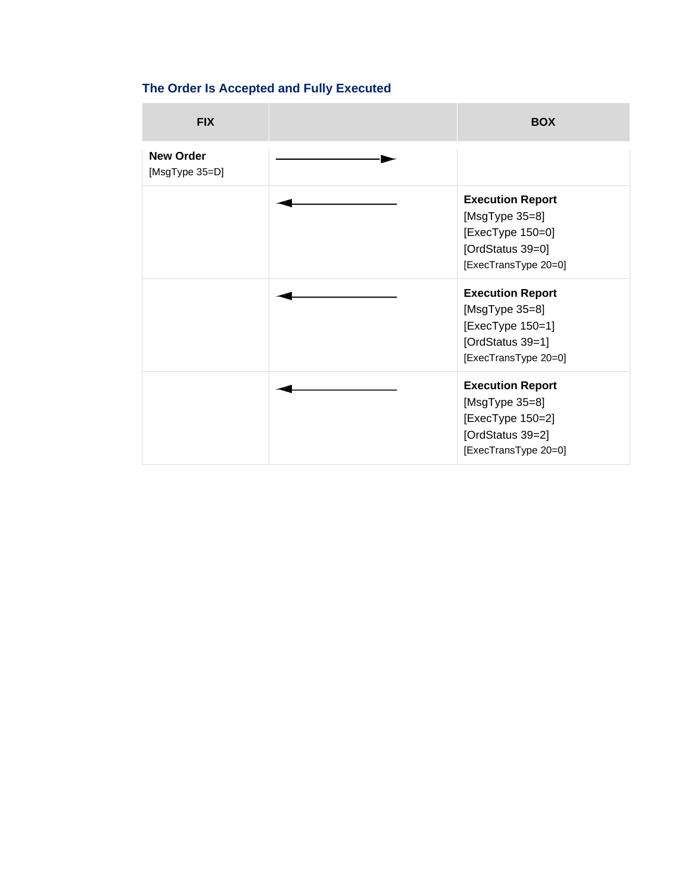### The Order Is Accepted and Fully Executed

| FIX | | BOX |
|---|---|---|
| **New Order** [MsgType 35=D] | ──────────► | |
| | ◄────────── | **Execution Report** [MsgType 35=8] [ExecType 150=0] [OrdStatus 39=0] [ExecTransType 20=0] |
| | ◄────────── | **Execution Report** [MsgType 35=8] [ExecType 150=1] [OrdStatus 39=1] [ExecTransType 20=0] |
| | ◄────────── | **Execution Report** [MsgType 35=8] [ExecType 150=2] [OrdStatus 39=2] [ExecTransType 20=0] |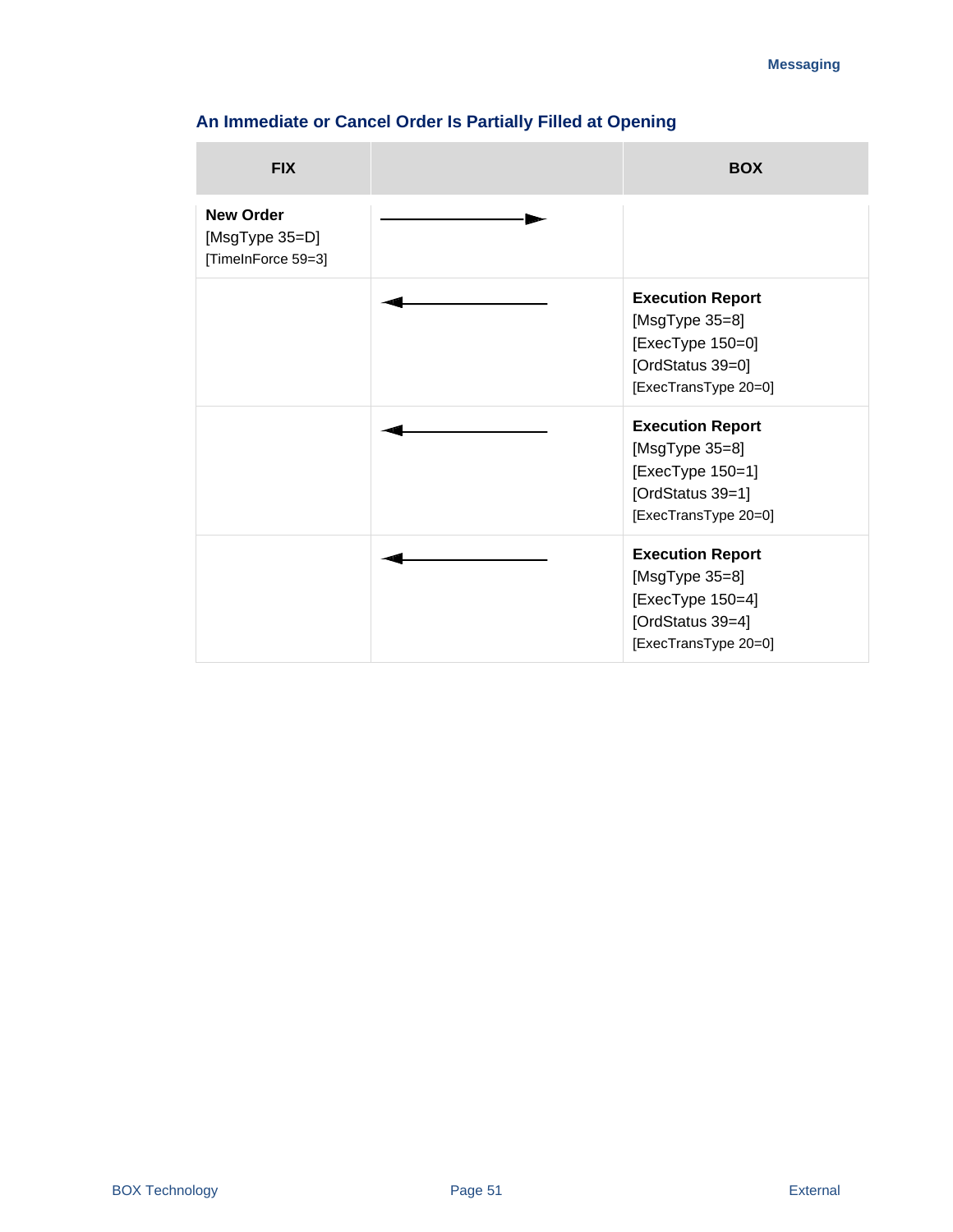### An Immediate or Cancel Order Is Partially Filled at Opening

| FIX | | BOX |
|---|---|---|
| **New Order**<br>[MsgType 35=D]<br>[TimeInForce 59=3] | → | |
| | ← | **Execution Report**<br>[MsgType 35=8]<br>[ExecType 150=0]<br>[OrdStatus 39=0]<br>[ExecTransType 20=0] |
| | ← | **Execution Report**<br>[MsgType 35=8]<br>[ExecType 150=1]<br>[OrdStatus 39=1]<br>[ExecTransType 20=0] |
| | ← | **Execution Report**<br>[MsgType 35=8]<br>[ExecType 150=4]<br>[OrdStatus 39=4]<br>[ExecTransType 20=0] |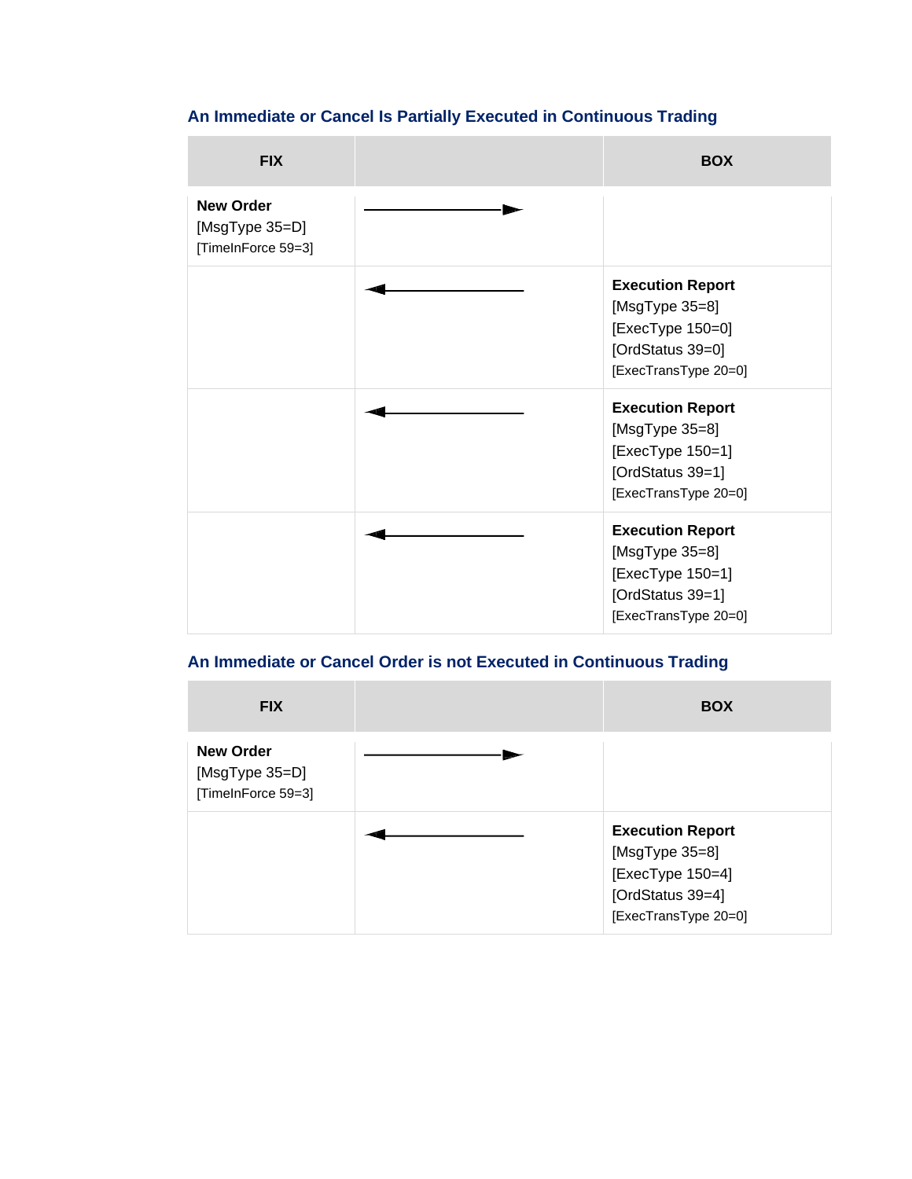### An Immediate or Cancel Is Partially Executed in Continuous Trading

| FIX | | BOX |
|---|---|---|
| **New Order**<br>[MsgType 35=D]<br>[TimeInForce 59=3] | ——————► | |
| | ◄—————— | **Execution Report**<br>[MsgType 35=8]<br>[ExecType 150=0]<br>[OrdStatus 39=0]<br>[ExecTransType 20=0] |
| | ◄—————— | **Execution Report**<br>[MsgType 35=8]<br>[ExecType 150=1]<br>[OrdStatus 39=1]<br>[ExecTransType 20=0] |
| | ◄—————— | **Execution Report**<br>[MsgType 35=8]<br>[ExecType 150=1]<br>[OrdStatus 39=1]<br>[ExecTransType 20=0] |

### An Immediate or Cancel Order is not Executed in Continuous Trading

| FIX | | BOX |
|---|---|---|
| **New Order**<br>[MsgType 35=D]<br>[TimeInForce 59=3] | ——————► | |
| | ◄—————— | **Execution Report**<br>[MsgType 35=8]<br>[ExecType 150=4]<br>[OrdStatus 39=4]<br>[ExecTransType 20=0] |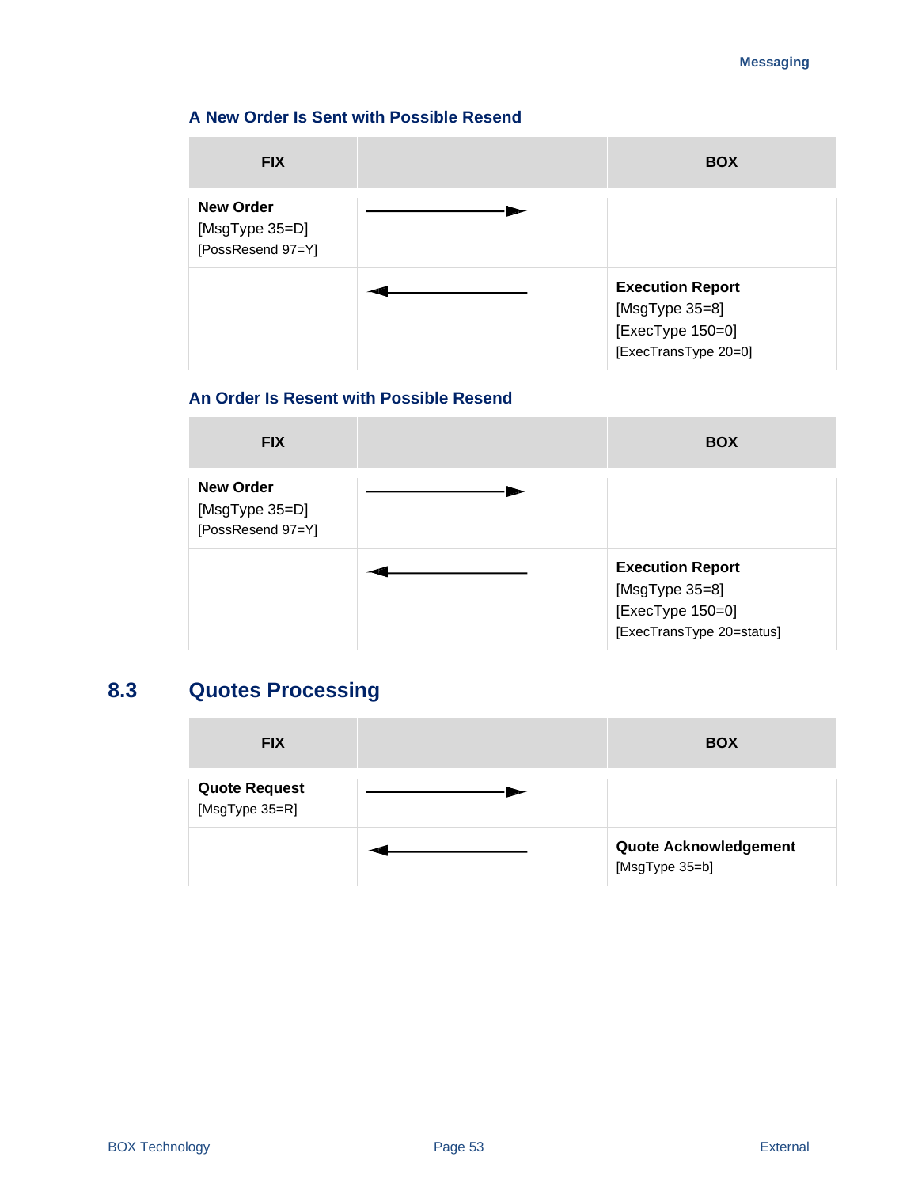### A New Order Is Sent with Possible Resend

| FIX | | BOX |
|---|---|---|
| **New Order** [MsgType 35=D] [PossResend 97=Y] | ──────► | |
| | ◄────── | **Execution Report** [MsgType 35=8] [ExecType 150=0] [ExecTransType 20=0] |

### An Order Is Resent with Possible Resend

| FIX | | BOX |
|---|---|---|
| **New Order** [MsgType 35=D] [PossResend 97=Y] | ──────► | |
| | ◄────── | **Execution Report** [MsgType 35=8] [ExecType 150=0] [ExecTransType 20=status] |

## 8.3 Quotes Processing

| FIX | | BOX |
|---|---|---|
| **Quote Request** [MsgType 35=R] | ──────► | |
| | ◄────── | **Quote Acknowledgement** [MsgType 35=b] |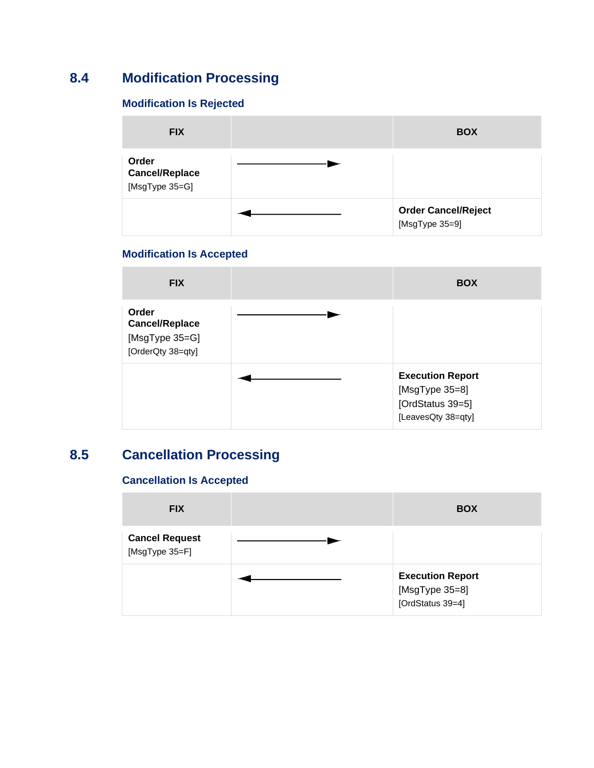## 8.4 Modification Processing

### Modification Is Rejected

| FIX | | BOX |
|---|---|---|
| **Order Cancel/Replace** [MsgType 35=G] | ──────────► | |
| | ◄────────── | **Order Cancel/Reject** [MsgType 35=9] |

### Modification Is Accepted

| FIX | | BOX |
|---|---|---|
| **Order Cancel/Replace** [MsgType 35=G] [OrderQty 38=qty] | ──────────► | |
| | ◄────────── | **Execution Report** [MsgType 35=8] [OrdStatus 39=5] [LeavesQty 38=qty] |

## 8.5 Cancellation Processing

### Cancellation Is Accepted

| FIX | | BOX |
|---|---|---|
| **Cancel Request** [MsgType 35=F] | ──────────► | |
| | ◄────────── | **Execution Report** [MsgType 35=8] [OrdStatus 39=4] |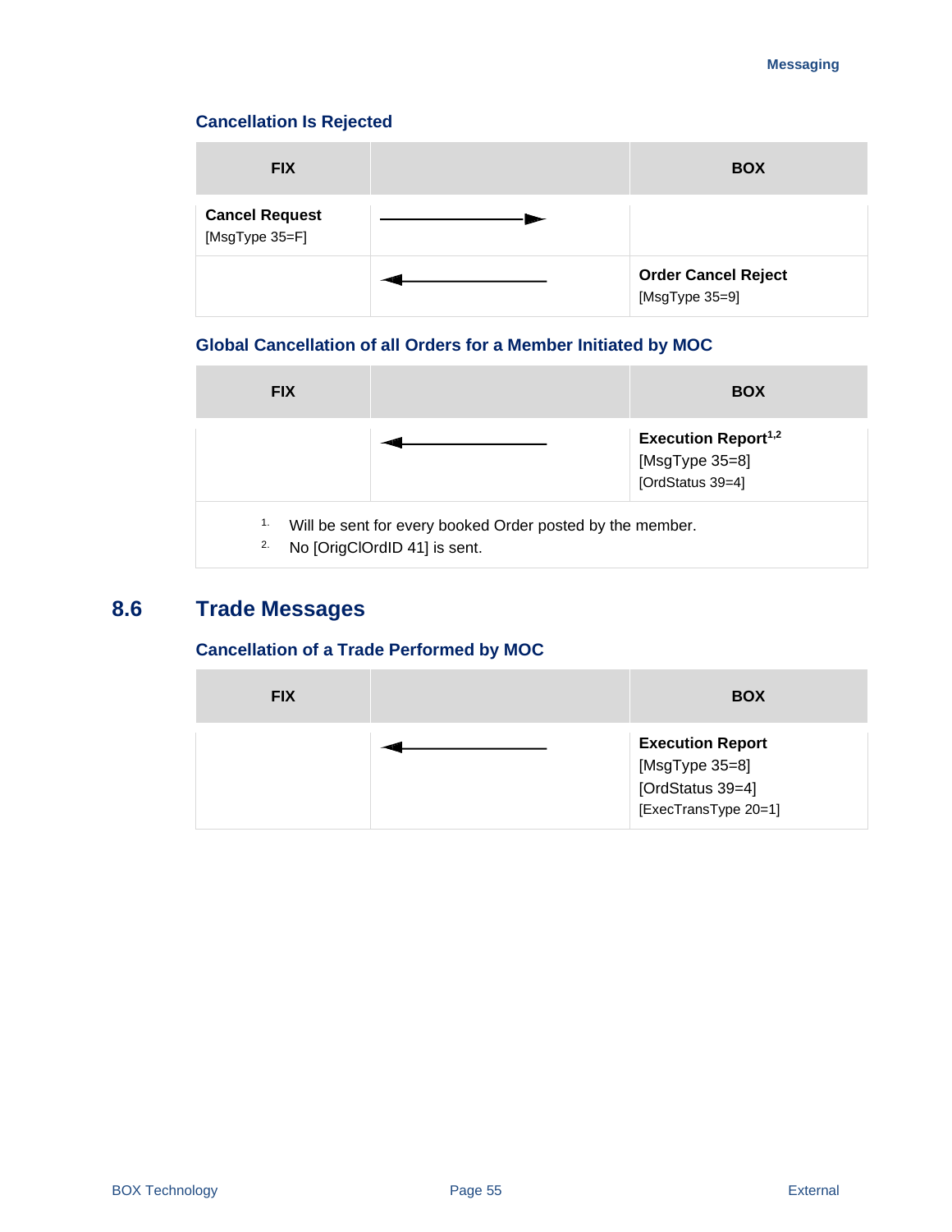### Cancellation Is Rejected

| FIX | | BOX |
|---|---|---|
| **Cancel Request** [MsgType 35=F] | ────────► | |
| | ◄──────── | **Order Cancel Reject** [MsgType 35=9] |

### Global Cancellation of all Orders for a Member Initiated by MOC

| FIX | | BOX |
|---|---|---|
| | ◄──────── | **Execution Report**[1,2] [MsgType 35=8] [OrdStatus 39=4] |

1. Will be sent for every booked Order posted by the member.
2. No [OrigClOrdID 41] is sent.

## 8.6 Trade Messages

### Cancellation of a Trade Performed by MOC

| FIX | | BOX |
|---|---|---|
| | ◄──────── | **Execution Report** [MsgType 35=8] [OrdStatus 39=4] [ExecTransType 20=1] |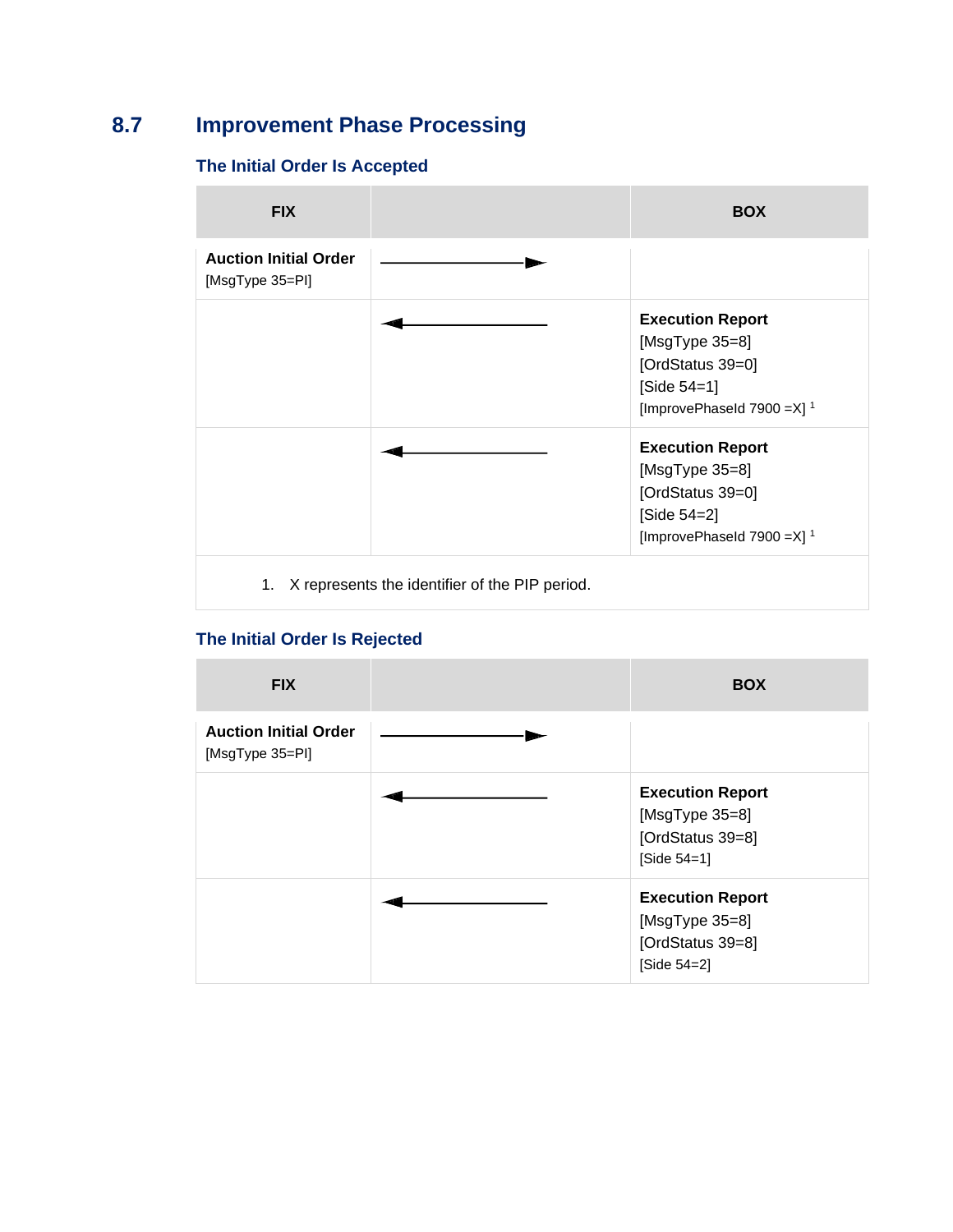## 8.7 Improvement Phase Processing

### The Initial Order Is Accepted

| FIX | | BOX |
|---|---|---|
| **Auction Initial Order** [MsgType 35=PI] | ——————► | |
| | ◄—————— | **Execution Report** [MsgType 35=8] [OrdStatus 39=0] [Side 54=1] [ImprovePhaseId 7900 =X] [1] |
| | ◄—————— | **Execution Report** [MsgType 35=8] [OrdStatus 39=0] [Side 54=2] [ImprovePhaseId 7900 =X] [1] |

1. X represents the identifier of the PIP period.

### The Initial Order Is Rejected

| FIX | | BOX |
|---|---|---|
| **Auction Initial Order** [MsgType 35=PI] | ——————► | |
| | ◄—————— | **Execution Report** [MsgType 35=8] [OrdStatus 39=8] [Side 54=1] |
| | ◄—————— | **Execution Report** [MsgType 35=8] [OrdStatus 39=8] [Side 54=2] |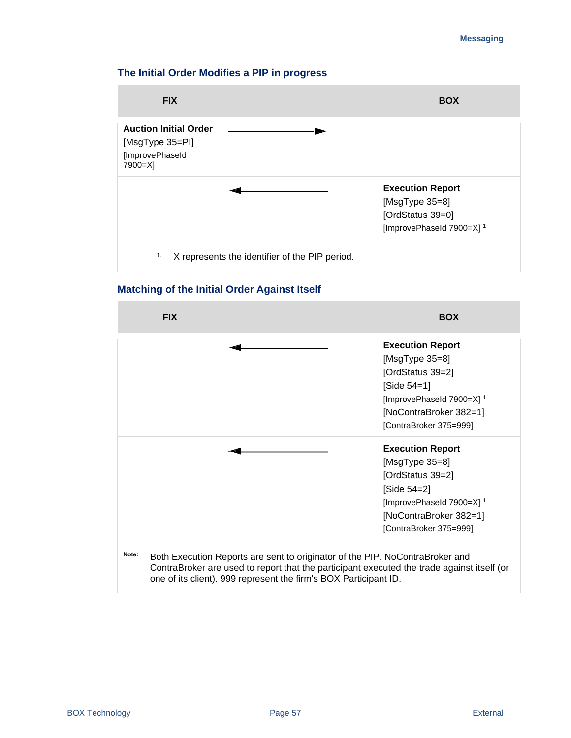### The Initial Order Modifies a PIP in progress

| FIX | | BOX |
|---|---|---|
| **Auction Initial Order** [MsgType 35=PI] [ImprovePhaseId 7900=X] | ——————► | |
| | ◄—————— | **Execution Report** [MsgType 35=8] [OrdStatus 39=0] [ImprovePhaseId 7900=X] [1] |

1. X represents the identifier of the PIP period.

### Matching of the Initial Order Against Itself

| FIX | | BOX |
|---|---|---|
| | ◄—————— | **Execution Report** [MsgType 35=8] [OrdStatus 39=2] [Side 54=1] [ImprovePhaseId 7900=X] [1] [NoContraBroker 382=1] [ContraBroker 375=999] |
| | ◄—————— | **Execution Report** [MsgType 35=8] [OrdStatus 39=2] [Side 54=2] [ImprovePhaseId 7900=X] [1] [NoContraBroker 382=1] [ContraBroker 375=999] |

**Note:** Both Execution Reports are sent to originator of the PIP. NoContraBroker and ContraBroker are used to report that the participant executed the trade against itself (or one of its client). 999 represent the firm's BOX Participant ID.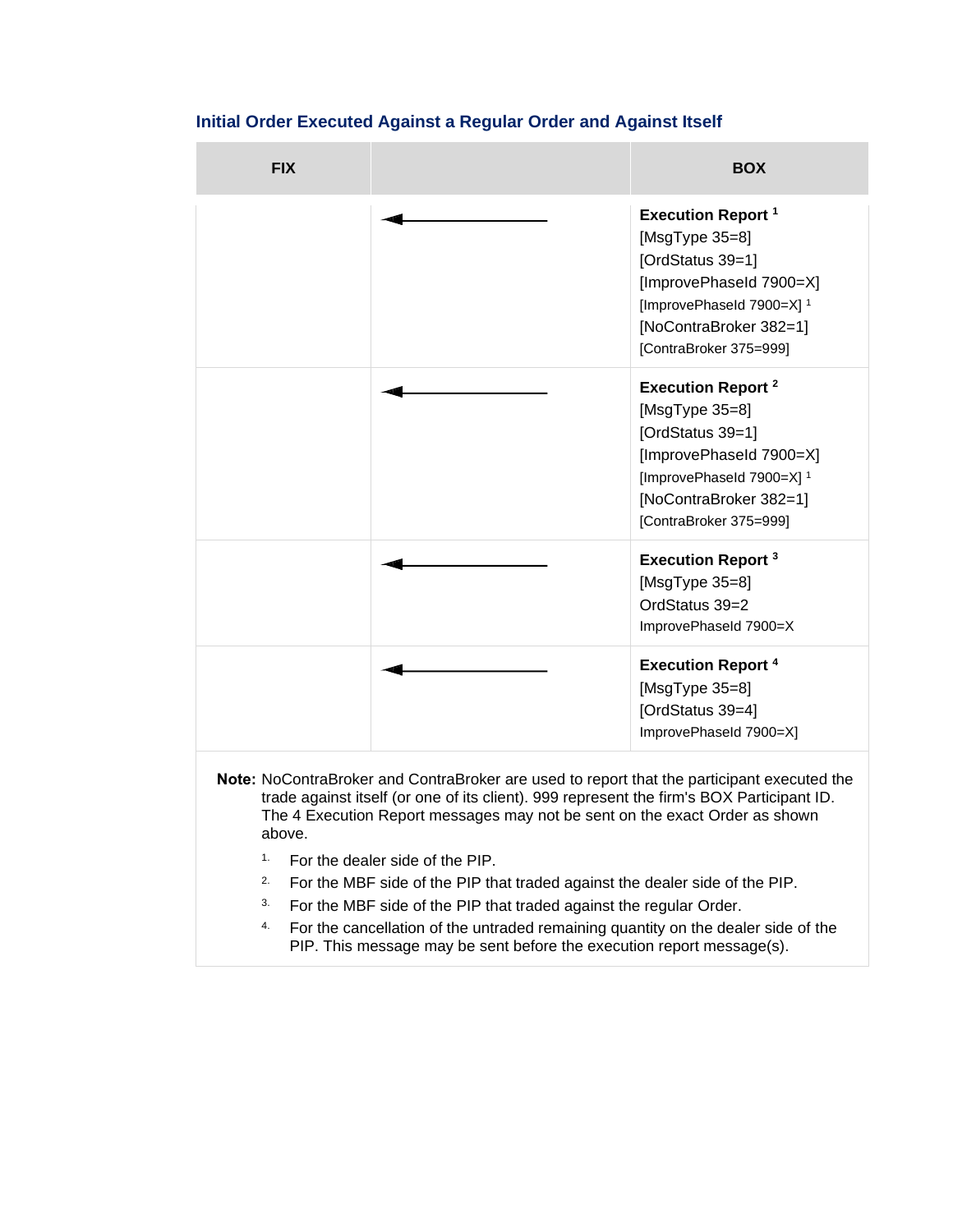### Initial Order Executed Against a Regular Order and Against Itself

| FIX | | BOX |
|---|---|---|
| | ◄──────── | **Execution Report** [1]<br>[MsgType 35=8]<br>[OrdStatus 39=1]<br>[ImprovePhaseId 7900=X]<br>[ImprovePhaseId 7900=X] [1]<br>[NoContraBroker 382=1]<br>[ContraBroker 375=999] |
| | ◄──────── | **Execution Report** [2]<br>[MsgType 35=8]<br>[OrdStatus 39=1]<br>[ImprovePhaseId 7900=X]<br>[ImprovePhaseId 7900=X] [1]<br>[NoContraBroker 382=1]<br>[ContraBroker 375=999] |
| | ◄──────── | **Execution Report** [3]<br>[MsgType 35=8]<br>OrdStatus 39=2<br>ImprovePhaseId 7900=X |
| | ◄──────── | **Execution Report** [4]<br>[MsgType 35=8]<br>[OrdStatus 39=4]<br>ImprovePhaseId 7900=X] |

**Note:** NoContraBroker and ContraBroker are used to report that the participant executed the trade against itself (or one of its client). 999 represent the firm's BOX Participant ID. The 4 Execution Report messages may not be sent on the exact Order as shown above.

1. For the dealer side of the PIP.
2. For the MBF side of the PIP that traded against the dealer side of the PIP.
3. For the MBF side of the PIP that traded against the regular Order.
4. For the cancellation of the untraded remaining quantity on the dealer side of the PIP. This message may be sent before the execution report message(s).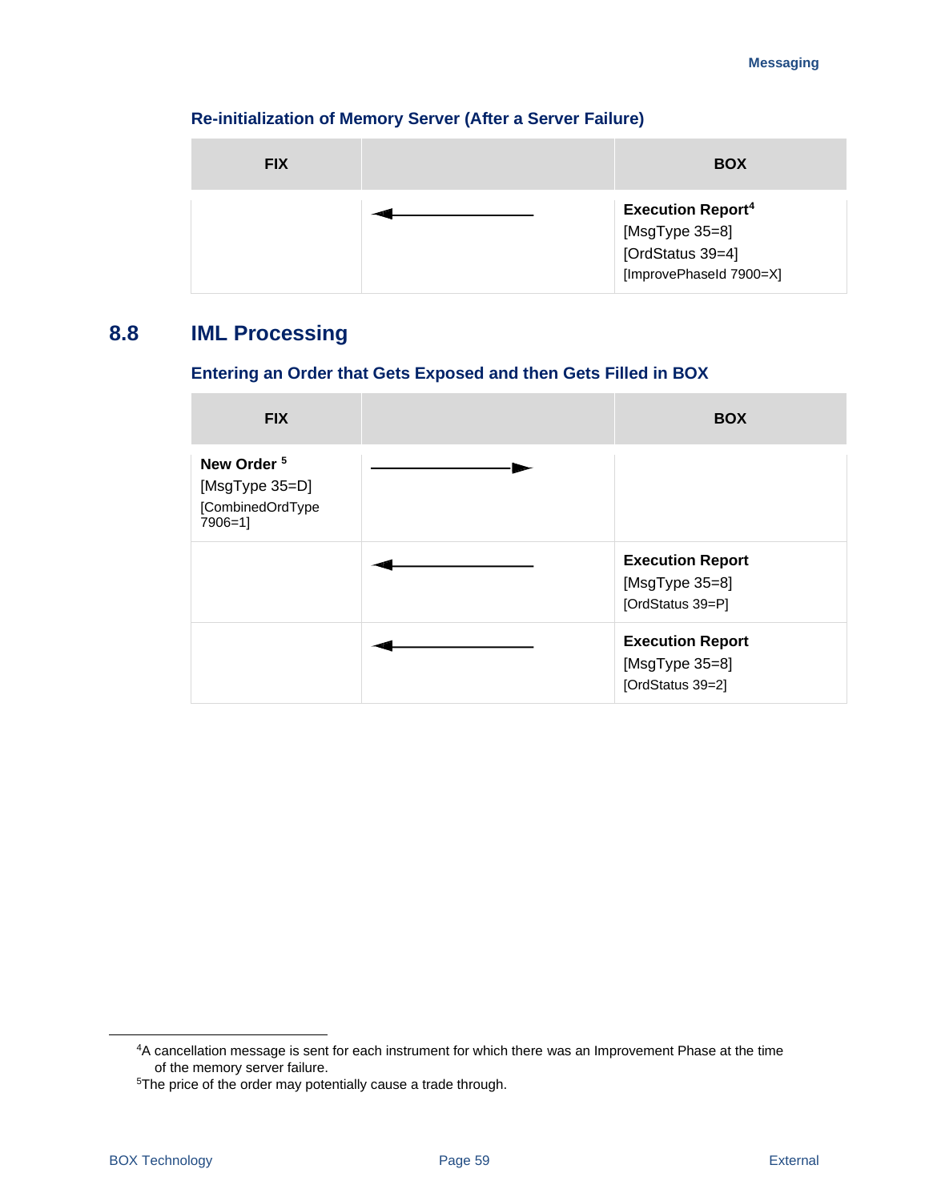#### Re-initialization of Memory Server (After a Server Failure)

| FIX | | BOX |
|---|---|---|
| | ◄──────── | **Execution Report**[4] [MsgType 35=8] [OrdStatus 39=4] [ImprovePhaseId 7900=X] |

## 8.8 IML Processing

#### Entering an Order that Gets Exposed and then Gets Filled in BOX

| FIX | | BOX |
|---|---|---|
| **New Order** [5] [MsgType 35=D] [CombinedOrdType 7906=1] | ────────► | |
| | ◄──────── | **Execution Report** [MsgType 35=8] [OrdStatus 39=P] |
| | ◄──────── | **Execution Report** [MsgType 35=8] [OrdStatus 39=2] |

[4] A cancellation message is sent for each instrument for which there was an Improvement Phase at the time of the memory server failure.

[5] The price of the order may potentially cause a trade through.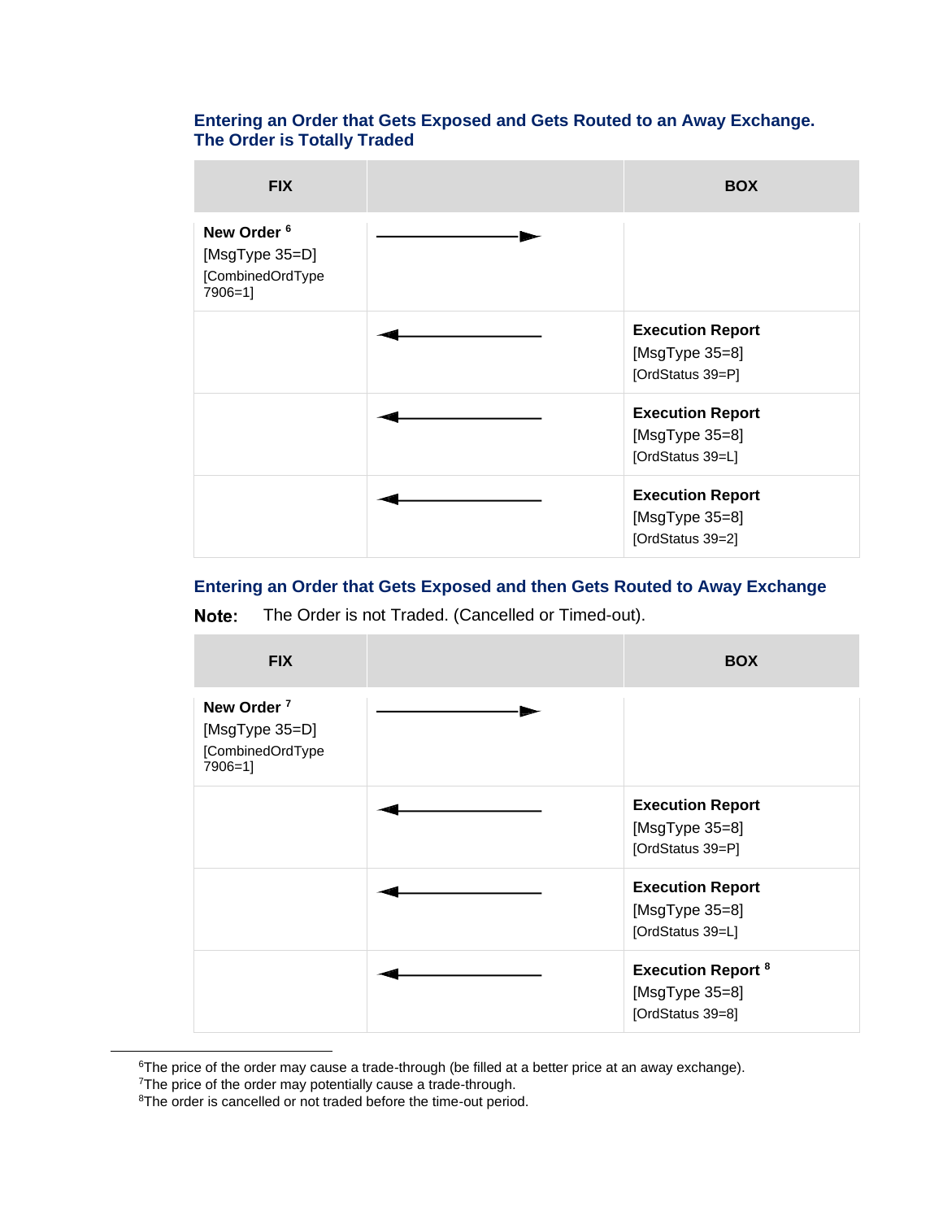### Entering an Order that Gets Exposed and Gets Routed to an Away Exchange. The Order is Totally Traded

| FIX | | BOX |
|---|---|---|
| **New Order** [6] [MsgType 35=D] [CombinedOrdType 7906=1] | ──────► | |
| | ◄────── | **Execution Report** [MsgType 35=8] [OrdStatus 39=P] |
| | ◄────── | **Execution Report** [MsgType 35=8] [OrdStatus 39=L] |
| | ◄────── | **Execution Report** [MsgType 35=8] [OrdStatus 39=2] |

### Entering an Order that Gets Exposed and then Gets Routed to Away Exchange

**Note:** The Order is not Traded. (Cancelled or Timed-out).

| FIX | | BOX |
|---|---|---|
| **New Order** [7] [MsgType 35=D] [CombinedOrdType 7906=1] | ──────► | |
| | ◄────── | **Execution Report** [MsgType 35=8] [OrdStatus 39=P] |
| | ◄────── | **Execution Report** [MsgType 35=8] [OrdStatus 39=L] |
| | ◄────── | **Execution Report** [8] [MsgType 35=8] [OrdStatus 39=8] |

---

[6] The price of the order may cause a trade-through (be filled at a better price at an away exchange).
[7] The price of the order may potentially cause a trade-through.
[8] The order is cancelled or not traded before the time-out period.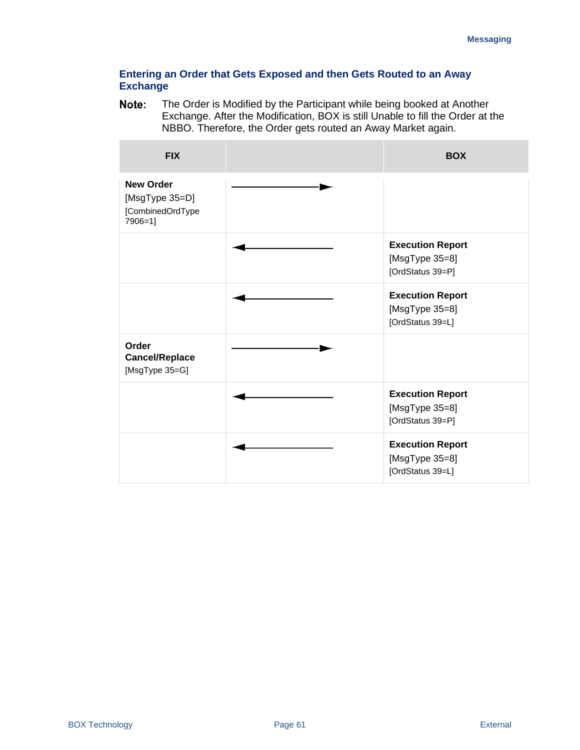### Entering an Order that Gets Exposed and then Gets Routed to an Away Exchange

**Note:** The Order is Modified by the Participant while being booked at Another Exchange. After the Modification, BOX is still Unable to fill the Order at the NBBO. Therefore, the Order gets routed an Away Market again.

| FIX | | BOX |
|---|---|---|
| **New Order** [MsgType 35=D] [CombinedOrdType 7906=1] | ────────► | |
| | ◄──────── | **Execution Report** [MsgType 35=8] [OrdStatus 39=P] |
| | ◄──────── | **Execution Report** [MsgType 35=8] [OrdStatus 39=L] |
| **Order Cancel/Replace** [MsgType 35=G] | ────────► | |
| | ◄──────── | **Execution Report** [MsgType 35=8] [OrdStatus 39=P] |
| | ◄──────── | **Execution Report** [MsgType 35=8] [OrdStatus 39=L] |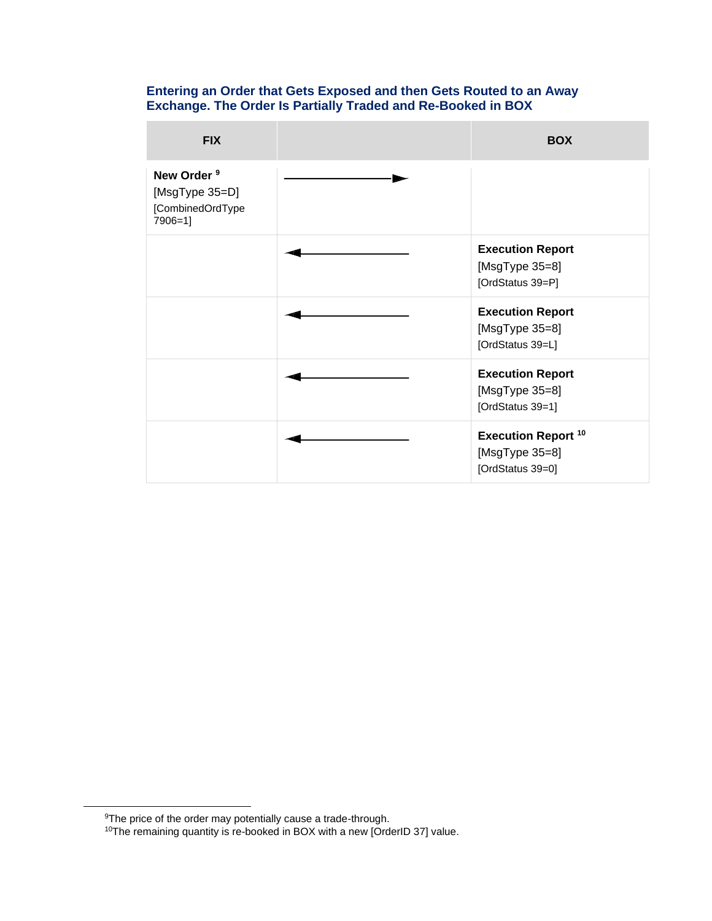### Entering an Order that Gets Exposed and then Gets Routed to an Away Exchange. The Order Is Partially Traded and Re-Booked in BOX

| FIX | | BOX |
|---|---|---|
| **New Order** [9] [MsgType 35=D] [CombinedOrdType 7906=1] | ⟶ | |
| | ⟵ | **Execution Report** [MsgType 35=8] [OrdStatus 39=P] |
| | ⟵ | **Execution Report** [MsgType 35=8] [OrdStatus 39=L] |
| | ⟵ | **Execution Report** [MsgType 35=8] [OrdStatus 39=1] |
| | ⟵ | **Execution Report** [10] [MsgType 35=8] [OrdStatus 39=0] |

[9]The price of the order may potentially cause a trade-through.

[10]The remaining quantity is re-booked in BOX with a new [OrderID 37] value.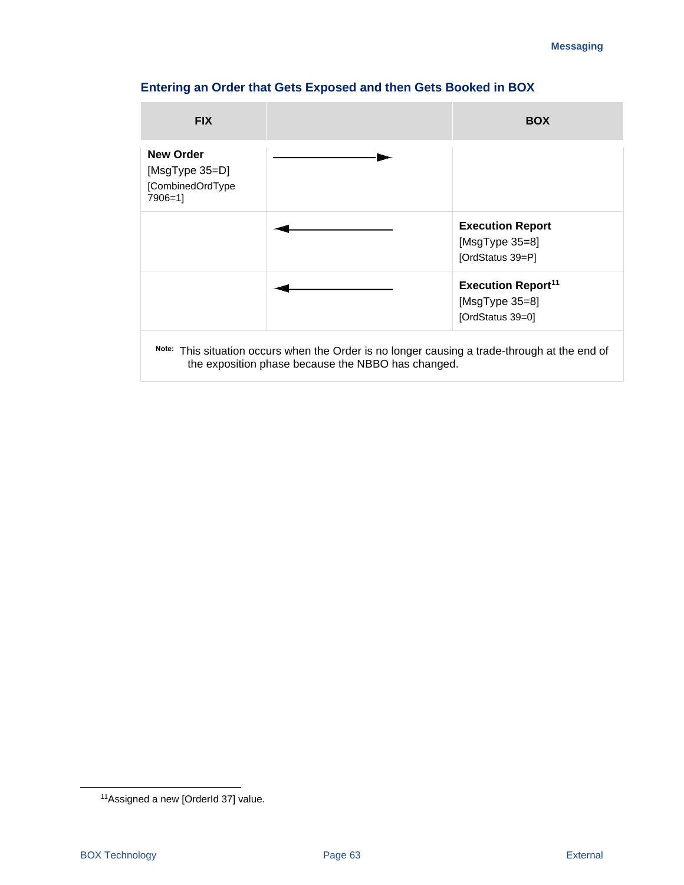### Entering an Order that Gets Exposed and then Gets Booked in BOX

| FIX | | BOX |
|---|---|---|
| **New Order** [MsgType 35=D] [CombinedOrdType 7906=1] | ────────► | |
| | ◄──────── | **Execution Report** [MsgType 35=8] [OrdStatus 39=P] |
| | ◄──────── | **Execution Report**[11] [MsgType 35=8] [OrdStatus 39=0] |

**Note:** This situation occurs when the Order is no longer causing a trade-through at the end of the exposition phase because the NBBO has changed.

[11] Assigned a new [OrderId 37] value.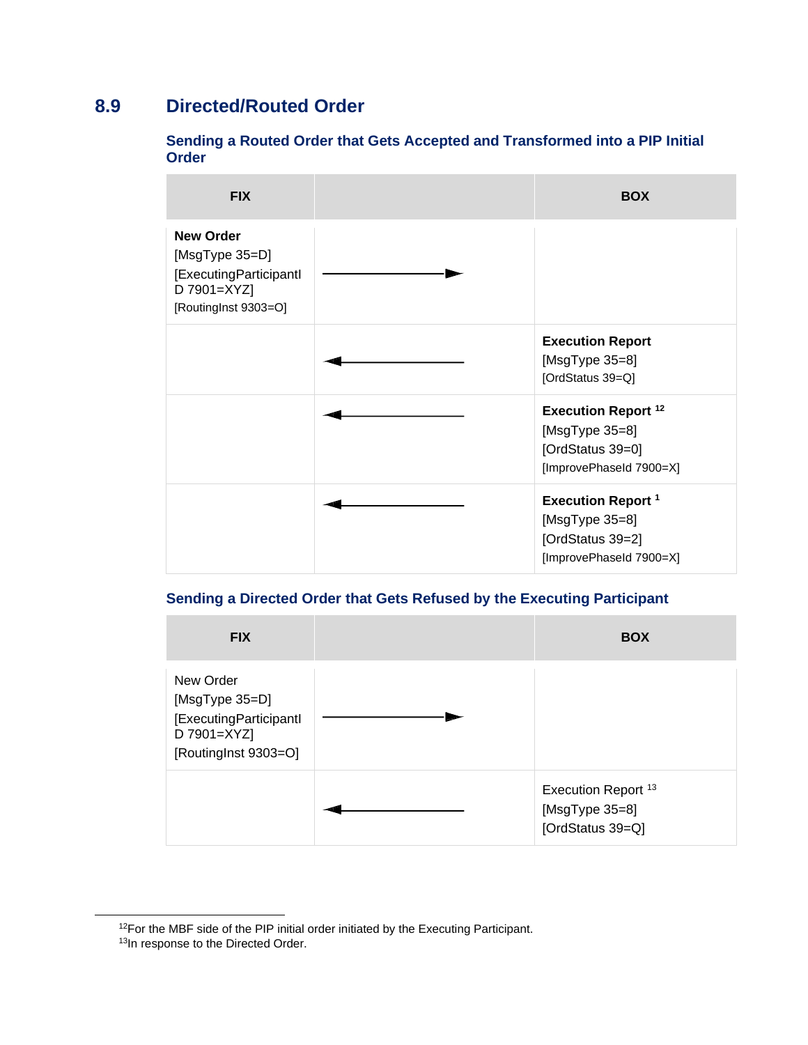## 8.9 Directed/Routed Order

### Sending a Routed Order that Gets Accepted and Transformed into a PIP Initial Order

| FIX | | BOX |
|---|---|---|
| **New Order**<br>[MsgType 35=D]<br>[ExecutingParticipantID 7901=XYZ]<br>[RoutingInst 9303=O] | ——————► | |
| | ◄—————— | **Execution Report**<br>[MsgType 35=8]<br>[OrdStatus 39=Q] |
| | ◄—————— | **Execution Report** [12]<br>[MsgType 35=8]<br>[OrdStatus 39=0]<br>[ImprovePhaseId 7900=X] |
| | ◄—————— | **Execution Report** [1]<br>[MsgType 35=8]<br>[OrdStatus 39=2]<br>[ImprovePhaseId 7900=X] |

### Sending a Directed Order that Gets Refused by the Executing Participant

| FIX | | BOX |
|---|---|---|
| New Order<br>[MsgType 35=D]<br>[ExecutingParticipantID 7901=XYZ]<br>[RoutingInst 9303=O] | ——————► | |
| | ◄—————— | Execution Report [13]<br>[MsgType 35=8]<br>[OrdStatus 39=Q] |

[12] For the MBF side of the PIP initial order initiated by the Executing Participant.
[13] In response to the Directed Order.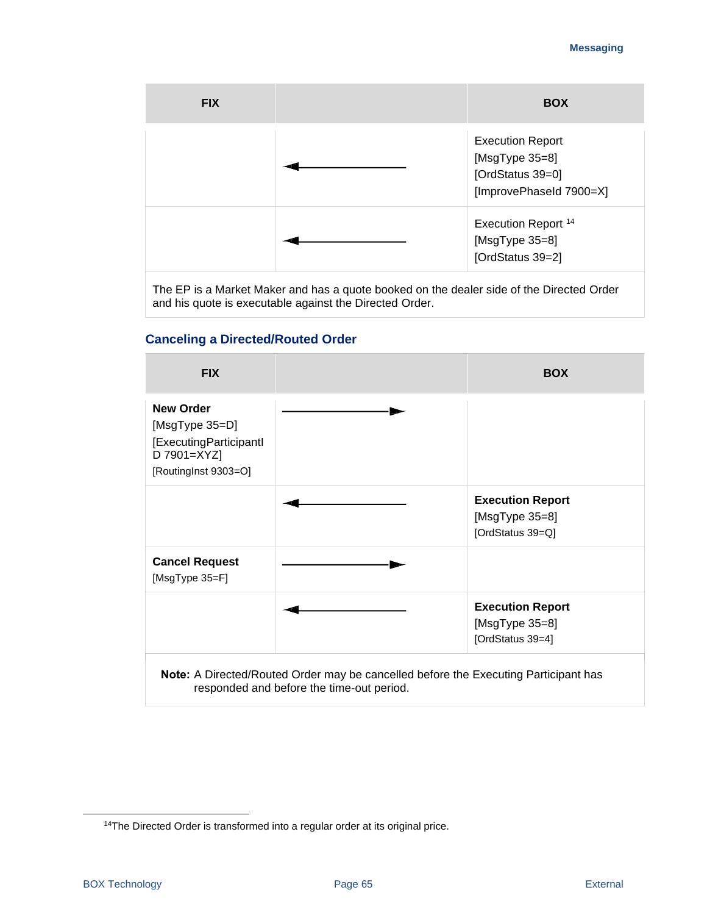| FIX | | BOX |
|---|---|---|
| | ← | Execution Report [MsgType 35=8] [OrdStatus 39=0] [ImprovePhaseId 7900=X] |
| | ← | Execution Report [14] [MsgType 35=8] [OrdStatus 39=2] |
| The EP is a Market Maker and has a quote booked on the dealer side of the Directed Order and his quote is executable against the Directed Order. | | |

### Canceling a Directed/Routed Order

| FIX | | BOX |
|---|---|---|
| **New Order** [MsgType 35=D] [ExecutingParticipantID 7901=XYZ] [RoutingInst 9303=O] | → | |
| | ← | **Execution Report** [MsgType 35=8] [OrdStatus 39=Q] |
| **Cancel Request** [MsgType 35=F] | → | |
| | ← | **Execution Report** [MsgType 35=8] [OrdStatus 39=4] |

**Note:** A Directed/Routed Order may be cancelled before the Executing Participant has responded and before the time-out period.

[14] The Directed Order is transformed into a regular order at its original price.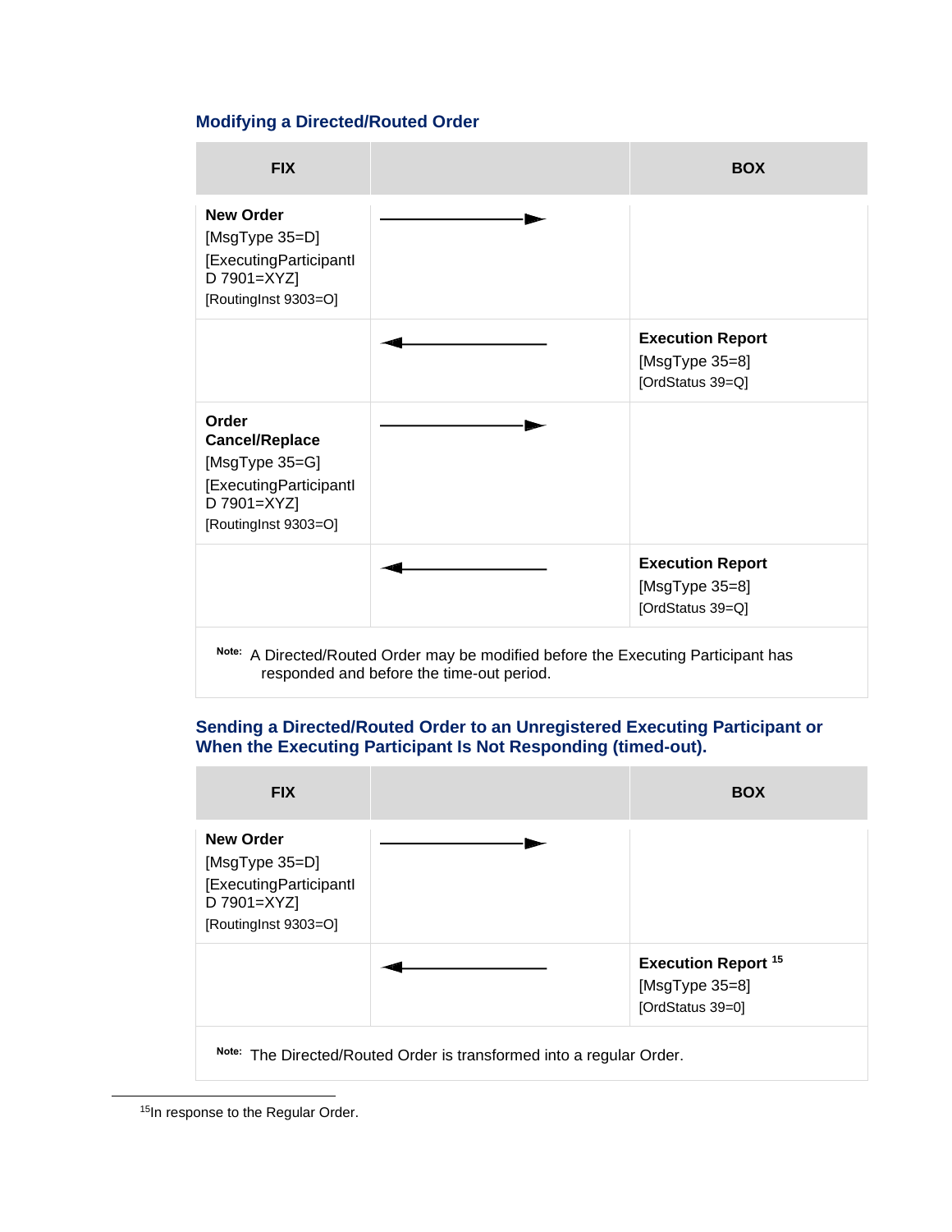### Modifying a Directed/Routed Order

| FIX | | BOX |
|---|---|---|
| **New Order** [MsgType 35=D] [ExecutingParticipantID 7901=XYZ] [RoutingInst 9303=O] | ——————► | |
| | ◄—————— | **Execution Report** [MsgType 35=8] [OrdStatus 39=Q] |
| **Order Cancel/Replace** [MsgType 35=G] [ExecutingParticipantID 7901=XYZ] [RoutingInst 9303=O] | ——————► | |
| | ◄—————— | **Execution Report** [MsgType 35=8] [OrdStatus 39=Q] |

**Note:** A Directed/Routed Order may be modified before the Executing Participant has responded and before the time-out period.

### Sending a Directed/Routed Order to an Unregistered Executing Participant or When the Executing Participant Is Not Responding (timed-out).

| FIX | | BOX |
|---|---|---|
| **New Order** [MsgType 35=D] [ExecutingParticipantID 7901=XYZ] [RoutingInst 9303=O] | ——————► | |
| | ◄—————— | **Execution Report** [15] [MsgType 35=8] [OrdStatus 39=0] |

**Note:** The Directed/Routed Order is transformed into a regular Order.

[15] In response to the Regular Order.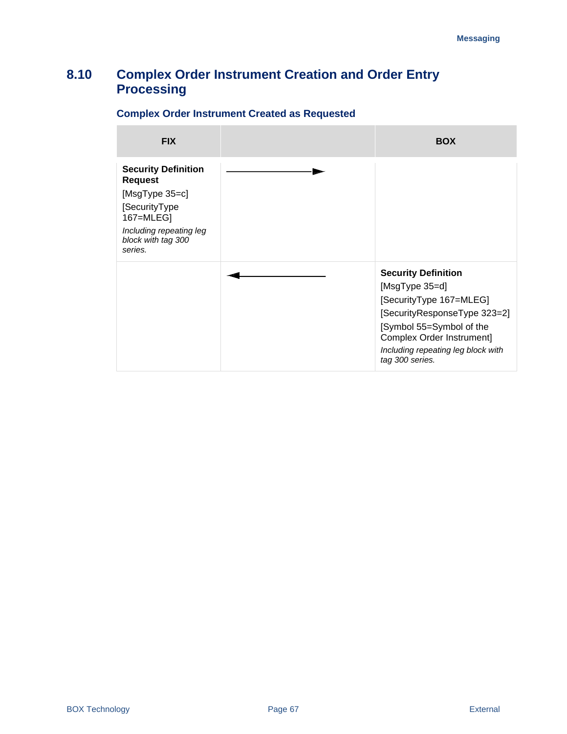## 8.10 Complex Order Instrument Creation and Order Entry Processing

### Complex Order Instrument Created as Requested

| FIX | | BOX |
|---|---|---|
| **Security Definition Request**<br>[MsgType 35=c]<br>[SecurityType 167=MLEG]<br>*Including repeating leg block with tag 300 series.* | ——————▶ | |
| | ◀—————— | **Security Definition**<br>[MsgType 35=d]<br>[SecurityType 167=MLEG]<br>[SecurityResponseType 323=2]<br>[Symbol 55=Symbol of the Complex Order Instrument]<br>*Including repeating leg block with tag 300 series.* |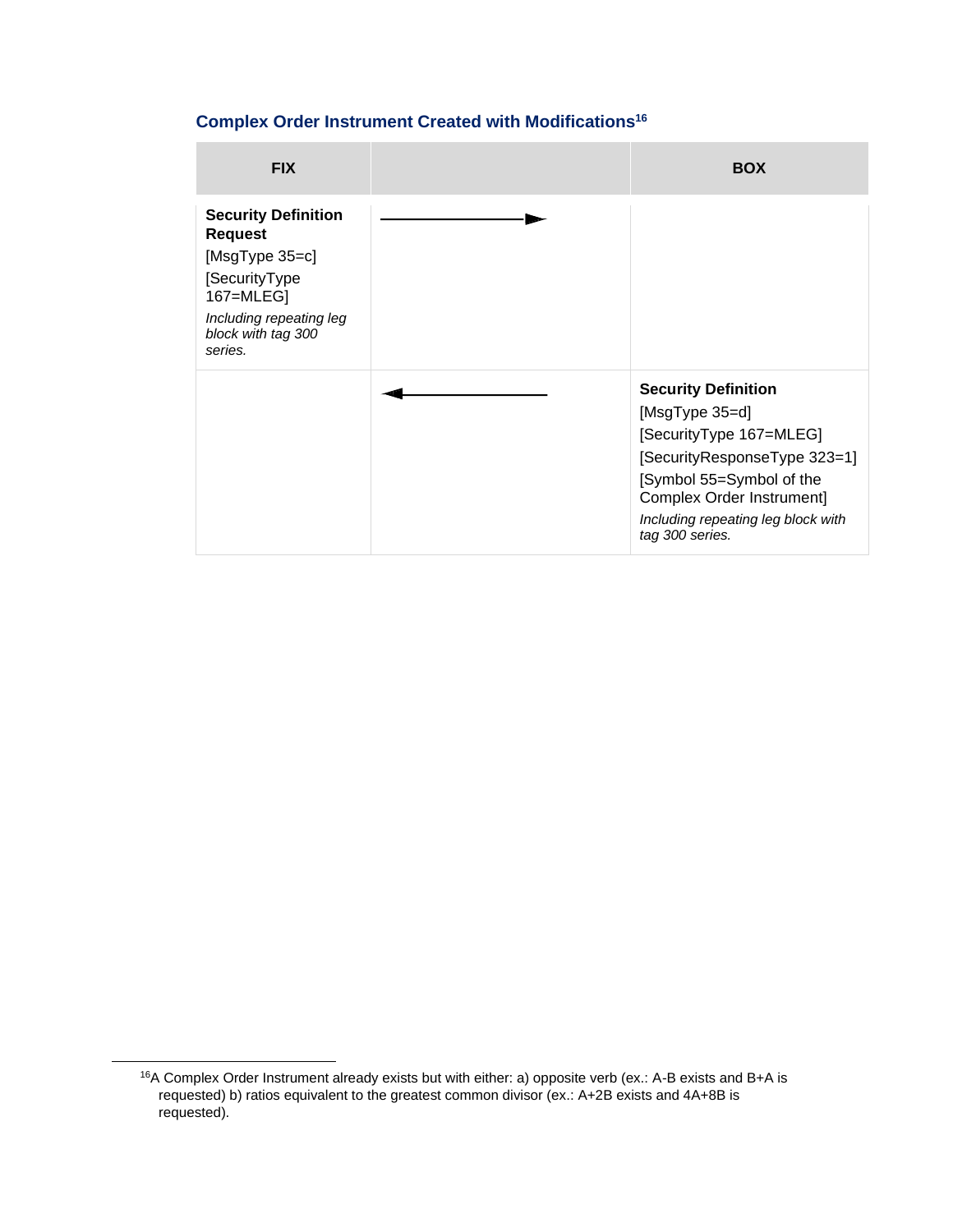### Complex Order Instrument Created with Modifications[16]

| FIX | | BOX |
|---|---|---|
| **Security Definition Request**<br>[MsgType 35=c]<br>[SecurityType 167=MLEG]<br>*Including repeating leg block with tag 300 series.* | ⟶ | |
| | ⟵ | **Security Definition**<br>[MsgType 35=d]<br>[SecurityType 167=MLEG]<br>[SecurityResponseType 323=1]<br>[Symbol 55=Symbol of the Complex Order Instrument]<br>*Including repeating leg block with tag 300 series.* |

[16]A Complex Order Instrument already exists but with either: a) opposite verb (ex.: A-B exists and B+A is requested) b) ratios equivalent to the greatest common divisor (ex.: A+2B exists and 4A+8B is requested).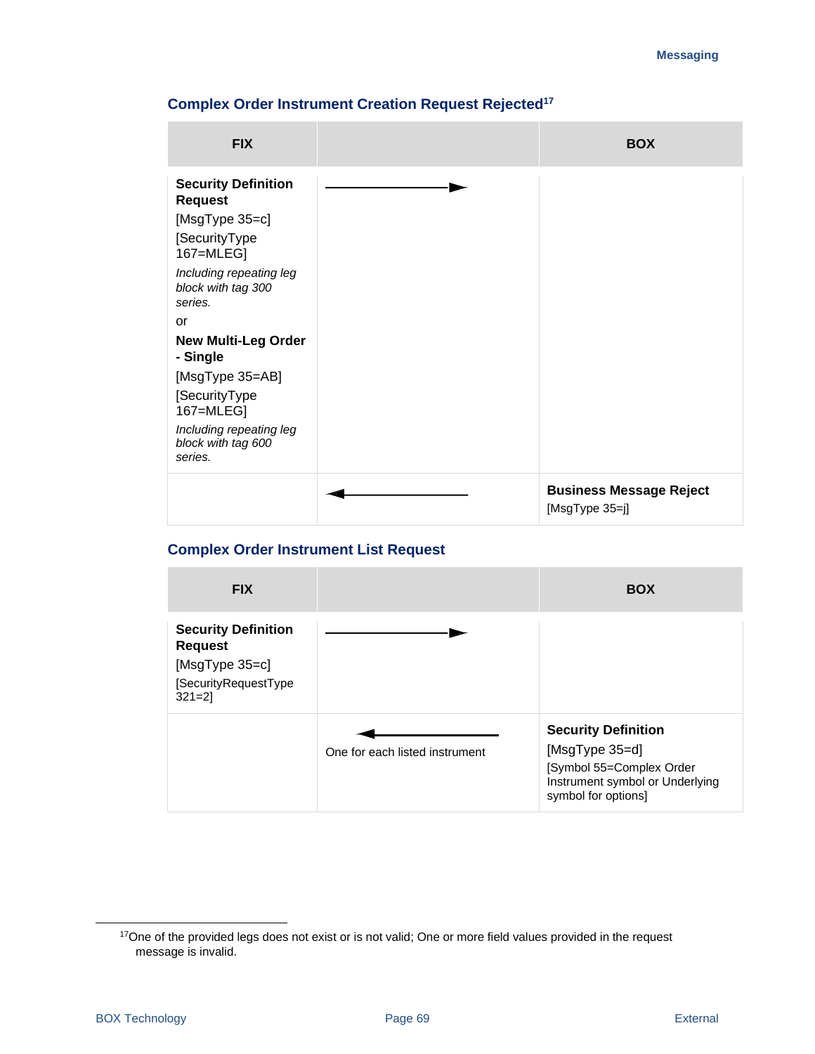## Complex Order Instrument Creation Request Rejected[17]

| FIX | | BOX |
|---|---|---|
| **Security Definition Request**<br>[MsgType 35=c]<br>[SecurityType 167=MLEG]<br>*Including repeating leg block with tag 300 series.*<br>or<br>**New Multi-Leg Order - Single**<br>[MsgType 35=AB]<br>[SecurityType 167=MLEG]<br>*Including repeating leg block with tag 600 series.* | → | |
| | ← | **Business Message Reject**<br>[MsgType 35=j] |

## Complex Order Instrument List Request

| FIX | | BOX |
|---|---|---|
| **Security Definition Request**<br>[MsgType 35=c]<br>[SecurityRequestType 321=2] | → | |
| | ←<br>One for each listed instrument | **Security Definition**<br>[MsgType 35=d]<br>[Symbol 55=Complex Order Instrument symbol or Underlying symbol for options] |

[17] One of the provided legs does not exist or is not valid; One or more field values provided in the request message is invalid.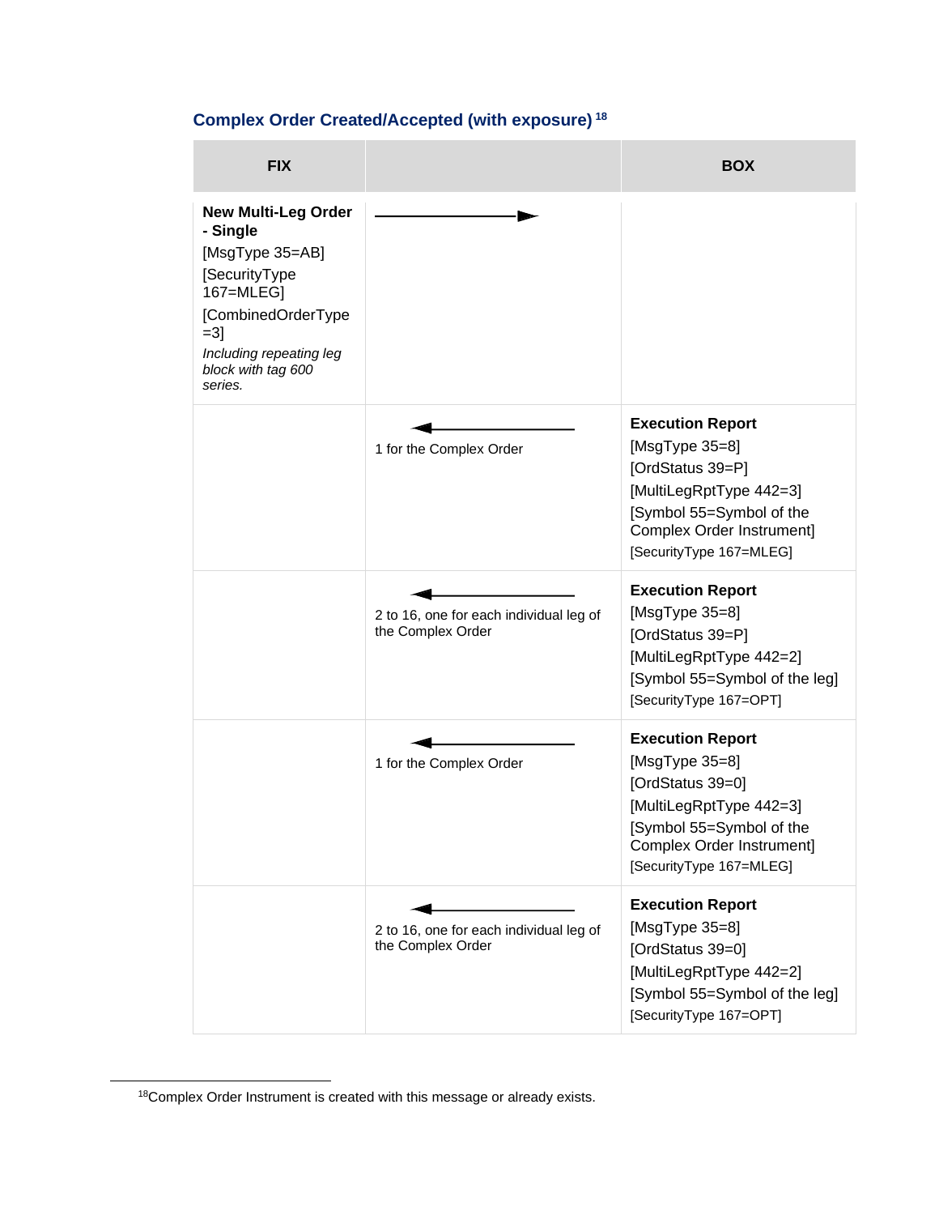### Complex Order Created/Accepted (with exposure) [18]

| FIX | | BOX |
|---|---|---|
| **New Multi-Leg Order - Single** [MsgType 35=AB] [SecurityType 167=MLEG] [CombinedOrderType =3] *Including repeating leg block with tag 600 series.* | ⟶ | |
| | ⟵ 1 for the Complex Order | **Execution Report** [MsgType 35=8] [OrdStatus 39=P] [MultiLegRptType 442=3] [Symbol 55=Symbol of the Complex Order Instrument] [SecurityType 167=MLEG] |
| | ⟵ 2 to 16, one for each individual leg of the Complex Order | **Execution Report** [MsgType 35=8] [OrdStatus 39=P] [MultiLegRptType 442=2] [Symbol 55=Symbol of the leg] [SecurityType 167=OPT] |
| | ⟵ 1 for the Complex Order | **Execution Report** [MsgType 35=8] [OrdStatus 39=0] [MultiLegRptType 442=3] [Symbol 55=Symbol of the Complex Order Instrument] [SecurityType 167=MLEG] |
| | ⟵ 2 to 16, one for each individual leg of the Complex Order | **Execution Report** [MsgType 35=8] [OrdStatus 39=0] [MultiLegRptType 442=2] [Symbol 55=Symbol of the leg] [SecurityType 167=OPT] |

[18] Complex Order Instrument is created with this message or already exists.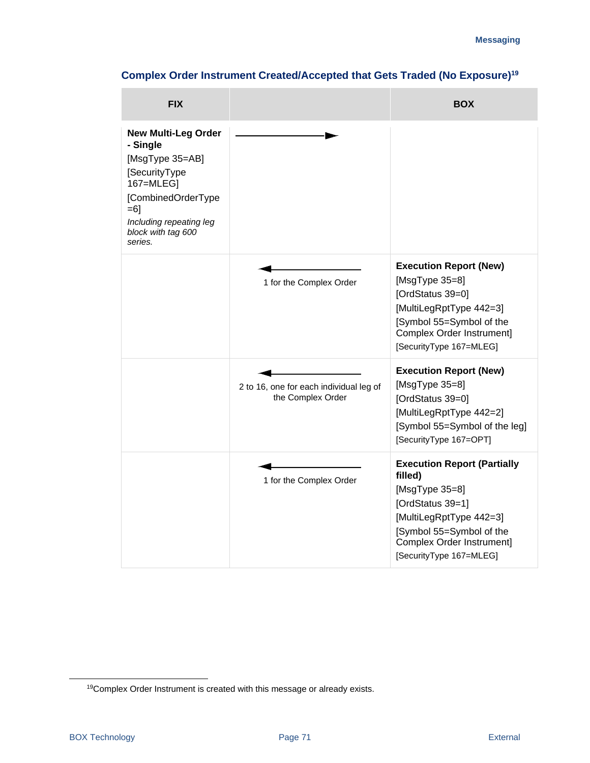### Complex Order Instrument Created/Accepted that Gets Traded (No Exposure)[19]

| FIX | | BOX |
|---|---|---|
| **New Multi-Leg Order - Single**<br>[MsgType 35=AB]<br>[SecurityType 167=MLEG]<br>[CombinedOrderType =6]<br>*Including repeating leg block with tag 600 series.* | ──────► | |
| | ◄────── <br>1 for the Complex Order | **Execution Report (New)**<br>[MsgType 35=8]<br>[OrdStatus 39=0]<br>[MultiLegRptType 442=3]<br>[Symbol 55=Symbol of the Complex Order Instrument]<br>[SecurityType 167=MLEG] |
| | ◄────── <br>2 to 16, one for each individual leg of the Complex Order | **Execution Report (New)**<br>[MsgType 35=8]<br>[OrdStatus 39=0]<br>[MultiLegRptType 442=2]<br>[Symbol 55=Symbol of the leg]<br>[SecurityType 167=OPT] |
| | ◄────── <br>1 for the Complex Order | **Execution Report (Partially filled)**<br>[MsgType 35=8]<br>[OrdStatus 39=1]<br>[MultiLegRptType 442=3]<br>[Symbol 55=Symbol of the Complex Order Instrument]<br>[SecurityType 167=MLEG] |

[19] Complex Order Instrument is created with this message or already exists.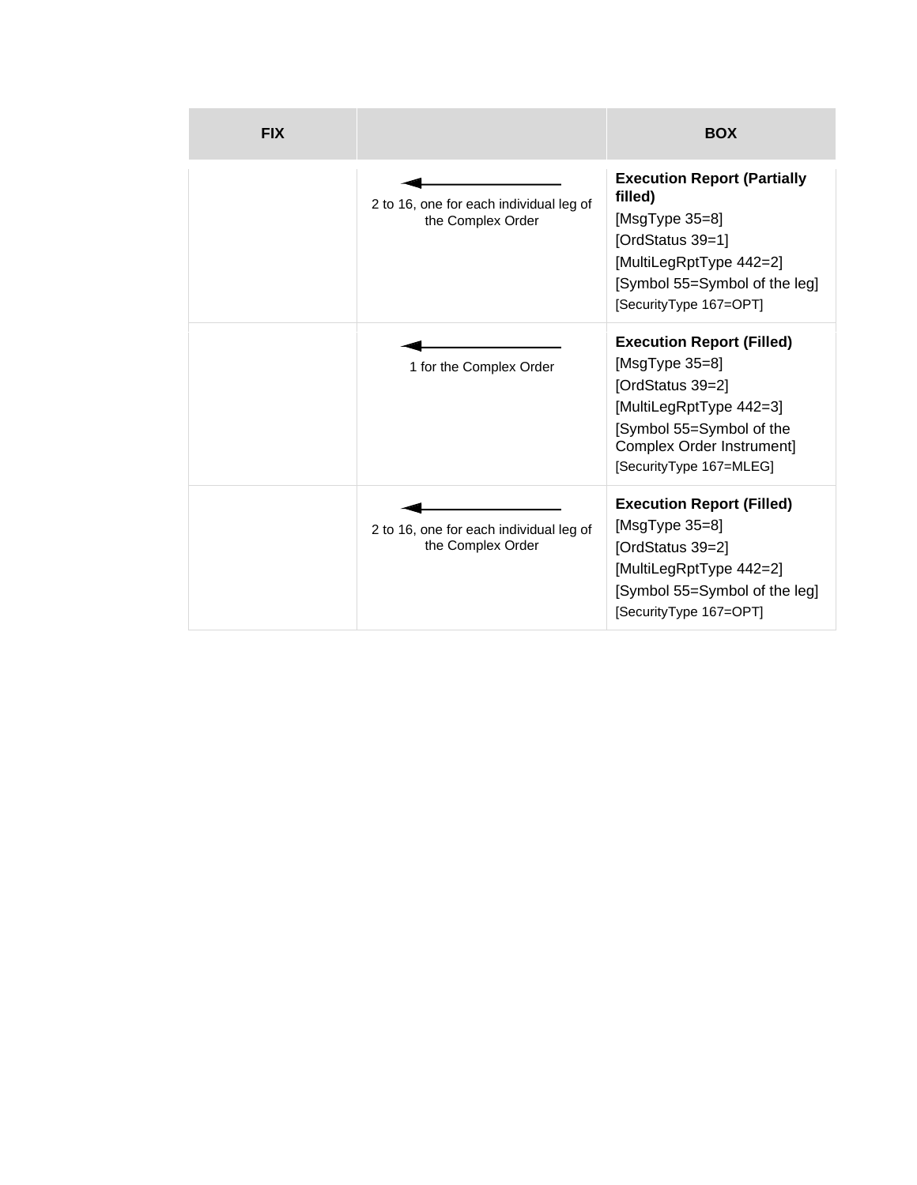| FIX | | BOX |
|---|---|---|
| | ← 2 to 16, one for each individual leg of the Complex Order | **Execution Report (Partially filled)** [MsgType 35=8] [OrdStatus 39=1] [MultiLegRptType 442=2] [Symbol 55=Symbol of the leg] [SecurityType 167=OPT] |
| | ← 1 for the Complex Order | **Execution Report (Filled)** [MsgType 35=8] [OrdStatus 39=2] [MultiLegRptType 442=3] [Symbol 55=Symbol of the Complex Order Instrument] [SecurityType 167=MLEG] |
| | ← 2 to 16, one for each individual leg of the Complex Order | **Execution Report (Filled)** [MsgType 35=8] [OrdStatus 39=2] [MultiLegRptType 442=2] [Symbol 55=Symbol of the leg] [SecurityType 167=OPT] |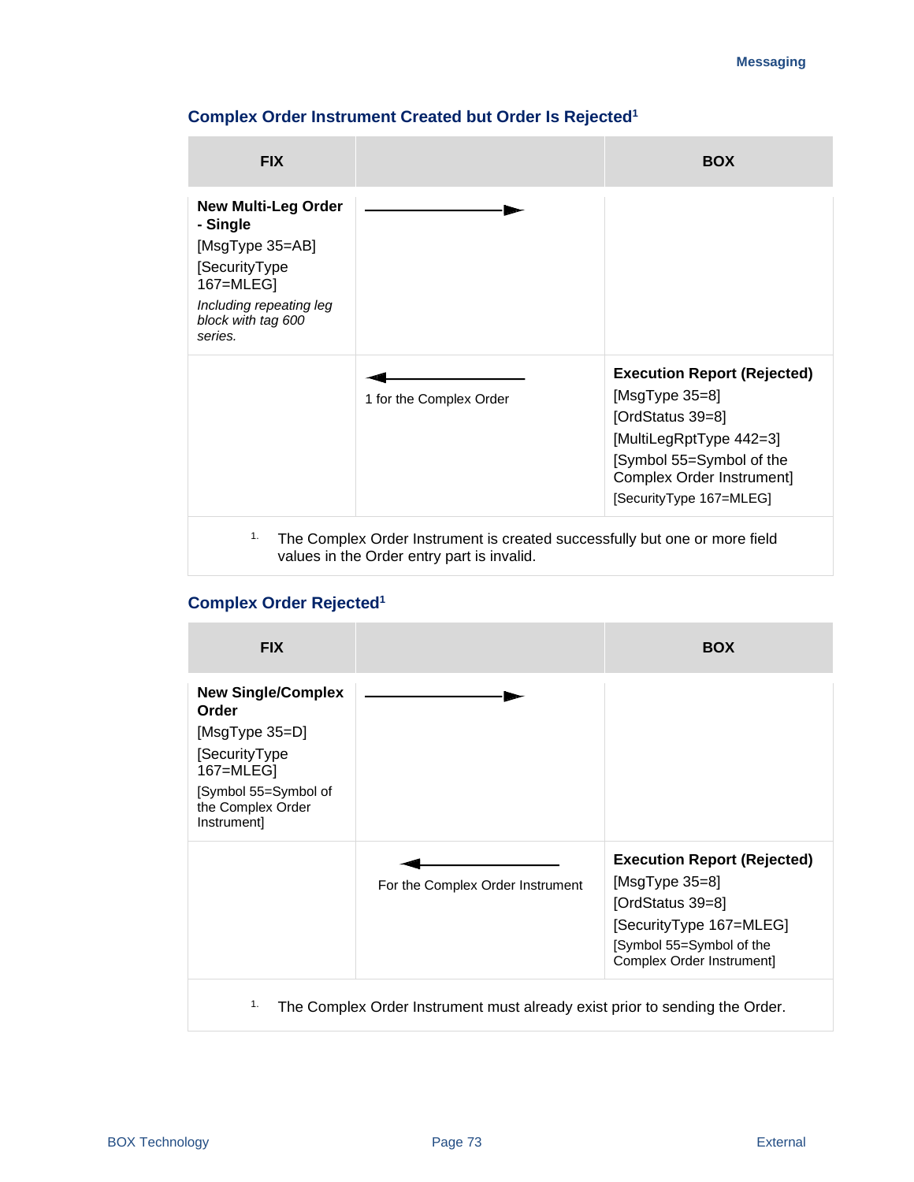### Complex Order Instrument Created but Order Is Rejected[1]

| FIX | | BOX |
|---|---|---|
| **New Multi-Leg Order - Single**<br>[MsgType 35=AB]<br>[SecurityType 167=MLEG]<br>*Including repeating leg block with tag 600 series.* | ──────────► | |
| | ◄──────────<br>1 for the Complex Order | **Execution Report (Rejected)**<br>[MsgType 35=8]<br>[OrdStatus 39=8]<br>[MultiLegRptType 442=3]<br>[Symbol 55=Symbol of the Complex Order Instrument]<br>[SecurityType 167=MLEG] |

1. The Complex Order Instrument is created successfully but one or more field values in the Order entry part is invalid.

### Complex Order Rejected[1]

| FIX | | BOX |
|---|---|---|
| **New Single/Complex Order**<br>[MsgType 35=D]<br>[SecurityType 167=MLEG]<br>[Symbol 55=Symbol of the Complex Order Instrument] | ──────────► | |
| | ◄──────────<br>For the Complex Order Instrument | **Execution Report (Rejected)**<br>[MsgType 35=8]<br>[OrdStatus 39=8]<br>[SecurityType 167=MLEG]<br>[Symbol 55=Symbol of the Complex Order Instrument] |

1. The Complex Order Instrument must already exist prior to sending the Order.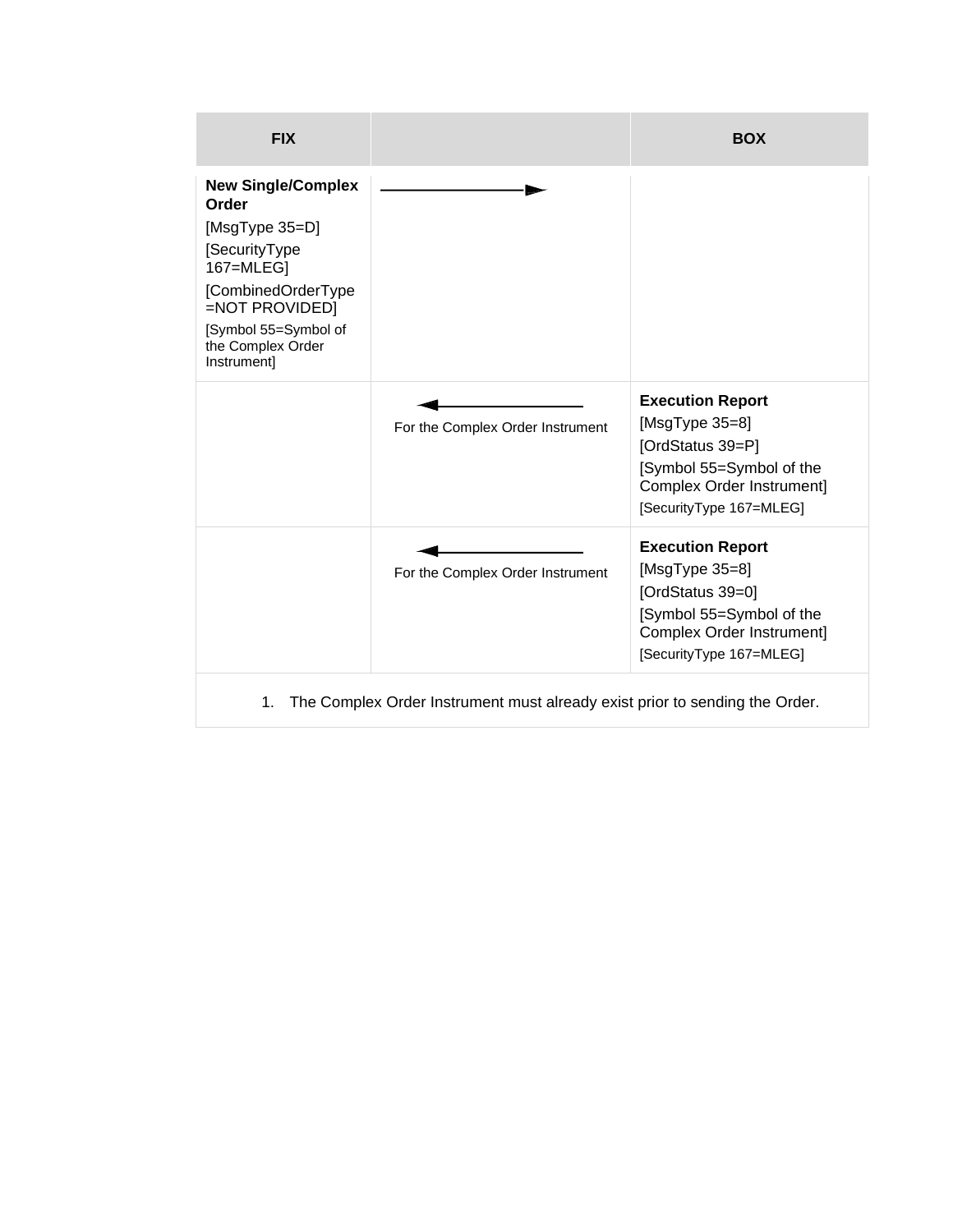| FIX | | BOX |
| --- | --- | --- |
| **New Single/Complex Order** [MsgType 35=D] [SecurityType 167=MLEG] [CombinedOrderType =NOT PROVIDED] [Symbol 55=Symbol of the Complex Order Instrument] | → | |
| | ← For the Complex Order Instrument | **Execution Report** [MsgType 35=8] [OrdStatus 39=P] [Symbol 55=Symbol of the Complex Order Instrument] [SecurityType 167=MLEG] |
| | ← For the Complex Order Instrument | **Execution Report** [MsgType 35=8] [OrdStatus 39=0] [Symbol 55=Symbol of the Complex Order Instrument] [SecurityType 167=MLEG] |

1. The Complex Order Instrument must already exist prior to sending the Order.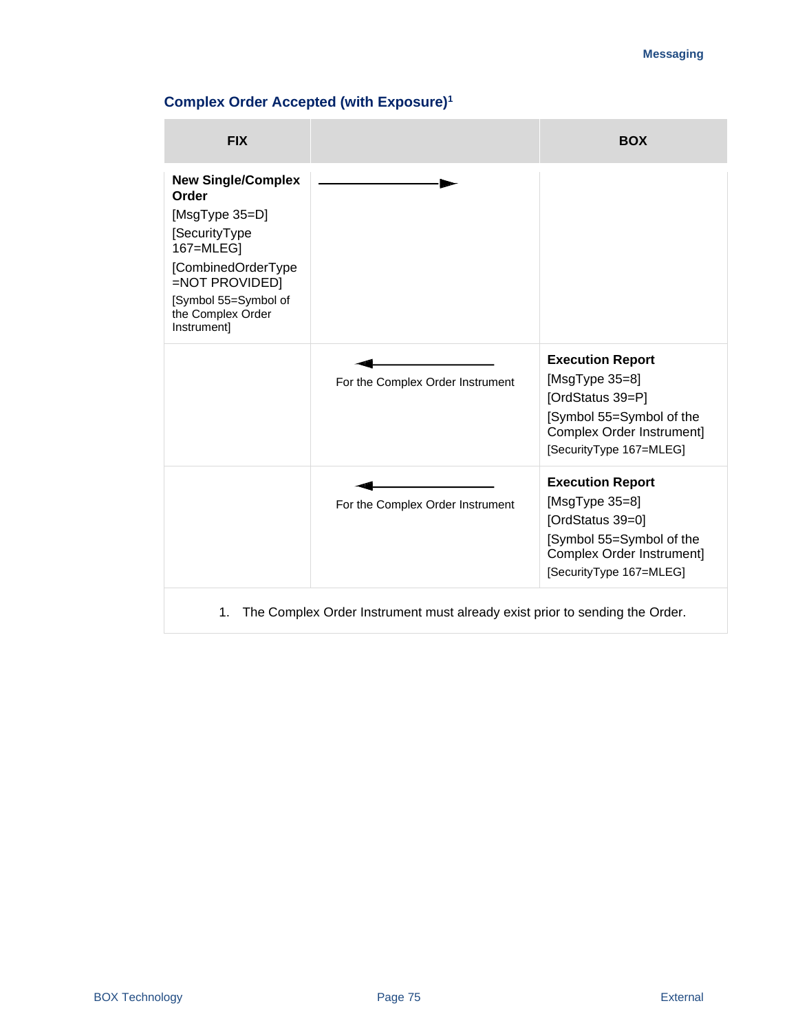### Complex Order Accepted (with Exposure)[1]

| FIX | | BOX |
|---|---|---|
| **New Single/Complex Order** [MsgType 35=D] [SecurityType 167=MLEG] [CombinedOrderType =NOT PROVIDED] [Symbol 55=Symbol of the Complex Order Instrument] | ——————► | |
| | ◄—————— For the Complex Order Instrument | **Execution Report** [MsgType 35=8] [OrdStatus 39=P] [Symbol 55=Symbol of the Complex Order Instrument] [SecurityType 167=MLEG] |
| | ◄—————— For the Complex Order Instrument | **Execution Report** [MsgType 35=8] [OrdStatus 39=0] [Symbol 55=Symbol of the Complex Order Instrument] [SecurityType 167=MLEG] |

1. The Complex Order Instrument must already exist prior to sending the Order.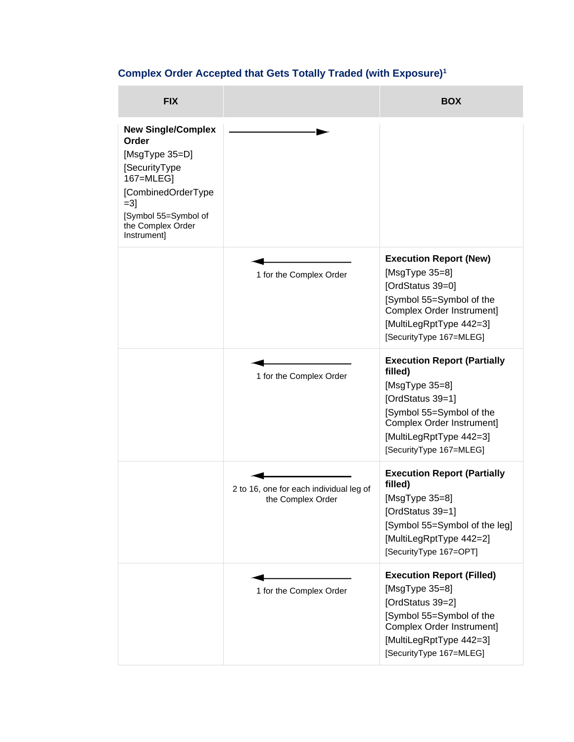### Complex Order Accepted that Gets Totally Traded (with Exposure)[1]

| FIX | | BOX |
|---|---|---|
| **New Single/Complex Order**<br>[MsgType 35=D]<br>[SecurityType 167=MLEG]<br>[CombinedOrderType =3]<br>[Symbol 55=Symbol of the Complex Order Instrument] | → | |
| | ←<br>1 for the Complex Order | **Execution Report (New)**<br>[MsgType 35=8]<br>[OrdStatus 39=0]<br>[Symbol 55=Symbol of the Complex Order Instrument]<br>[MultiLegRptType 442=3]<br>[SecurityType 167=MLEG] |
| | ←<br>1 for the Complex Order | **Execution Report (Partially filled)**<br>[MsgType 35=8]<br>[OrdStatus 39=1]<br>[Symbol 55=Symbol of the Complex Order Instrument]<br>[MultiLegRptType 442=3]<br>[SecurityType 167=MLEG] |
| | ←<br>2 to 16, one for each individual leg of the Complex Order | **Execution Report (Partially filled)**<br>[MsgType 35=8]<br>[OrdStatus 39=1]<br>[Symbol 55=Symbol of the leg]<br>[MultiLegRptType 442=2]<br>[SecurityType 167=OPT] |
| | ←<br>1 for the Complex Order | **Execution Report (Filled)**<br>[MsgType 35=8]<br>[OrdStatus 39=2]<br>[Symbol 55=Symbol of the Complex Order Instrument]<br>[MultiLegRptType 442=3]<br>[SecurityType 167=MLEG] |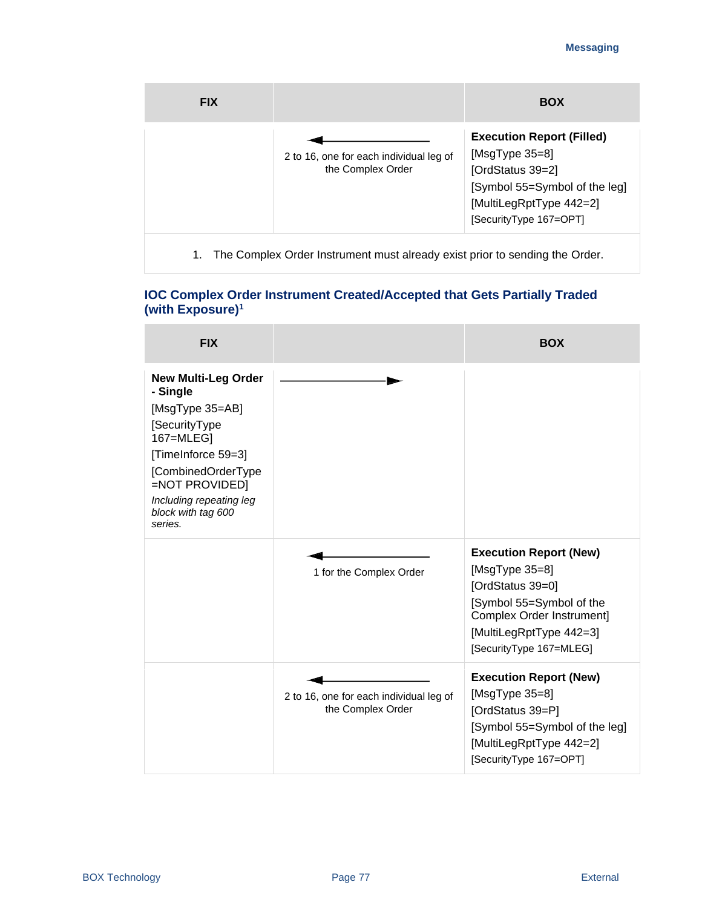| FIX | | BOX |
|---|---|---|
| | ← 2 to 16, one for each individual leg of the Complex Order | **Execution Report (Filled)** [MsgType 35=8] [OrdStatus 39=2] [Symbol 55=Symbol of the leg] [MultiLegRptType 442=2] [SecurityType 167=OPT] |

1. The Complex Order Instrument must already exist prior to sending the Order.

### IOC Complex Order Instrument Created/Accepted that Gets Partially Traded (with Exposure)[1]

| FIX | | BOX |
|---|---|---|
| **New Multi-Leg Order - Single** [MsgType 35=AB] [SecurityType 167=MLEG] [TimeInforce 59=3] [CombinedOrderType =NOT PROVIDED] *Including repeating leg block with tag 600 series.* | → | |
| | ← 1 for the Complex Order | **Execution Report (New)** [MsgType 35=8] [OrdStatus 39=0] [Symbol 55=Symbol of the Complex Order Instrument] [MultiLegRptType 442=3] [SecurityType 167=MLEG] |
| | ← 2 to 16, one for each individual leg of the Complex Order | **Execution Report (New)** [MsgType 35=8] [OrdStatus 39=P] [Symbol 55=Symbol of the leg] [MultiLegRptType 442=2] [SecurityType 167=OPT] |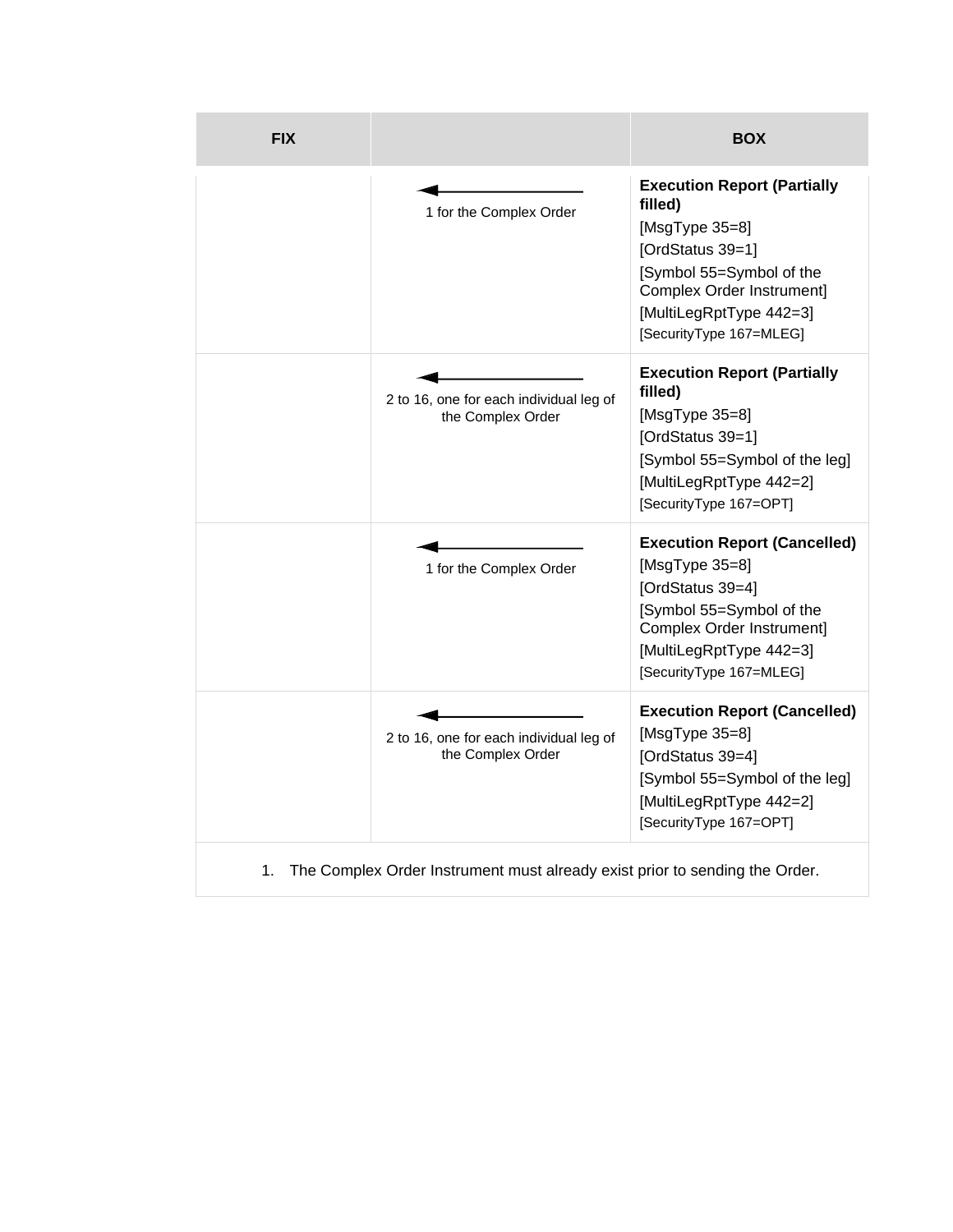| FIX | | BOX |
|---|---|---|
| | ← 1 for the Complex Order | **Execution Report (Partially filled)**<br>[MsgType 35=8]<br>[OrdStatus 39=1]<br>[Symbol 55=Symbol of the Complex Order Instrument]<br>[MultiLegRptType 442=3]<br>[SecurityType 167=MLEG] |
| | ← 2 to 16, one for each individual leg of the Complex Order | **Execution Report (Partially filled)**<br>[MsgType 35=8]<br>[OrdStatus 39=1]<br>[Symbol 55=Symbol of the leg]<br>[MultiLegRptType 442=2]<br>[SecurityType 167=OPT] |
| | ← 1 for the Complex Order | **Execution Report (Cancelled)**<br>[MsgType 35=8]<br>[OrdStatus 39=4]<br>[Symbol 55=Symbol of the Complex Order Instrument]<br>[MultiLegRptType 442=3]<br>[SecurityType 167=MLEG] |
| | ← 2 to 16, one for each individual leg of the Complex Order | **Execution Report (Cancelled)**<br>[MsgType 35=8]<br>[OrdStatus 39=4]<br>[Symbol 55=Symbol of the leg]<br>[MultiLegRptType 442=2]<br>[SecurityType 167=OPT] |

1. The Complex Order Instrument must already exist prior to sending the Order.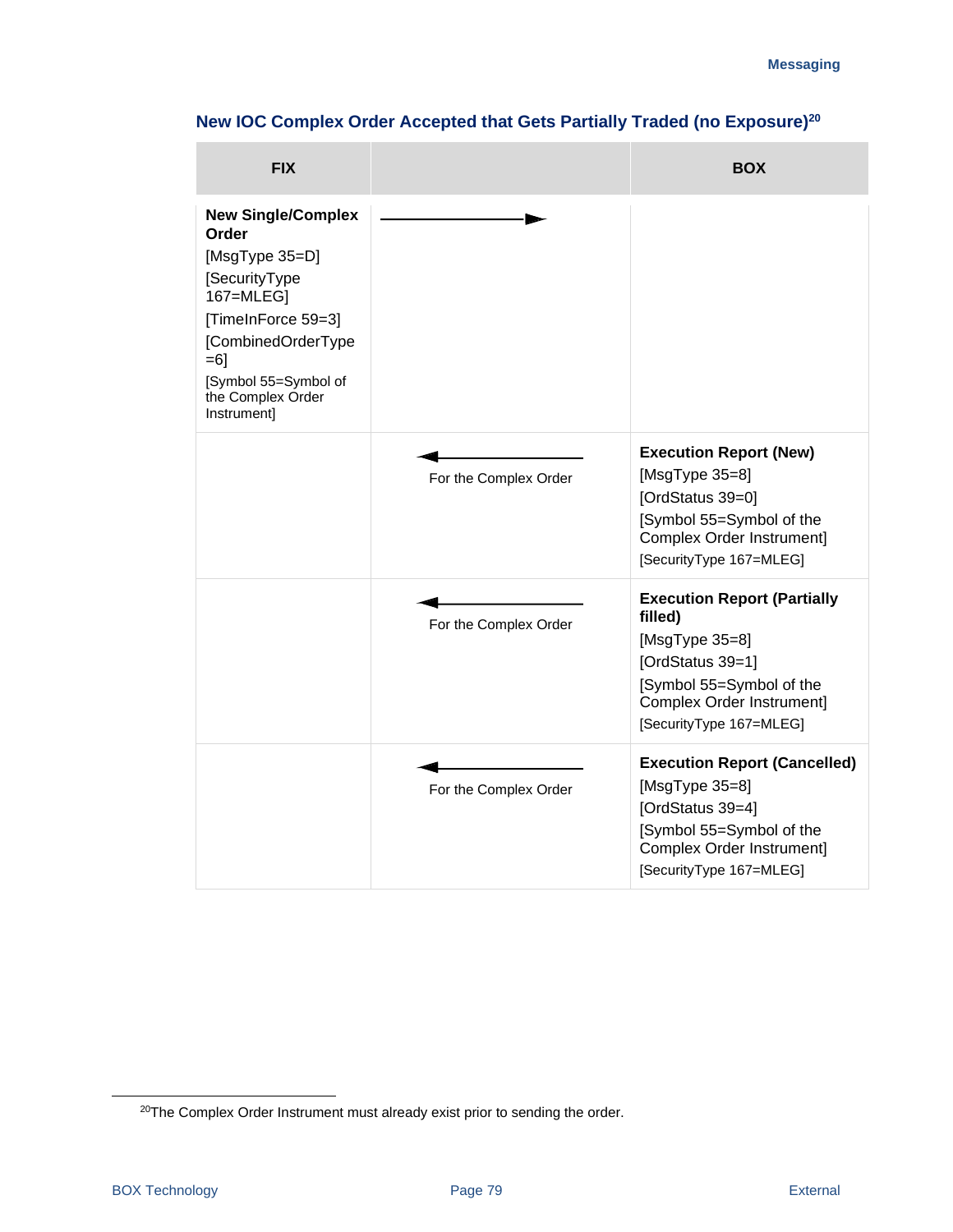### New IOC Complex Order Accepted that Gets Partially Traded (no Exposure)[20]

| FIX | | BOX |
|---|---|---|
| **New Single/Complex Order**<br>[MsgType 35=D]<br>[SecurityType 167=MLEG]<br>[TimeInForce 59=3]<br>[CombinedOrderType =6]<br>[Symbol 55=Symbol of the Complex Order Instrument] | → | |
| | ← For the Complex Order | **Execution Report (New)**<br>[MsgType 35=8]<br>[OrdStatus 39=0]<br>[Symbol 55=Symbol of the Complex Order Instrument]<br>[SecurityType 167=MLEG] |
| | ← For the Complex Order | **Execution Report (Partially filled)**<br>[MsgType 35=8]<br>[OrdStatus 39=1]<br>[Symbol 55=Symbol of the Complex Order Instrument]<br>[SecurityType 167=MLEG] |
| | ← For the Complex Order | **Execution Report (Cancelled)**<br>[MsgType 35=8]<br>[OrdStatus 39=4]<br>[Symbol 55=Symbol of the Complex Order Instrument]<br>[SecurityType 167=MLEG] |

[20]The Complex Order Instrument must already exist prior to sending the order.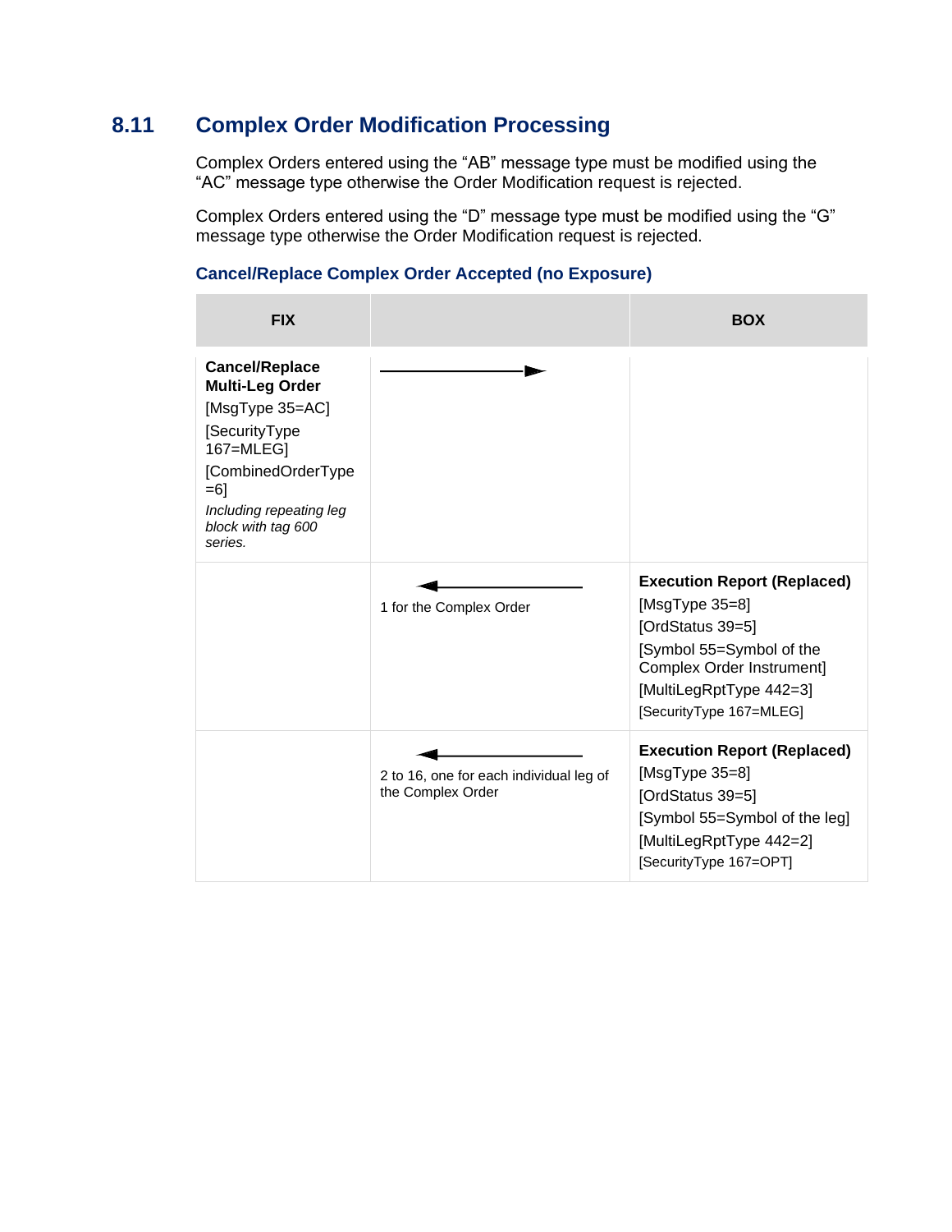## 8.11 Complex Order Modification Processing

Complex Orders entered using the “AB” message type must be modified using the “AC” message type otherwise the Order Modification request is rejected.

Complex Orders entered using the “D” message type must be modified using the “G” message type otherwise the Order Modification request is rejected.

### Cancel/Replace Complex Order Accepted (no Exposure)

| FIX | | BOX |
|---|---|---|
| **Cancel/Replace Multi-Leg Order**<br>[MsgType 35=AC]<br>[SecurityType 167=MLEG]<br>[CombinedOrderType =6]<br>*Including repeating leg block with tag 600 series.* | → | |
| | ←<br>1 for the Complex Order | **Execution Report (Replaced)**<br>[MsgType 35=8]<br>[OrdStatus 39=5]<br>[Symbol 55=Symbol of the Complex Order Instrument]<br>[MultiLegRptType 442=3]<br>[SecurityType 167=MLEG] |
| | ←<br>2 to 16, one for each individual leg of the Complex Order | **Execution Report (Replaced)**<br>[MsgType 35=8]<br>[OrdStatus 39=5]<br>[Symbol 55=Symbol of the leg]<br>[MultiLegRptType 442=2]<br>[SecurityType 167=OPT] |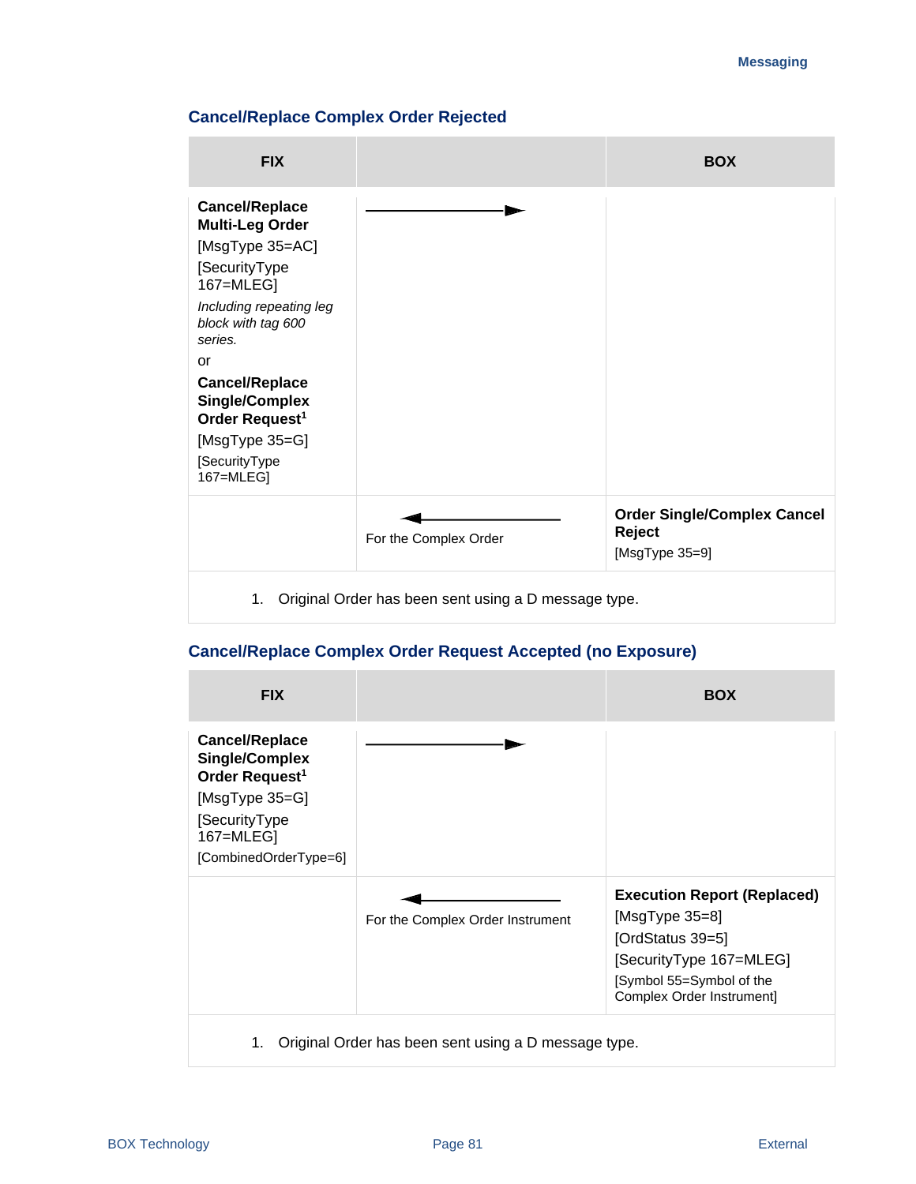## Cancel/Replace Complex Order Rejected

| FIX | | BOX |
|---|---|---|
| **Cancel/Replace Multi-Leg Order**<br>[MsgType 35=AC]<br>[SecurityType 167=MLEG]<br>*Including repeating leg block with tag 600 series.*<br>or<br>**Cancel/Replace Single/Complex Order Request**[1]<br>[MsgType 35=G]<br>[SecurityType 167=MLEG] | ——————► | |
| | ◄——————<br>For the Complex Order | **Order Single/Complex Cancel Reject**<br>[MsgType 35=9] |

1. Original Order has been sent using a D message type.

## Cancel/Replace Complex Order Request Accepted (no Exposure)

| FIX | | BOX |
|---|---|---|
| **Cancel/Replace Single/Complex Order Request**[1]<br>[MsgType 35=G]<br>[SecurityType 167=MLEG]<br>[CombinedOrderType=6] | ——————► | |
| | ◄——————<br>For the Complex Order Instrument | **Execution Report (Replaced)**<br>[MsgType 35=8]<br>[OrdStatus 39=5]<br>[SecurityType 167=MLEG]<br>[Symbol 55=Symbol of the Complex Order Instrument] |

1. Original Order has been sent using a D message type.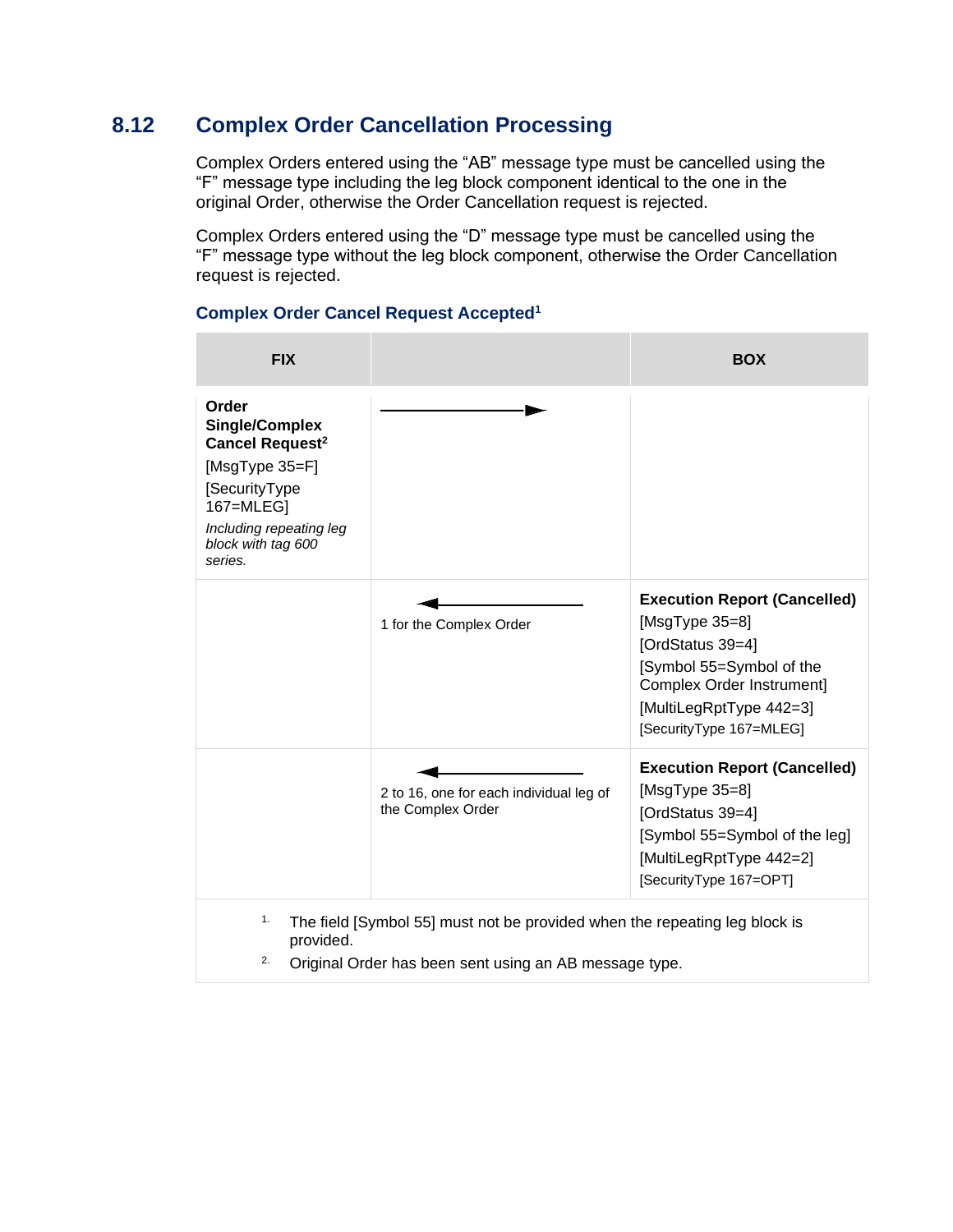## 8.12 Complex Order Cancellation Processing

Complex Orders entered using the “AB” message type must be cancelled using the “F” message type including the leg block component identical to the one in the original Order, otherwise the Order Cancellation request is rejected.

Complex Orders entered using the “D” message type must be cancelled using the “F” message type without the leg block component, otherwise the Order Cancellation request is rejected.

### Complex Order Cancel Request Accepted[1]

| FIX | | BOX |
|---|---|---|
| **Order Single/Complex Cancel Request[2]**<br>[MsgType 35=F]<br>[SecurityType 167=MLEG]<br>*Including repeating leg block with tag 600 series.* | ⟶ | |
| | ⟵<br>1 for the Complex Order | **Execution Report (Cancelled)**<br>[MsgType 35=8]<br>[OrdStatus 39=4]<br>[Symbol 55=Symbol of the Complex Order Instrument]<br>[MultiLegRptType 442=3]<br>[SecurityType 167=MLEG] |
| | ⟵<br>2 to 16, one for each individual leg of the Complex Order | **Execution Report (Cancelled)**<br>[MsgType 35=8]<br>[OrdStatus 39=4]<br>[Symbol 55=Symbol of the leg]<br>[MultiLegRptType 442=2]<br>[SecurityType 167=OPT] |

1. The field [Symbol 55] must not be provided when the repeating leg block is provided.
2. Original Order has been sent using an AB message type.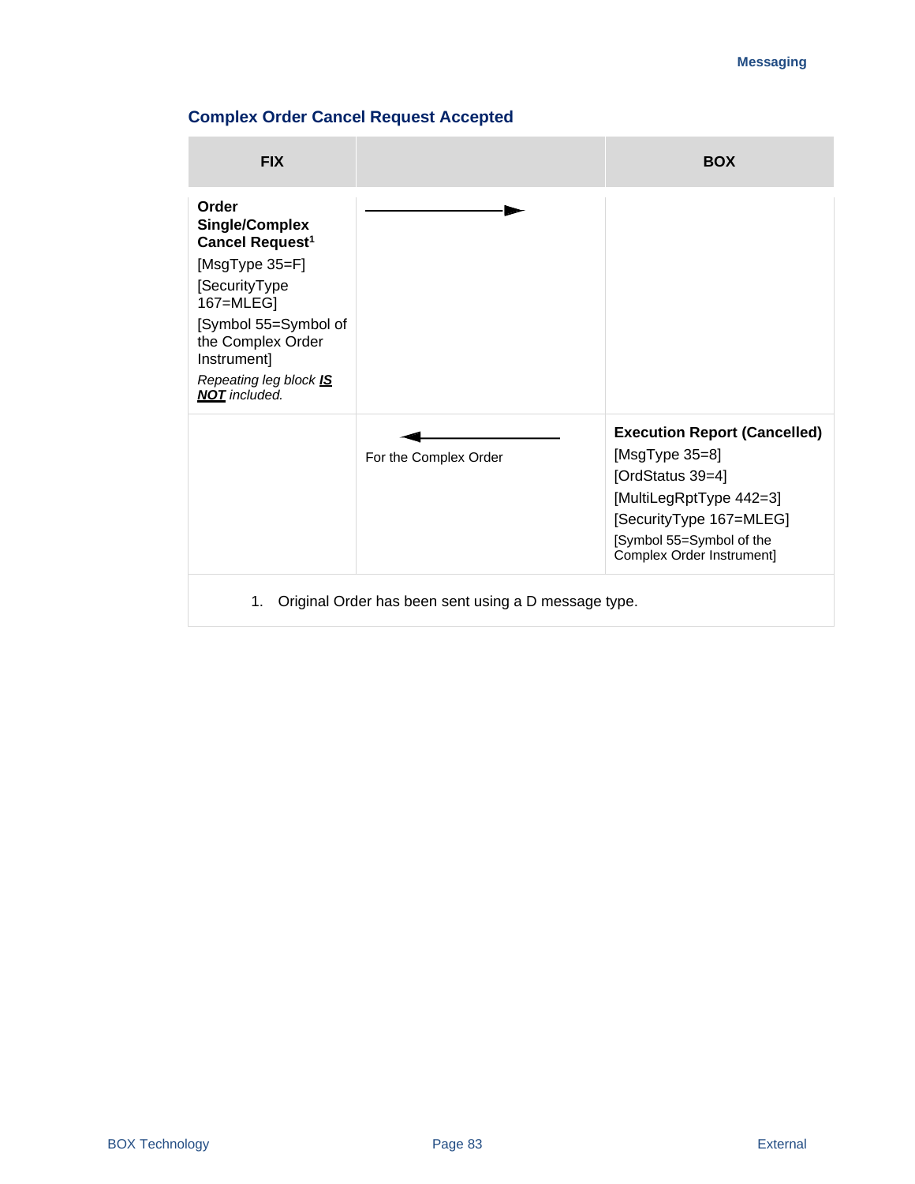### Complex Order Cancel Request Accepted

| FIX | | BOX |
|---|---|---|
| **Order Single/Complex Cancel Request**[1]<br>[MsgType 35=F]<br>[SecurityType 167=MLEG]<br>[Symbol 55=Symbol of the Complex Order Instrument]<br>*Repeating leg block **IS NOT** included.* | ——————► | |
| | ◄——————<br>For the Complex Order | **Execution Report (Cancelled)**<br>[MsgType 35=8]<br>[OrdStatus 39=4]<br>[MultiLegRptType 442=3]<br>[SecurityType 167=MLEG]<br>[Symbol 55=Symbol of the Complex Order Instrument] |

1. Original Order has been sent using a D message type.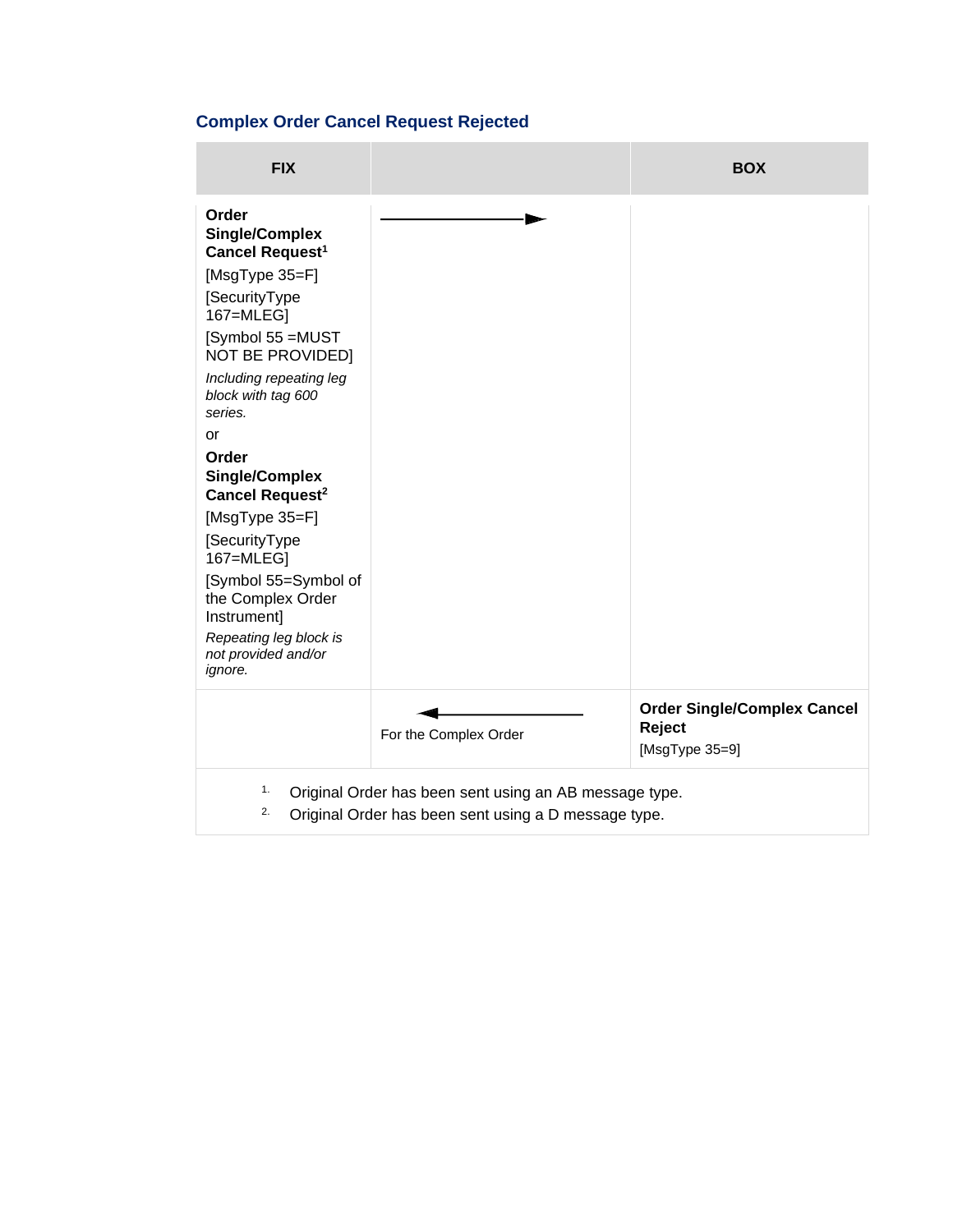### Complex Order Cancel Request Rejected

| FIX | | BOX |
|---|---|---|
| **Order Single/Complex Cancel Request**[1] [MsgType 35=F] [SecurityType 167=MLEG] [Symbol 55 =MUST NOT BE PROVIDED] *Including repeating leg block with tag 600 series.* or **Order Single/Complex Cancel Request**[2] [MsgType 35=F] [SecurityType 167=MLEG] [Symbol 55=Symbol of the Complex Order Instrument] *Repeating leg block is not provided and/or ignore.* | ——————► | |
| | ◄—————— For the Complex Order | **Order Single/Complex Cancel Reject** [MsgType 35=9] |

1. Original Order has been sent using an AB message type.
2. Original Order has been sent using a D message type.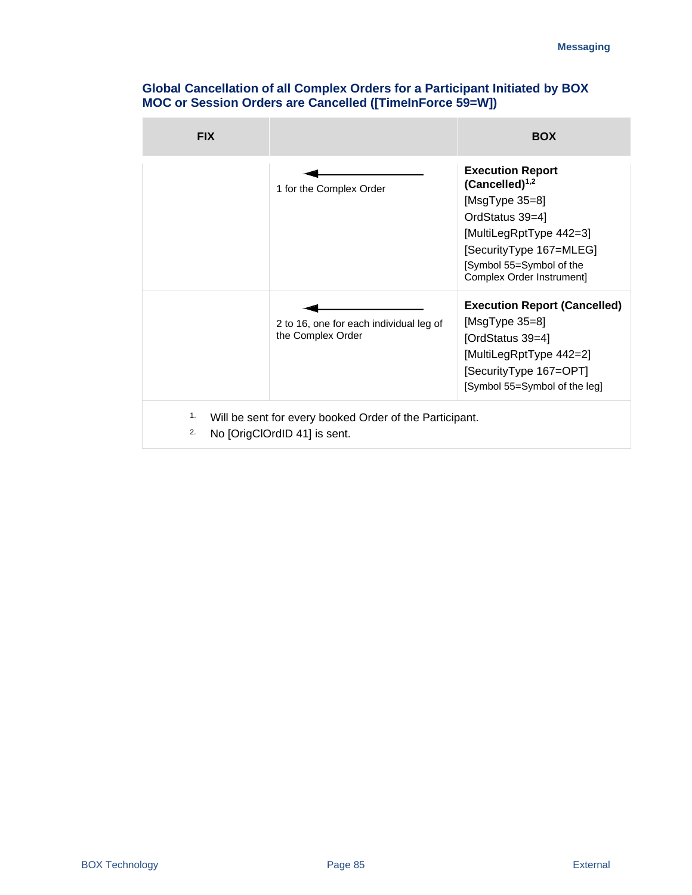### Global Cancellation of all Complex Orders for a Participant Initiated by BOX MOC or Session Orders are Cancelled ([TimeInForce 59=W])

| FIX | | BOX |
|---|---|---|
| | ← 1 for the Complex Order | **Execution Report (Cancelled)**[1,2] [MsgType 35=8] OrdStatus 39=4] [MultiLegRptType 442=3] [SecurityType 167=MLEG] [Symbol 55=Symbol of the Complex Order Instrument] |
| | ← 2 to 16, one for each individual leg of the Complex Order | **Execution Report (Cancelled)** [MsgType 35=8] [OrdStatus 39=4] [MultiLegRptType 442=2] [SecurityType 167=OPT] [Symbol 55=Symbol of the leg] |

1. Will be sent for every booked Order of the Participant.
2. No [OrigClOrdID 41] is sent.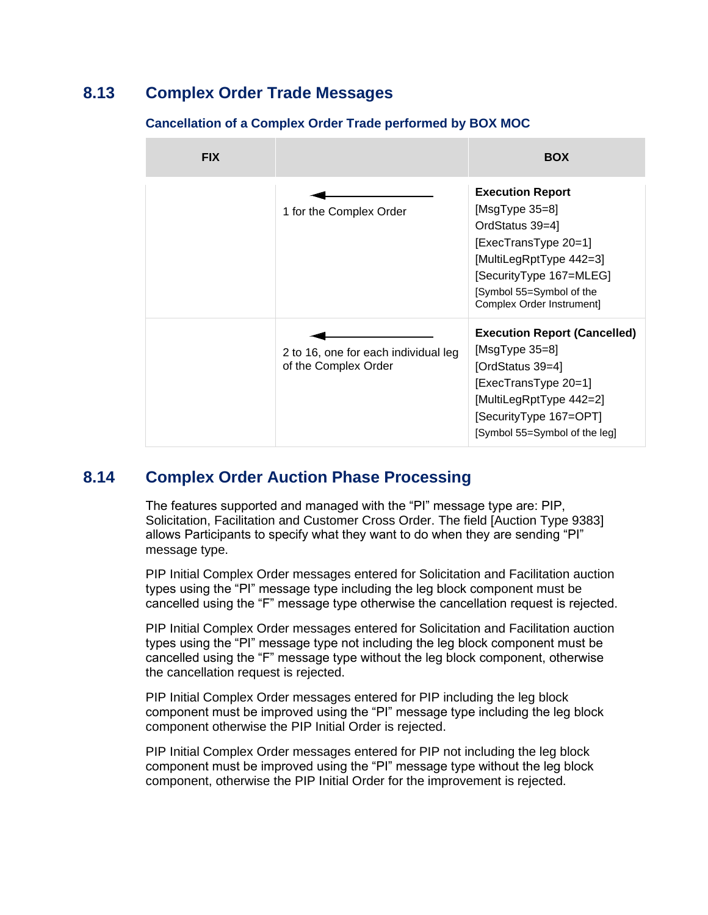## 8.13 Complex Order Trade Messages

### Cancellation of a Complex Order Trade performed by BOX MOC

| FIX | | BOX |
|---|---|---|
| | ← 1 for the Complex Order | **Execution Report**<br>[MsgType 35=8]<br>OrdStatus 39=4]<br>[ExecTransType 20=1]<br>[MultiLegRptType 442=3]<br>[SecurityType 167=MLEG]<br>[Symbol 55=Symbol of the Complex Order Instrument] |
| | ← 2 to 16, one for each individual leg of the Complex Order | **Execution Report (Cancelled)**<br>[MsgType 35=8]<br>[OrdStatus 39=4]<br>[ExecTransType 20=1]<br>[MultiLegRptType 442=2]<br>[SecurityType 167=OPT]<br>[Symbol 55=Symbol of the leg] |

## 8.14 Complex Order Auction Phase Processing

The features supported and managed with the "PI" message type are: PIP, Solicitation, Facilitation and Customer Cross Order. The field [Auction Type 9383] allows Participants to specify what they want to do when they are sending "PI" message type.

PIP Initial Complex Order messages entered for Solicitation and Facilitation auction types using the "PI" message type including the leg block component must be cancelled using the "F" message type otherwise the cancellation request is rejected.

PIP Initial Complex Order messages entered for Solicitation and Facilitation auction types using the "PI" message type not including the leg block component must be cancelled using the "F" message type without the leg block component, otherwise the cancellation request is rejected.

PIP Initial Complex Order messages entered for PIP including the leg block component must be improved using the "PI" message type including the leg block component otherwise the PIP Initial Order is rejected.

PIP Initial Complex Order messages entered for PIP not including the leg block component must be improved using the "PI" message type without the leg block component, otherwise the PIP Initial Order for the improvement is rejected.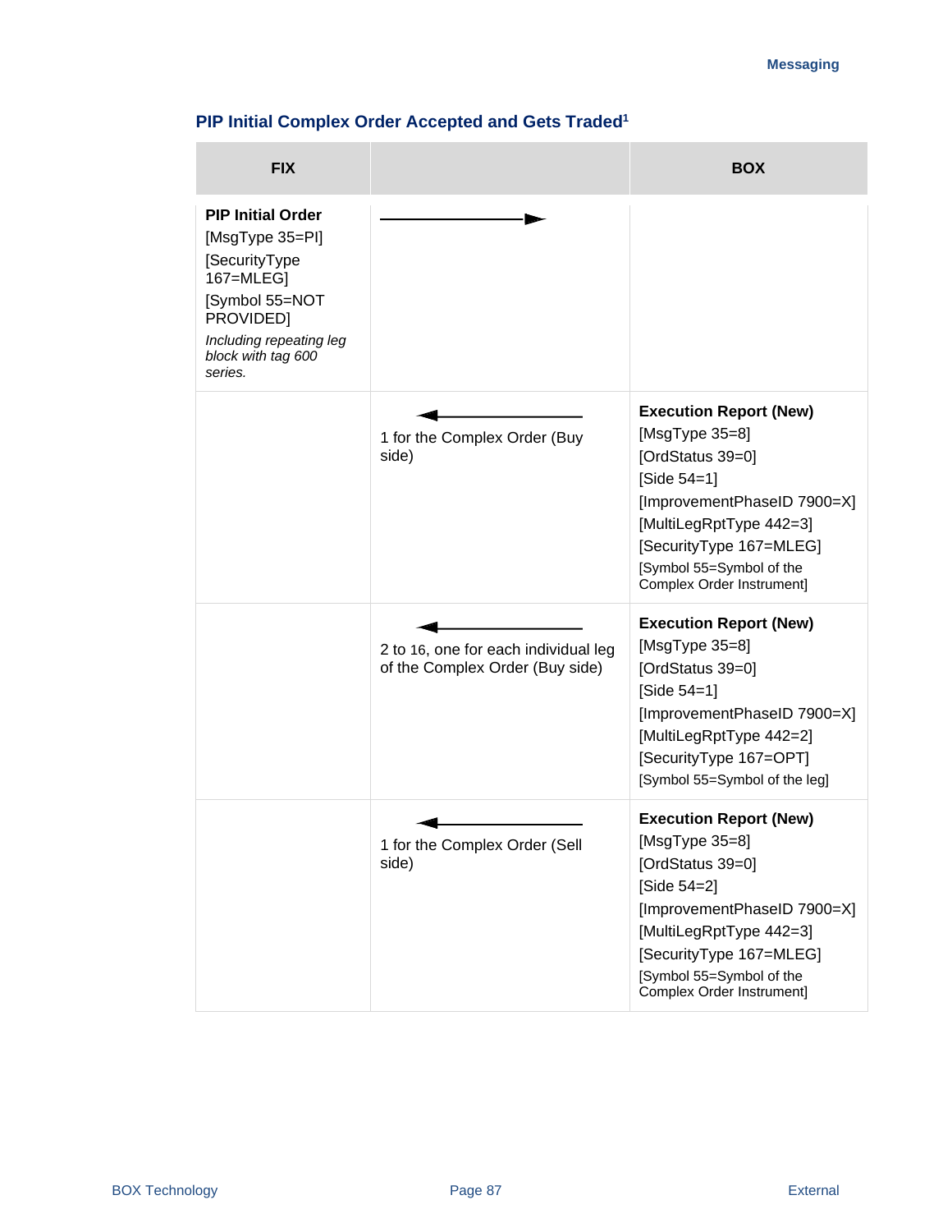### PIP Initial Complex Order Accepted and Gets Traded[1]

| FIX | | BOX |
|---|---|---|
| **PIP Initial Order**<br>[MsgType 35=PI]<br>[SecurityType 167=MLEG]<br>[Symbol 55=NOT PROVIDED]<br>*Including repeating leg block with tag 600 series.* | ————► | |
| | ◄————<br>1 for the Complex Order (Buy side) | **Execution Report (New)**<br>[MsgType 35=8]<br>[OrdStatus 39=0]<br>[Side 54=1]<br>[ImprovementPhaseID 7900=X]<br>[MultiLegRptType 442=3]<br>[SecurityType 167=MLEG]<br>[Symbol 55=Symbol of the Complex Order Instrument] |
| | ◄————<br>2 to 16, one for each individual leg of the Complex Order (Buy side) | **Execution Report (New)**<br>[MsgType 35=8]<br>[OrdStatus 39=0]<br>[Side 54=1]<br>[ImprovementPhaseID 7900=X]<br>[MultiLegRptType 442=2]<br>[SecurityType 167=OPT]<br>[Symbol 55=Symbol of the leg] |
| | ◄————<br>1 for the Complex Order (Sell side) | **Execution Report (New)**<br>[MsgType 35=8]<br>[OrdStatus 39=0]<br>[Side 54=2]<br>[ImprovementPhaseID 7900=X]<br>[MultiLegRptType 442=3]<br>[SecurityType 167=MLEG]<br>[Symbol 55=Symbol of the Complex Order Instrument] |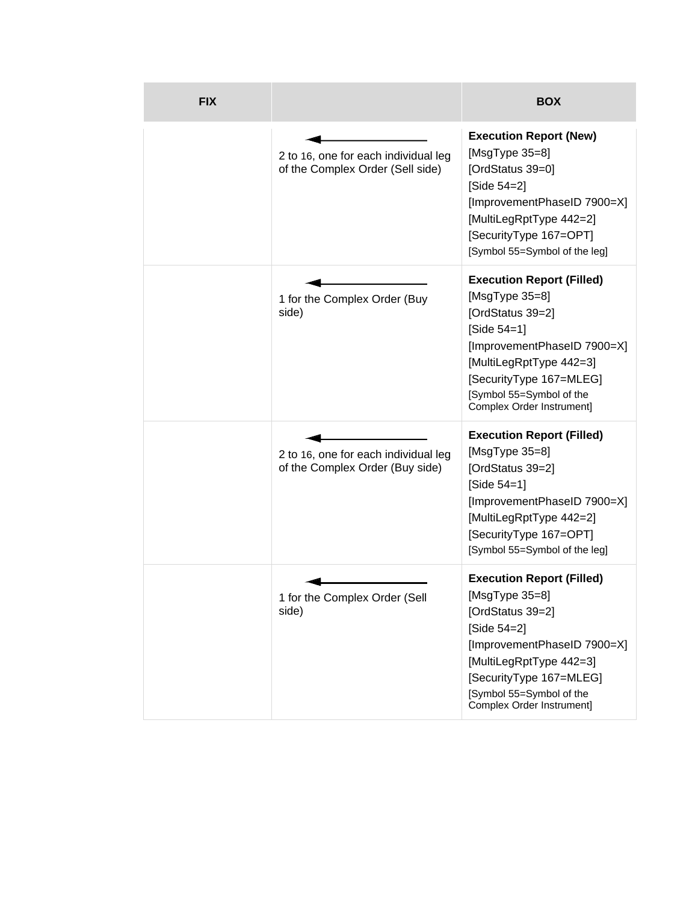| FIX | | BOX |
|---|---|---|
| | ← 2 to 16, one for each individual leg of the Complex Order (Sell side) | **Execution Report (New)** [MsgType 35=8] [OrdStatus 39=0] [Side 54=2] [ImprovementPhaseID 7900=X] [MultiLegRptType 442=2] [SecurityType 167=OPT] [Symbol 55=Symbol of the leg] |
| | ← 1 for the Complex Order (Buy side) | **Execution Report (Filled)** [MsgType 35=8] [OrdStatus 39=2] [Side 54=1] [ImprovementPhaseID 7900=X] [MultiLegRptType 442=3] [SecurityType 167=MLEG] [Symbol 55=Symbol of the Complex Order Instrument] |
| | ← 2 to 16, one for each individual leg of the Complex Order (Buy side) | **Execution Report (Filled)** [MsgType 35=8] [OrdStatus 39=2] [Side 54=1] [ImprovementPhaseID 7900=X] [MultiLegRptType 442=2] [SecurityType 167=OPT] [Symbol 55=Symbol of the leg] |
| | ← 1 for the Complex Order (Sell side) | **Execution Report (Filled)** [MsgType 35=8] [OrdStatus 39=2] [Side 54=2] [ImprovementPhaseID 7900=X] [MultiLegRptType 442=3] [SecurityType 167=MLEG] [Symbol 55=Symbol of the Complex Order Instrument] |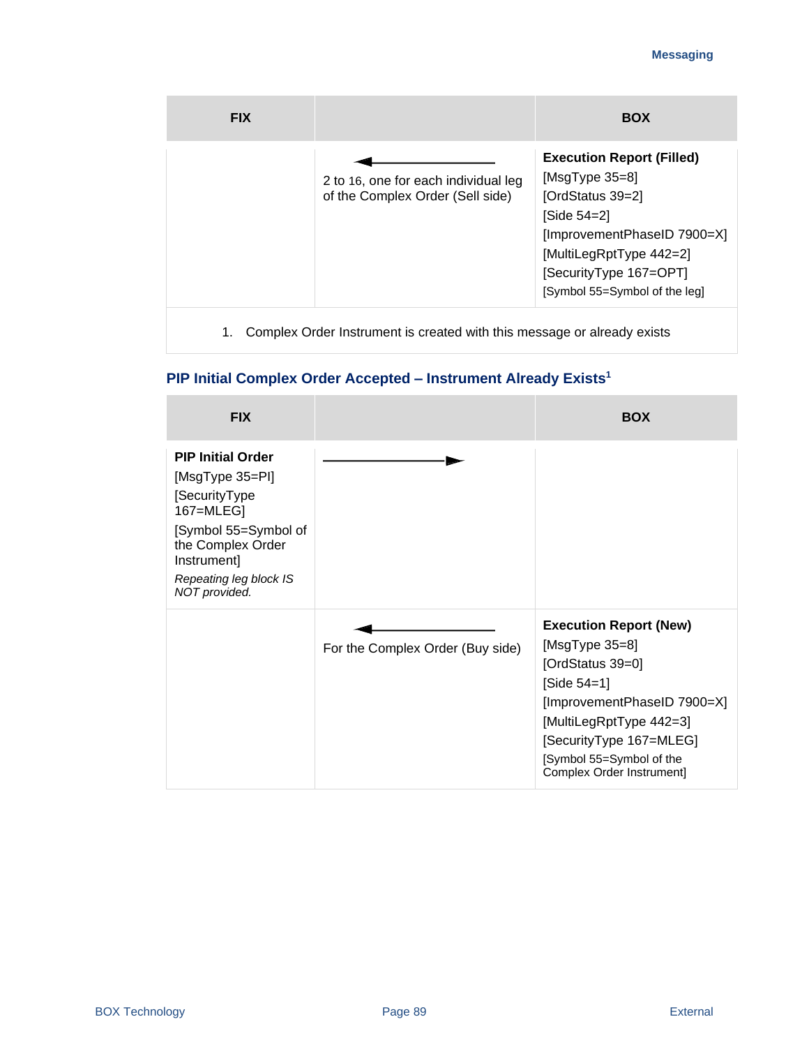| FIX | | BOX |
|---|---|---|
| | ← 2 to 16, one for each individual leg of the Complex Order (Sell side) | **Execution Report (Filled)** [MsgType 35=8] [OrdStatus 39=2] [Side 54=2] [ImprovementPhaseID 7900=X] [MultiLegRptType 442=2] [SecurityType 167=OPT] [Symbol 55=Symbol of the leg] |

1. Complex Order Instrument is created with this message or already exists

### PIP Initial Complex Order Accepted – Instrument Already Exists[1]

| FIX | | BOX |
|---|---|---|
| **PIP Initial Order** [MsgType 35=PI] [SecurityType 167=MLEG] [Symbol 55=Symbol of the Complex Order Instrument] *Repeating leg block IS NOT provided.* | → | |
| | ← For the Complex Order (Buy side) | **Execution Report (New)** [MsgType 35=8] [OrdStatus 39=0] [Side 54=1] [ImprovementPhaseID 7900=X] [MultiLegRptType 442=3] [SecurityType 167=MLEG] [Symbol 55=Symbol of the Complex Order Instrument] |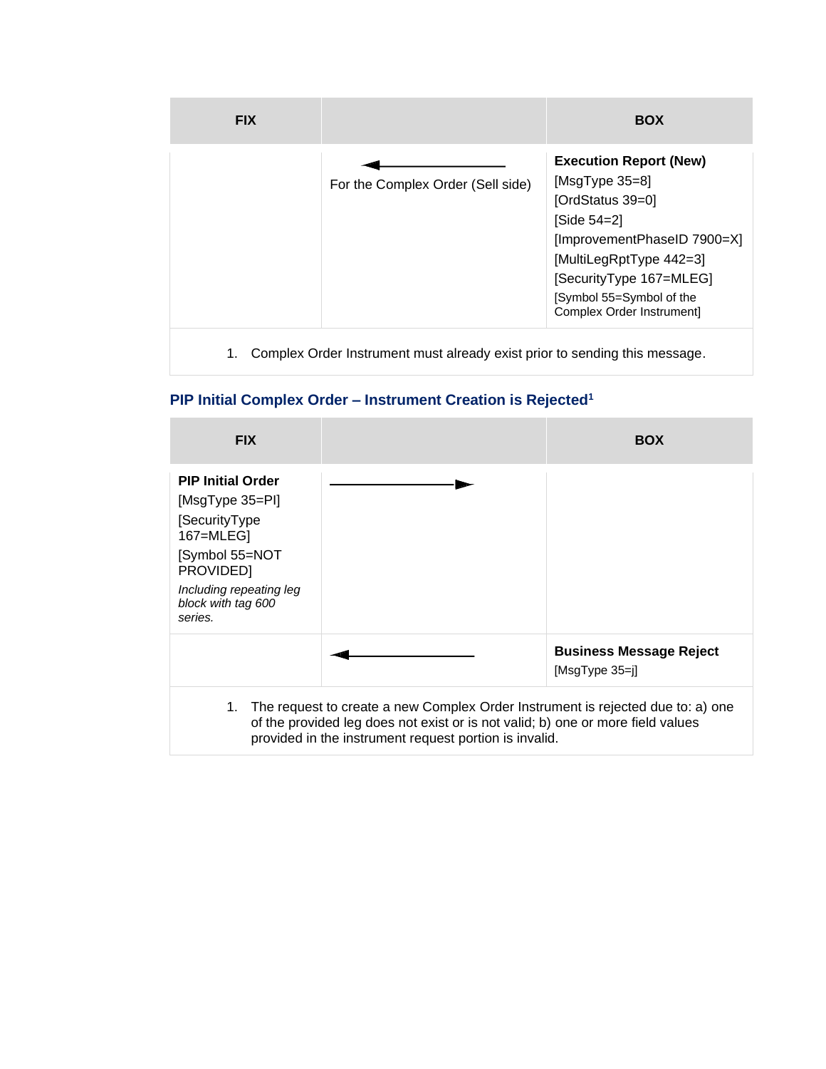| FIX | | BOX |
|---|---|---|
| | ← For the Complex Order (Sell side) | **Execution Report (New)** [MsgType 35=8] [OrdStatus 39=0] [Side 54=2] [ImprovementPhaseID 7900=X] [MultiLegRptType 442=3] [SecurityType 167=MLEG] [Symbol 55=Symbol of the Complex Order Instrument] |
| 1. Complex Order Instrument must already exist prior to sending this message. | | |

## PIP Initial Complex Order – Instrument Creation is Rejected[1]

| FIX | | BOX |
|---|---|---|
| **PIP Initial Order** [MsgType 35=PI] [SecurityType 167=MLEG] [Symbol 55=NOT PROVIDED] *Including repeating leg block with tag 600 series.* | → | |
| | ← | **Business Message Reject** [MsgType 35=j] |
| 1. The request to create a new Complex Order Instrument is rejected due to: a) one of the provided leg does not exist or is not valid; b) one or more field values provided in the instrument request portion is invalid. | | |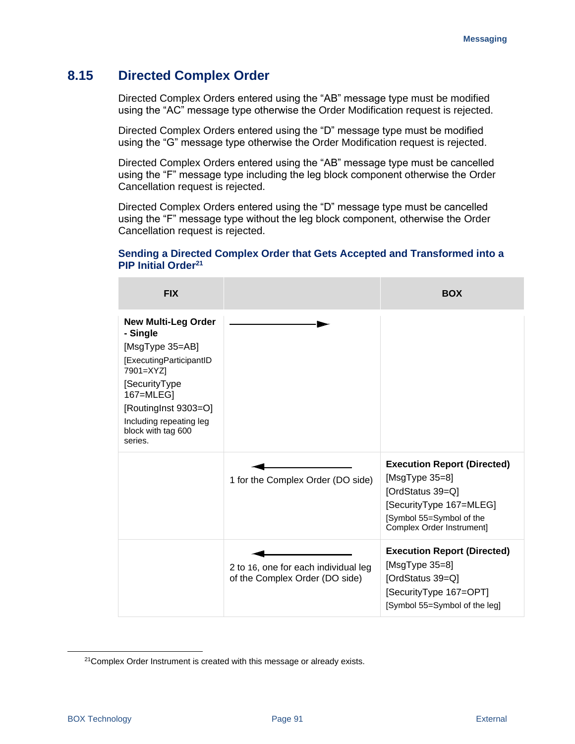## 8.15 Directed Complex Order

Directed Complex Orders entered using the "AB" message type must be modified using the "AC" message type otherwise the Order Modification request is rejected.

Directed Complex Orders entered using the "D" message type must be modified using the "G" message type otherwise the Order Modification request is rejected.

Directed Complex Orders entered using the "AB" message type must be cancelled using the "F" message type including the leg block component otherwise the Order Cancellation request is rejected.

Directed Complex Orders entered using the "D" message type must be cancelled using the "F" message type without the leg block component, otherwise the Order Cancellation request is rejected.

### Sending a Directed Complex Order that Gets Accepted and Transformed into a PIP Initial Order[21]

| FIX | | BOX |
|---|---|---|
| **New Multi-Leg Order - Single**<br>[MsgType 35=AB]<br>[ExecutingParticipantID 7901=XYZ]<br>[SecurityType 167=MLEG]<br>[RoutingInst 9303=O]<br>Including repeating leg block with tag 600 series. | → | |
| | ←<br>1 for the Complex Order (DO side) | **Execution Report (Directed)**<br>[MsgType 35=8]<br>[OrdStatus 39=Q]<br>[SecurityType 167=MLEG]<br>[Symbol 55=Symbol of the Complex Order Instrument] |
| | ←<br>2 to 16, one for each individual leg of the Complex Order (DO side) | **Execution Report (Directed)**<br>[MsgType 35=8]<br>[OrdStatus 39=Q]<br>[SecurityType 167=OPT]<br>[Symbol 55=Symbol of the leg] |

[21]Complex Order Instrument is created with this message or already exists.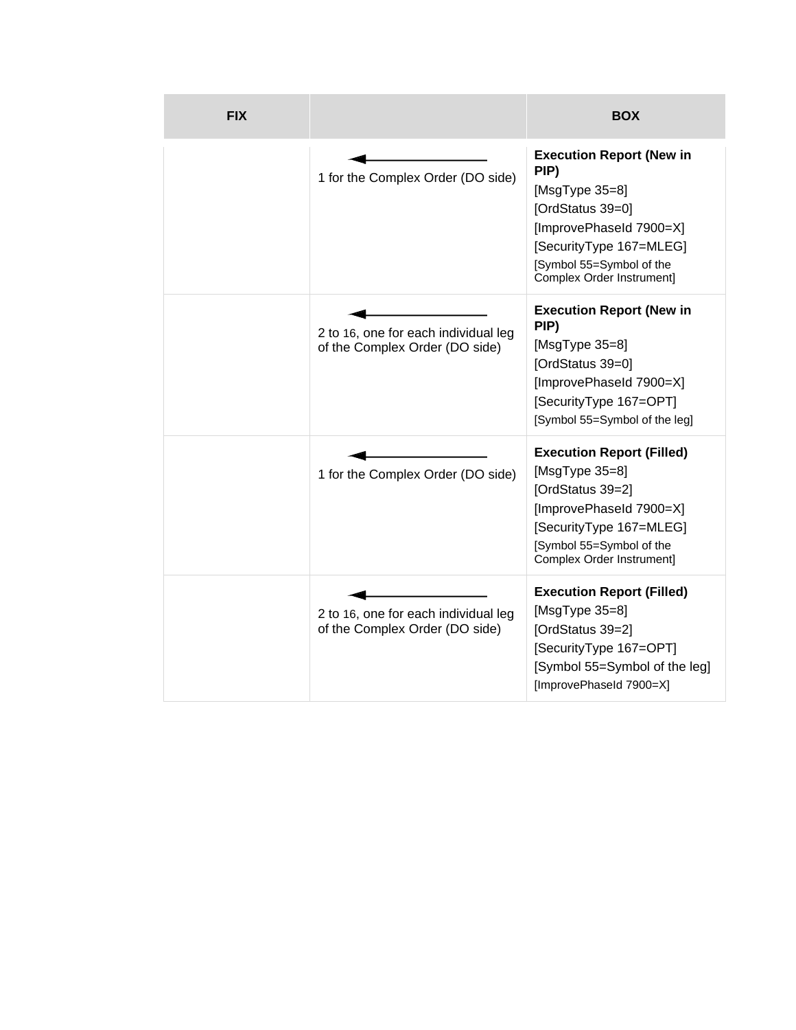| FIX | | BOX |
|---|---|---|
| | ◄——— 1 for the Complex Order (DO side) | **Execution Report (New in PIP)** [MsgType 35=8] [OrdStatus 39=0] [ImprovePhaseId 7900=X] [SecurityType 167=MLEG] [Symbol 55=Symbol of the Complex Order Instrument] |
| | ◄——— 2 to 16, one for each individual leg of the Complex Order (DO side) | **Execution Report (New in PIP)** [MsgType 35=8] [OrdStatus 39=0] [ImprovePhaseId 7900=X] [SecurityType 167=OPT] [Symbol 55=Symbol of the leg] |
| | ◄——— 1 for the Complex Order (DO side) | **Execution Report (Filled)** [MsgType 35=8] [OrdStatus 39=2] [ImprovePhaseId 7900=X] [SecurityType 167=MLEG] [Symbol 55=Symbol of the Complex Order Instrument] |
| | ◄——— 2 to 16, one for each individual leg of the Complex Order (DO side) | **Execution Report (Filled)** [MsgType 35=8] [OrdStatus 39=2] [SecurityType 167=OPT] [Symbol 55=Symbol of the leg] [ImprovePhaseId 7900=X] |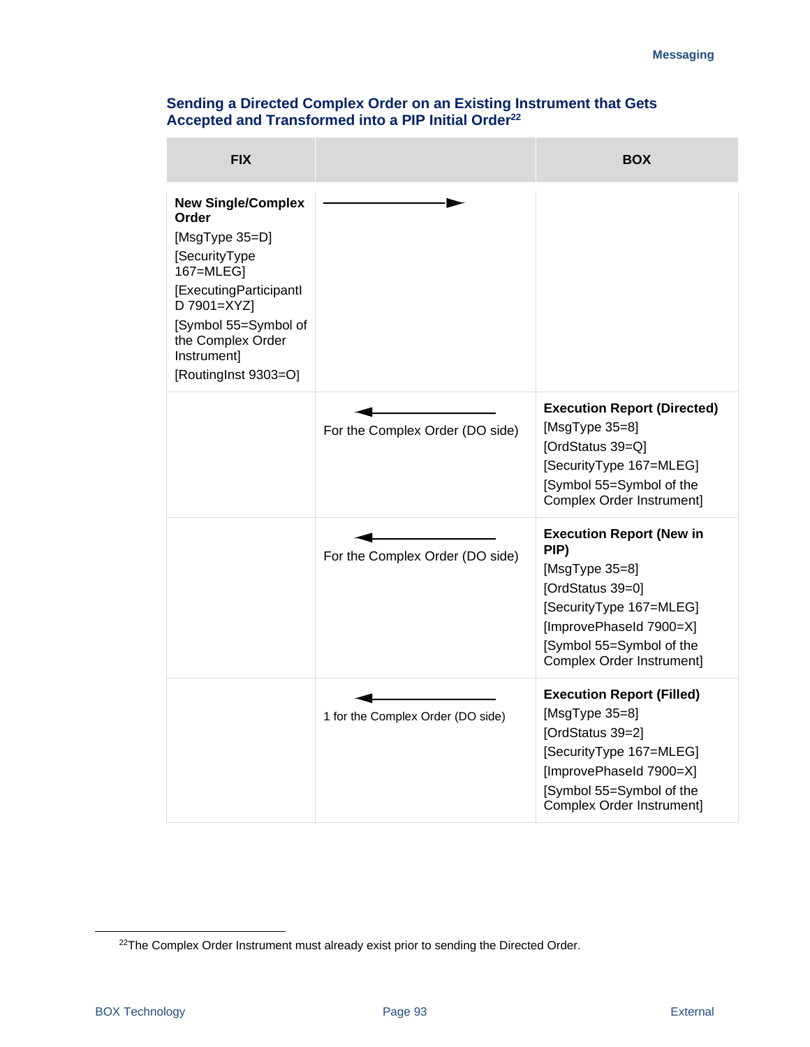### Sending a Directed Complex Order on an Existing Instrument that Gets Accepted and Transformed into a PIP Initial Order[22]

| FIX | | BOX |
|---|---|---|
| **New Single/Complex Order** [MsgType 35=D] [SecurityType 167=MLEG] [ExecutingParticipantID 7901=XYZ] [Symbol 55=Symbol of the Complex Order Instrument] [RoutingInst 9303=O] | ——————► | |
| | ◄—————— For the Complex Order (DO side) | **Execution Report (Directed)** [MsgType 35=8] [OrdStatus 39=Q] [SecurityType 167=MLEG] [Symbol 55=Symbol of the Complex Order Instrument] |
| | ◄—————— For the Complex Order (DO side) | **Execution Report (New in PIP)** [MsgType 35=8] [OrdStatus 39=0] [SecurityType 167=MLEG] [ImprovePhaseId 7900=X] [Symbol 55=Symbol of the Complex Order Instrument] |
| | ◄—————— 1 for the Complex Order (DO side) | **Execution Report (Filled)** [MsgType 35=8] [OrdStatus 39=2] [SecurityType 167=MLEG] [ImprovePhaseId 7900=X] [Symbol 55=Symbol of the Complex Order Instrument] |

[22] The Complex Order Instrument must already exist prior to sending the Directed Order.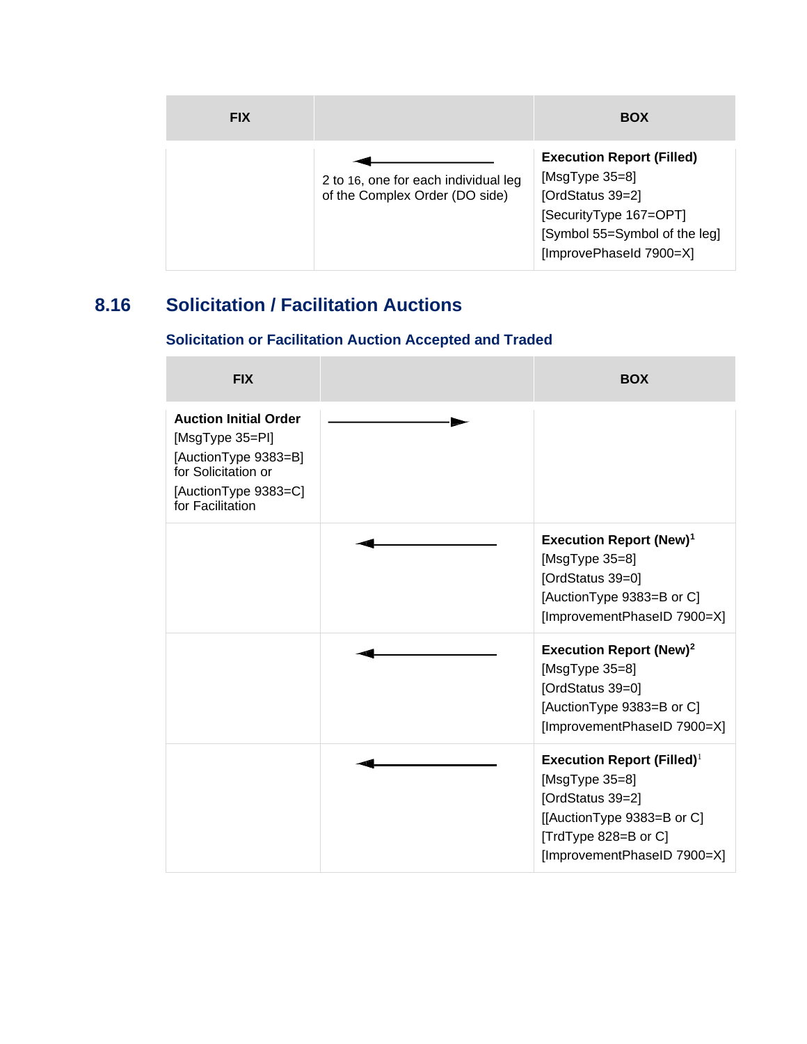| FIX | | BOX |
|---|---|---|
| | ← 2 to 16, one for each individual leg of the Complex Order (DO side) | **Execution Report (Filled)** [MsgType 35=8] [OrdStatus 39=2] [SecurityType 167=OPT] [Symbol 55=Symbol of the leg] [ImprovePhaseId 7900=X] |

## 8.16 Solicitation / Facilitation Auctions

### Solicitation or Facilitation Auction Accepted and Traded

| FIX | | BOX |
|---|---|---|
| **Auction Initial Order** [MsgType 35=PI] [AuctionType 9383=B] for Solicitation or [AuctionType 9383=C] for Facilitation | → | |
| | ← | **Execution Report (New)**[1] [MsgType 35=8] [OrdStatus 39=0] [AuctionType 9383=B or C] [ImprovementPhaseID 7900=X] |
| | ← | **Execution Report (New)**[2] [MsgType 35=8] [OrdStatus 39=0] [AuctionType 9383=B or C] [ImprovementPhaseID 7900=X] |
| | ← | **Execution Report (Filled)**[1] [MsgType 35=8] [OrdStatus 39=2] [[AuctionType 9383=B or C] [TrdType 828=B or C] [ImprovementPhaseID 7900=X] |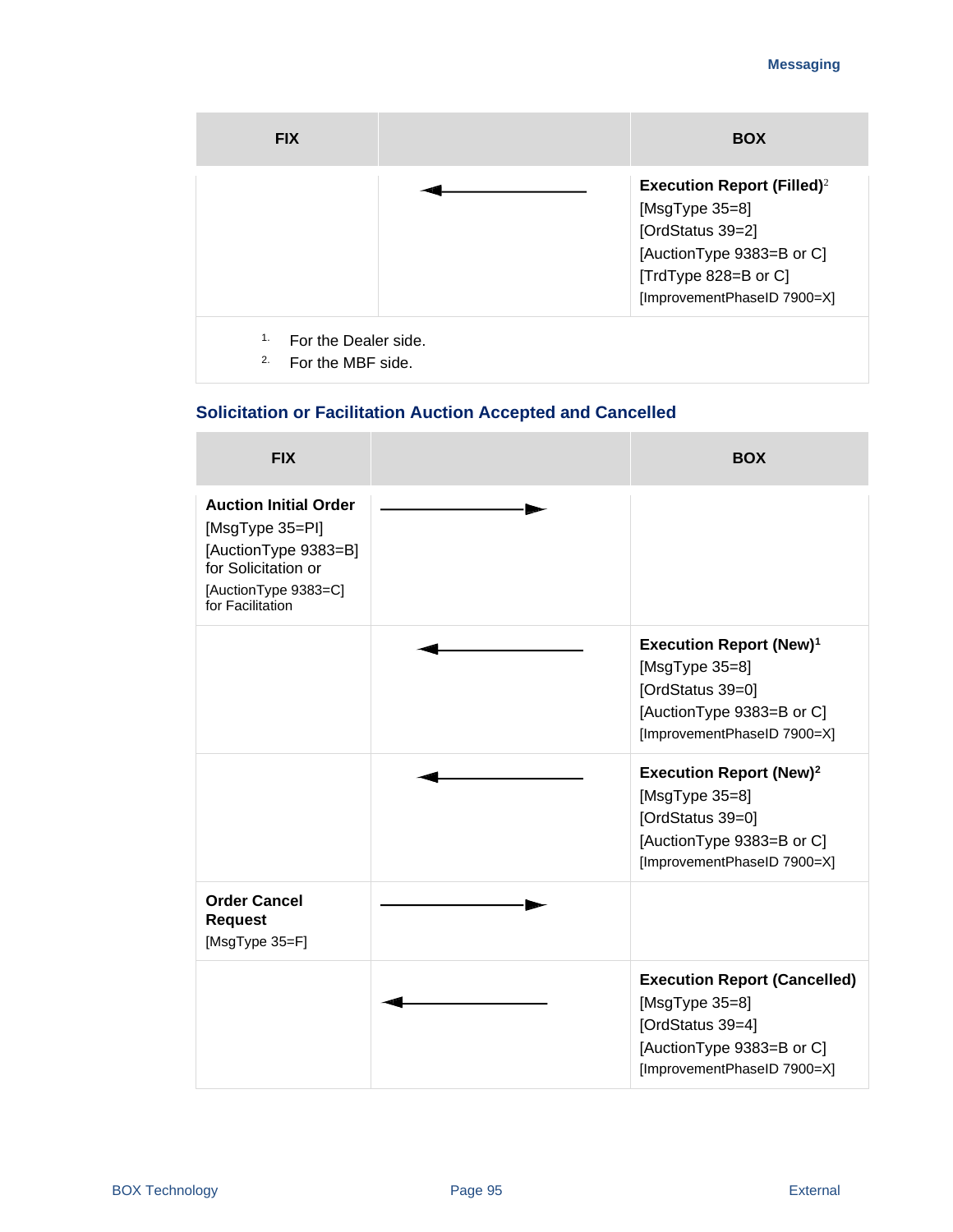| FIX | | BOX |
|---|---|---|
| | ← | **Execution Report (Filled)**[2] [MsgType 35=8] [OrdStatus 39=2] [AuctionType 9383=B or C] [TrdType 828=B or C] [ImprovementPhaseID 7900=X] |

1. For the Dealer side.
2. For the MBF side.

### Solicitation or Facilitation Auction Accepted and Cancelled

| FIX | | BOX |
|---|---|---|
| **Auction Initial Order** [MsgType 35=PI] [AuctionType 9383=B] for Solicitation or [AuctionType 9383=C] for Facilitation | → | |
| | ← | **Execution Report (New)**[1] [MsgType 35=8] [OrdStatus 39=0] [AuctionType 9383=B or C] [ImprovementPhaseID 7900=X] |
| | ← | **Execution Report (New)**[2] [MsgType 35=8] [OrdStatus 39=0] [AuctionType 9383=B or C] [ImprovementPhaseID 7900=X] |
| **Order Cancel Request** [MsgType 35=F] | → | |
| | ← | **Execution Report (Cancelled)** [MsgType 35=8] [OrdStatus 39=4] [AuctionType 9383=B or C] [ImprovementPhaseID 7900=X] |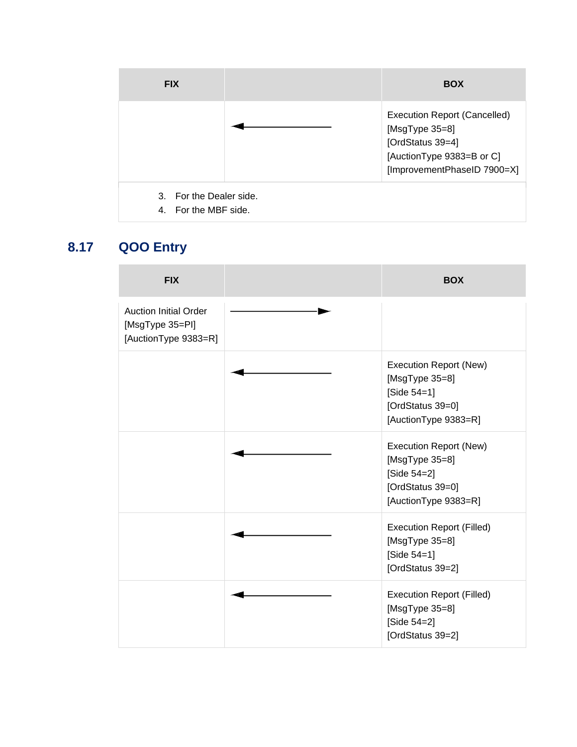| FIX | | BOX |
|---|---|---|
| | ← | Execution Report (Cancelled)<br>[MsgType 35=8]<br>[OrdStatus 39=4]<br>[AuctionType 9383=B or C]<br>[ImprovementPhaseID 7900=X] |

3. For the Dealer side.
4. For the MBF side.

## 8.17 QOO Entry

| FIX | | BOX |
|---|---|---|
| Auction Initial Order<br>[MsgType 35=PI]<br>[AuctionType 9383=R] | → | |
| | ← | Execution Report (New)<br>[MsgType 35=8]<br>[Side 54=1]<br>[OrdStatus 39=0]<br>[AuctionType 9383=R] |
| | ← | Execution Report (New)<br>[MsgType 35=8]<br>[Side 54=2]<br>[OrdStatus 39=0]<br>[AuctionType 9383=R] |
| | ← | Execution Report (Filled)<br>[MsgType 35=8]<br>[Side 54=1]<br>[OrdStatus 39=2] |
| | ← | Execution Report (Filled)<br>[MsgType 35=8]<br>[Side 54=2]<br>[OrdStatus 39=2] |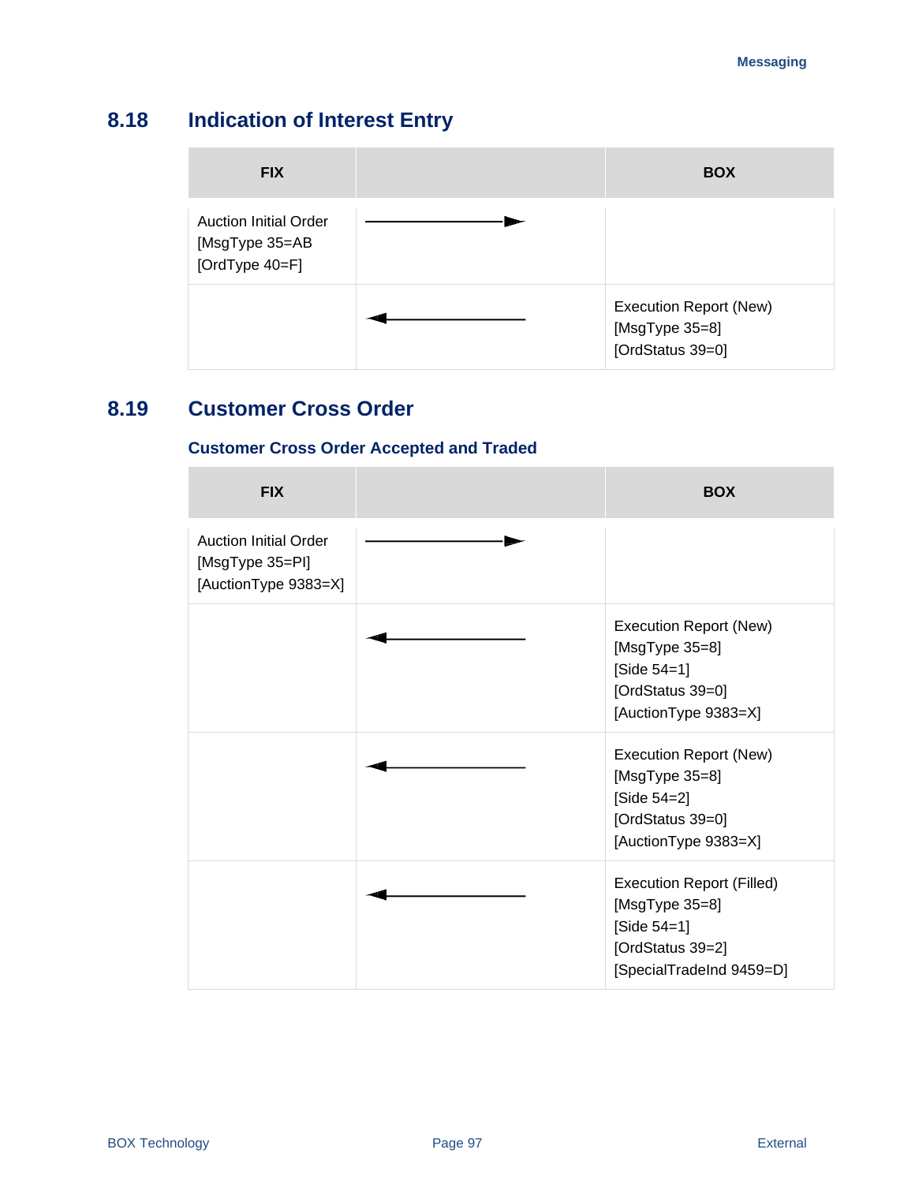## 8.18 Indication of Interest Entry

| FIX | | BOX |
|---|---|---|
| Auction Initial Order [MsgType 35=AB [OrdType 40=F] | ——————► | |
| | ◄—————— | Execution Report (New) [MsgType 35=8] [OrdStatus 39=0] |

## 8.19 Customer Cross Order

### Customer Cross Order Accepted and Traded

| FIX | | BOX |
|---|---|---|
| Auction Initial Order [MsgType 35=PI] [AuctionType 9383=X] | ——————► | |
| | ◄—————— | Execution Report (New) [MsgType 35=8] [Side 54=1] [OrdStatus 39=0] [AuctionType 9383=X] |
| | ◄—————— | Execution Report (New) [MsgType 35=8] [Side 54=2] [OrdStatus 39=0] [AuctionType 9383=X] |
| | ◄—————— | Execution Report (Filled) [MsgType 35=8] [Side 54=1] [OrdStatus 39=2] [SpecialTradeInd 9459=D] |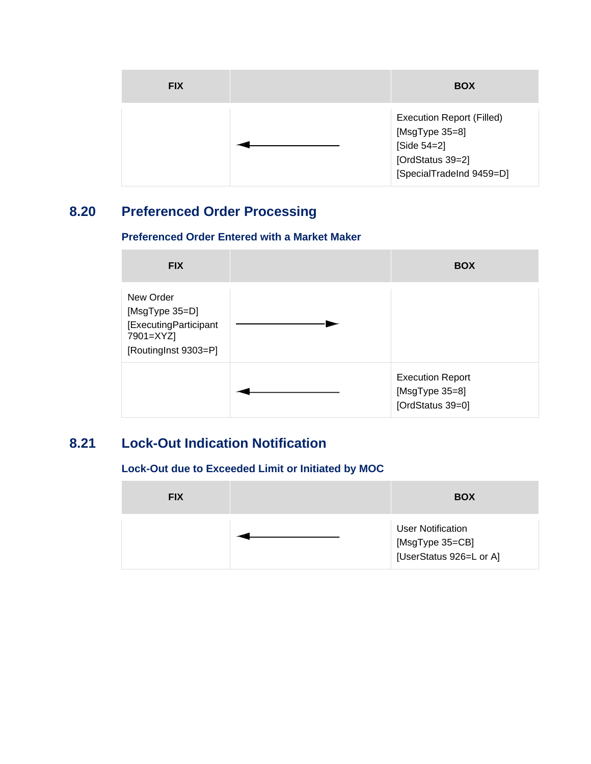| FIX | | BOX |
| --- | --- | --- |
| | ← | Execution Report (Filled)<br>[MsgType 35=8]<br>[Side 54=2]<br>[OrdStatus 39=2]<br>[SpecialTradeInd 9459=D] |

## 8.20 Preferenced Order Processing

### Preferenced Order Entered with a Market Maker

| FIX | | BOX |
| --- | --- | --- |
| New Order<br>[MsgType 35=D]<br>[ExecutingParticipant 7901=XYZ]<br>[RoutingInst 9303=P] | → | |
| | ← | Execution Report<br>[MsgType 35=8]<br>[OrdStatus 39=0] |

## 8.21 Lock-Out Indication Notification

### Lock-Out due to Exceeded Limit or Initiated by MOC

| FIX | | BOX |
| --- | --- | --- |
| | ← | User Notification<br>[MsgType 35=CB]<br>[UserStatus 926=L or A] |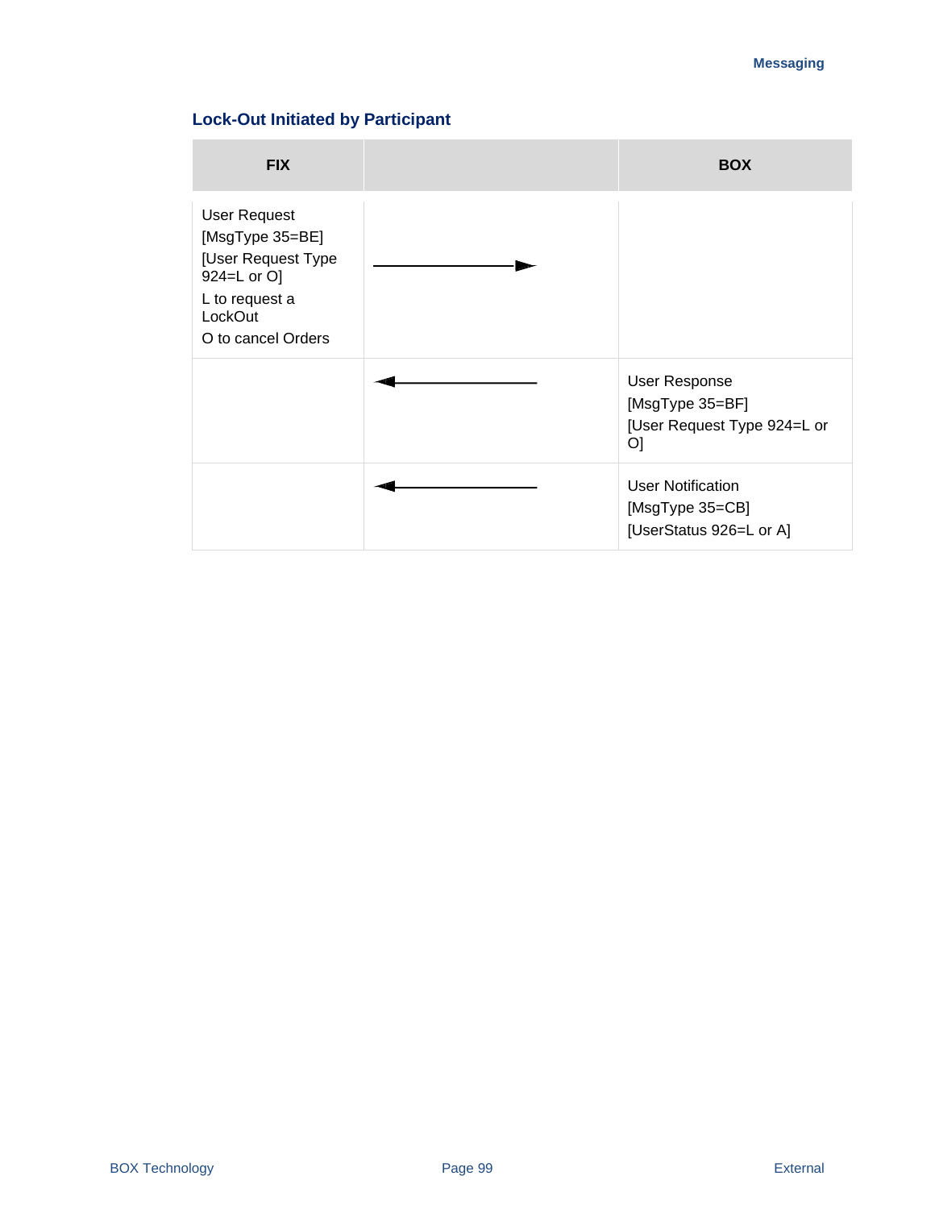### Lock-Out Initiated by Participant

| FIX | | BOX |
|---|---|---|
| User Request<br>[MsgType 35=BE]<br>[User Request Type 924=L or O]<br>L to request a LockOut<br>O to cancel Orders | ————→ | |
| | ←———— | User Response<br>[MsgType 35=BF]<br>[User Request Type 924=L or O] |
| | ←———— | User Notification<br>[MsgType 35=CB]<br>[UserStatus 926=L or A] |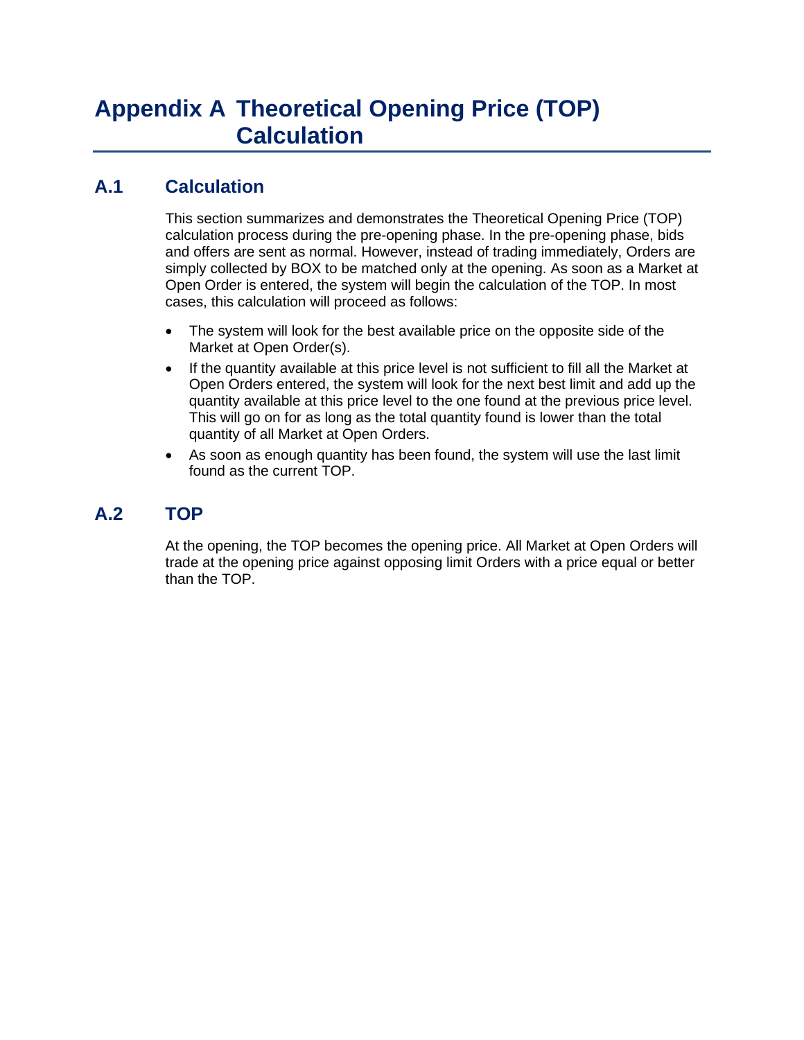# Appendix A Theoretical Opening Price (TOP) Calculation

## A.1 Calculation

This section summarizes and demonstrates the Theoretical Opening Price (TOP) calculation process during the pre-opening phase. In the pre-opening phase, bids and offers are sent as normal. However, instead of trading immediately, Orders are simply collected by BOX to be matched only at the opening. As soon as a Market at Open Order is entered, the system will begin the calculation of the TOP. In most cases, this calculation will proceed as follows:

- The system will look for the best available price on the opposite side of the Market at Open Order(s).
- If the quantity available at this price level is not sufficient to fill all the Market at Open Orders entered, the system will look for the next best limit and add up the quantity available at this price level to the one found at the previous price level. This will go on for as long as the total quantity found is lower than the total quantity of all Market at Open Orders.
- As soon as enough quantity has been found, the system will use the last limit found as the current TOP.

## A.2 TOP

At the opening, the TOP becomes the opening price. All Market at Open Orders will trade at the opening price against opposing limit Orders with a price equal or better than the TOP.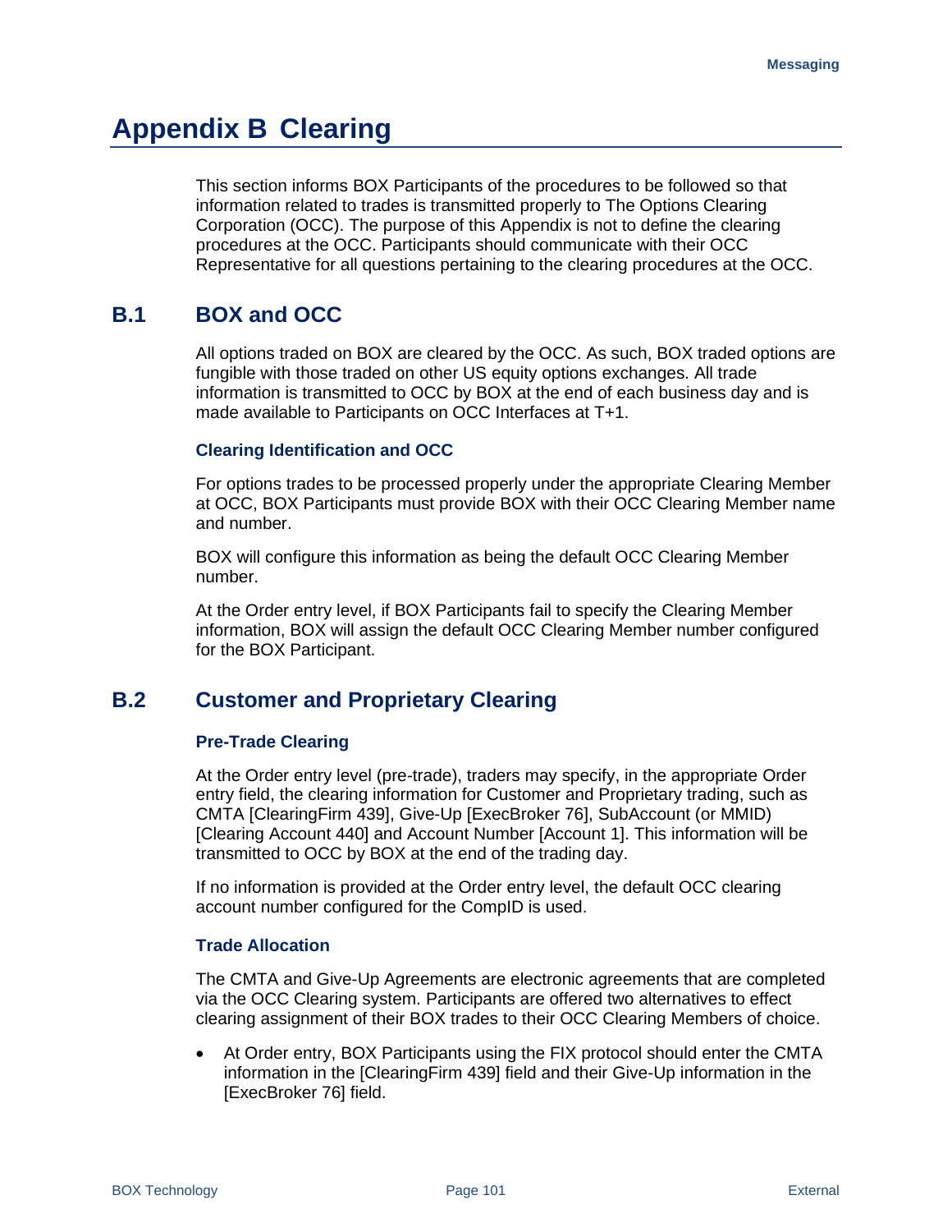# Appendix B Clearing

This section informs BOX Participants of the procedures to be followed so that information related to trades is transmitted properly to The Options Clearing Corporation (OCC). The purpose of this Appendix is not to define the clearing procedures at the OCC. Participants should communicate with their OCC Representative for all questions pertaining to the clearing procedures at the OCC.

## B.1 BOX and OCC

All options traded on BOX are cleared by the OCC. As such, BOX traded options are fungible with those traded on other US equity options exchanges. All trade information is transmitted to OCC by BOX at the end of each business day and is made available to Participants on OCC Interfaces at T+1.

### Clearing Identification and OCC

For options trades to be processed properly under the appropriate Clearing Member at OCC, BOX Participants must provide BOX with their OCC Clearing Member name and number.

BOX will configure this information as being the default OCC Clearing Member number.

At the Order entry level, if BOX Participants fail to specify the Clearing Member information, BOX will assign the default OCC Clearing Member number configured for the BOX Participant.

## B.2 Customer and Proprietary Clearing

### Pre-Trade Clearing

At the Order entry level (pre-trade), traders may specify, in the appropriate Order entry field, the clearing information for Customer and Proprietary trading, such as CMTA [ClearingFirm 439], Give-Up [ExecBroker 76], SubAccount (or MMID) [Clearing Account 440] and Account Number [Account 1]. This information will be transmitted to OCC by BOX at the end of the trading day.

If no information is provided at the Order entry level, the default OCC clearing account number configured for the CompID is used.

### Trade Allocation

The CMTA and Give-Up Agreements are electronic agreements that are completed via the OCC Clearing system. Participants are offered two alternatives to effect clearing assignment of their BOX trades to their OCC Clearing Members of choice.

- At Order entry, BOX Participants using the FIX protocol should enter the CMTA information in the [ClearingFirm 439] field and their Give-Up information in the [ExecBroker 76] field.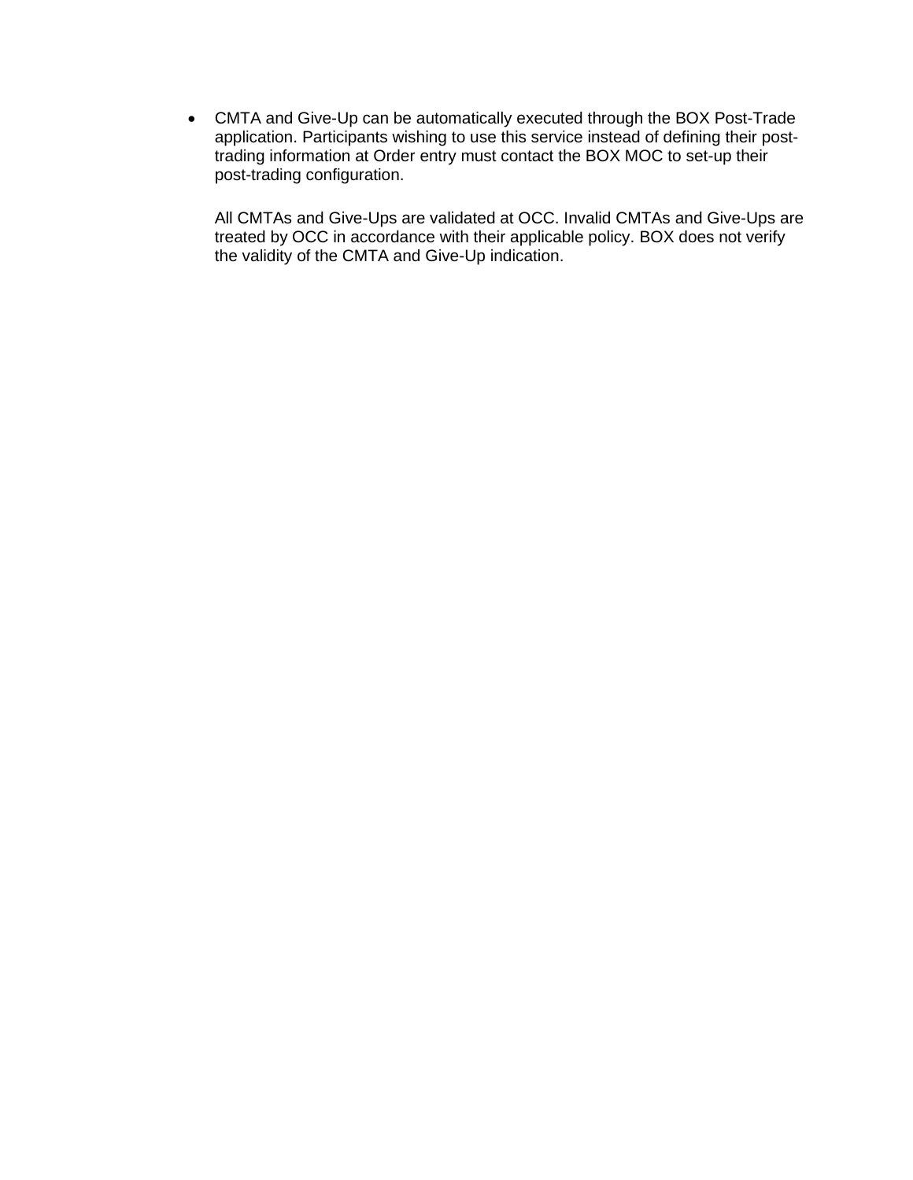- CMTA and Give-Up can be automatically executed through the BOX Post-Trade application. Participants wishing to use this service instead of defining their post-trading information at Order entry must contact the BOX MOC to set-up their post-trading configuration.

  All CMTAs and Give-Ups are validated at OCC. Invalid CMTAs and Give-Ups are treated by OCC in accordance with their applicable policy. BOX does not verify the validity of the CMTA and Give-Up indication.